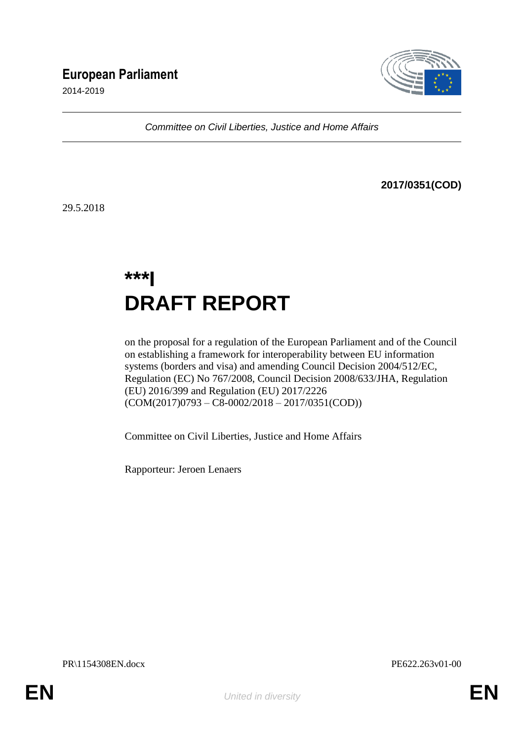# European Parliament

2014-2019

*Committee on Civil Liberties, Justice and Home Affairs*

**2017/0351(COD)**

29.5.2018

# ***I
# DRAFT REPORT

on the proposal for a regulation of the European Parliament and of the Council on establishing a framework for interoperability between EU information systems (borders and visa) and amending Council Decision 2004/512/EC, Regulation (EC) No 767/2008, Council Decision 2008/633/JHA, Regulation (EU) 2016/399 and Regulation (EU) 2017/2226
(COM(2017)0793 – C8-0002/2018 – 2017/0351(COD))

Committee on Civil Liberties, Justice and Home Affairs

Rapporteur: Jeroen Lenaers

PR\1154308EN.docx PE622.263v01-00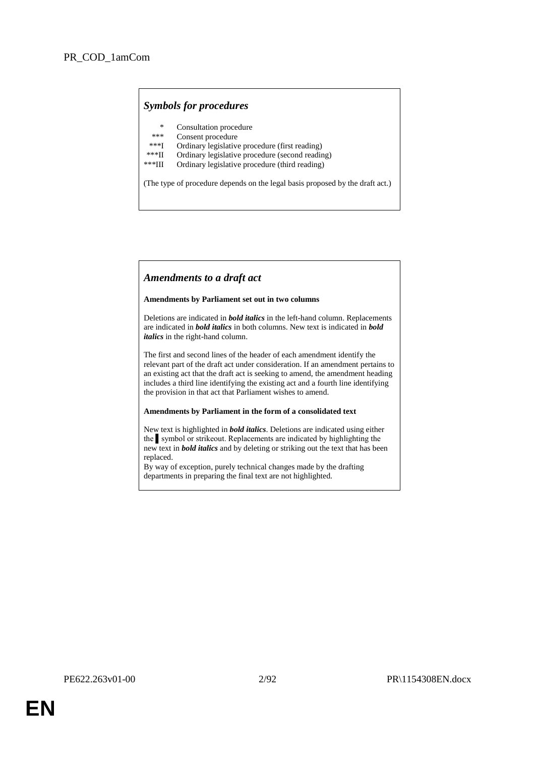PR_COD_1amCom

## *Symbols for procedures*

| | |
|---|---|
| * | Consultation procedure |
| *** | Consent procedure |
| ***I | Ordinary legislative procedure (first reading) |
| ***II | Ordinary legislative procedure (second reading) |
| ***III | Ordinary legislative procedure (third reading) |

(The type of procedure depends on the legal basis proposed by the draft act.)

## *Amendments to a draft act*

**Amendments by Parliament set out in two columns**

Deletions are indicated in ***bold italics*** in the left-hand column. Replacements are indicated in ***bold italics*** in both columns. New text is indicated in ***bold italics*** in the right-hand column.

The first and second lines of the header of each amendment identify the relevant part of the draft act under consideration. If an amendment pertains to an existing act that the draft act is seeking to amend, the amendment heading includes a third line identifying the existing act and a fourth line identifying the provision in that act that Parliament wishes to amend.

**Amendments by Parliament in the form of a consolidated text**

New text is highlighted in ***bold italics***. Deletions are indicated using either the ▌symbol or strikeout. Replacements are indicated by highlighting the new text in ***bold italics*** and by deleting or striking out the text that has been replaced.

By way of exception, purely technical changes made by the drafting departments in preparing the final text are not highlighted.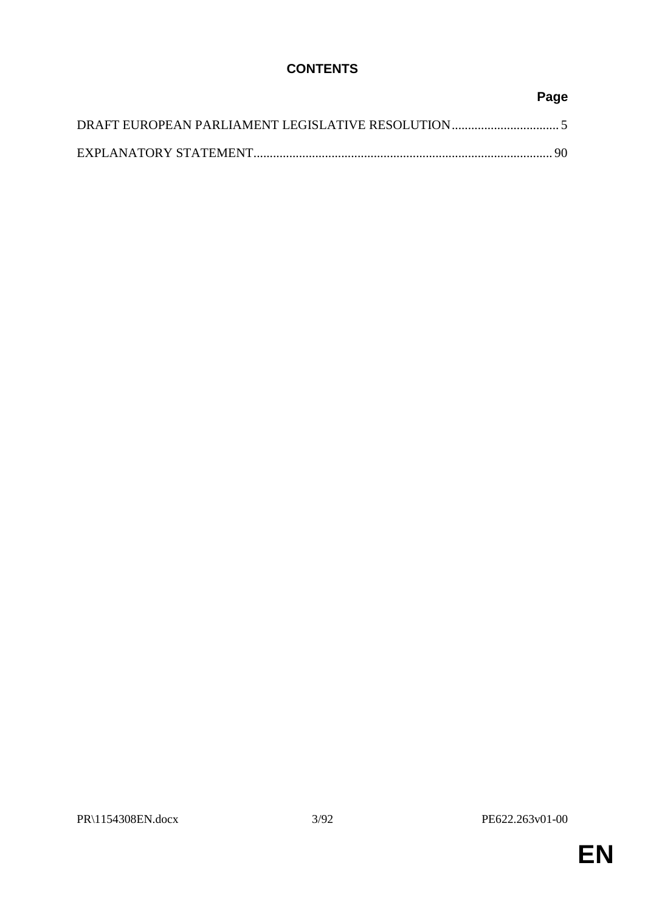# CONTENTS

| | Page |
|---|---|
| DRAFT EUROPEAN PARLIAMENT LEGISLATIVE RESOLUTION | 5 |
| EXPLANATORY STATEMENT | 90 |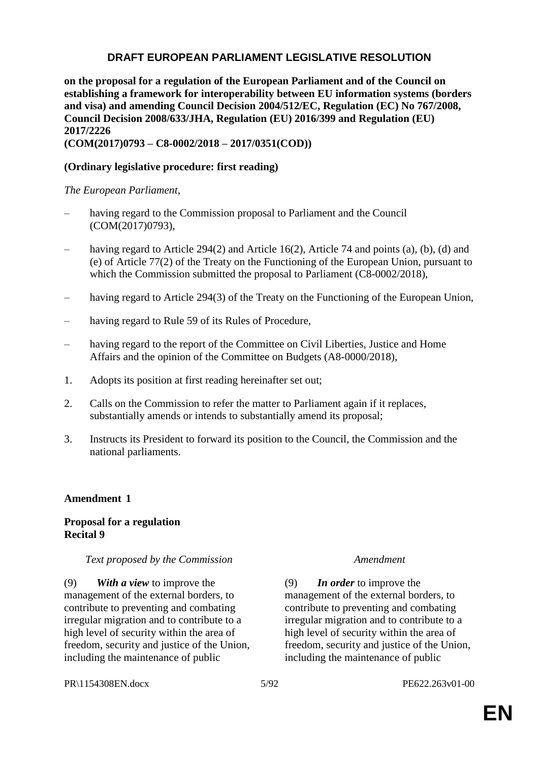# DRAFT EUROPEAN PARLIAMENT LEGISLATIVE RESOLUTION

**on the proposal for a regulation of the European Parliament and of the Council on establishing a framework for interoperability between EU information systems (borders and visa) and amending Council Decision 2004/512/EC, Regulation (EC) No 767/2008, Council Decision 2008/633/JHA, Regulation (EU) 2016/399 and Regulation (EU) 2017/2226**
**(COM(2017)0793 – C8-0002/2018 – 2017/0351(COD))**

**(Ordinary legislative procedure: first reading)**

*The European Parliament*,

– having regard to the Commission proposal to Parliament and the Council (COM(2017)0793),

– having regard to Article 294(2) and Article 16(2), Article 74 and points (a), (b), (d) and (e) of Article 77(2) of the Treaty on the Functioning of the European Union, pursuant to which the Commission submitted the proposal to Parliament (C8-0002/2018),

– having regard to Article 294(3) of the Treaty on the Functioning of the European Union,

– having regard to Rule 59 of its Rules of Procedure,

– having regard to the report of the Committee on Civil Liberties, Justice and Home Affairs and the opinion of the Committee on Budgets (A8-0000/2018),

1. Adopts its position at first reading hereinafter set out;

2. Calls on the Commission to refer the matter to Parliament again if it replaces, substantially amends or intends to substantially amend its proposal;

3. Instructs its President to forward its position to the Council, the Commission and the national parliaments.

**Amendment 1**

**Proposal for a regulation**
**Recital 9**

| *Text proposed by the Commission* | *Amendment* |
|---|---|
| (9) ***With a view*** to improve the management of the external borders, to contribute to preventing and combating irregular migration and to contribute to a high level of security within the area of freedom, security and justice of the Union, including the maintenance of public | (9) ***In order*** to improve the management of the external borders, to contribute to preventing and combating irregular migration and to contribute to a high level of security within the area of freedom, security and justice of the Union, including the maintenance of public |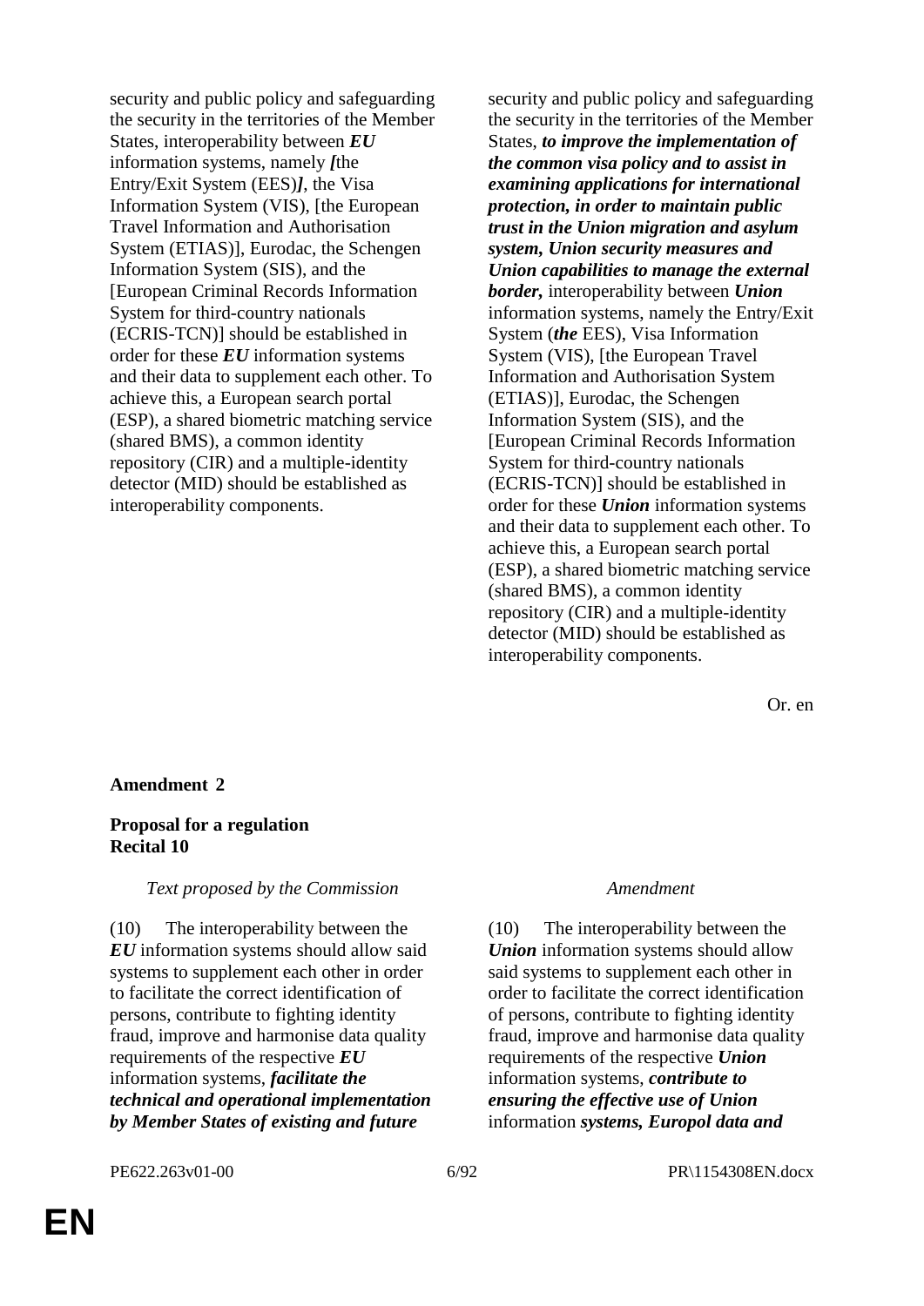| | |
|---|---|
| security and public policy and safeguarding the security in the territories of the Member States, interoperability between ***EU*** information systems, namely ***[***the Entry/Exit System (EES)***]***, the Visa Information System (VIS), [the European Travel Information and Authorisation System (ETIAS)], Eurodac, the Schengen Information System (SIS), and the [European Criminal Records Information System for third-country nationals (ECRIS-TCN)] should be established in order for these ***EU*** information systems and their data to supplement each other. To achieve this, a European search portal (ESP), a shared biometric matching service (shared BMS), a common identity repository (CIR) and a multiple-identity detector (MID) should be established as interoperability components. | security and public policy and safeguarding the security in the territories of the Member States, ***to improve the implementation of the common visa policy and to assist in examining applications for international protection, in order to maintain public trust in the Union migration and asylum system, Union security measures and Union capabilities to manage the external border,*** interoperability between ***Union*** information systems, namely the Entry/Exit System (***the*** EES), Visa Information System (VIS), [the European Travel Information and Authorisation System (ETIAS)], Eurodac, the Schengen Information System (SIS), and the [European Criminal Records Information System for third-country nationals (ECRIS-TCN)] should be established in order for these ***Union*** information systems and their data to supplement each other. To achieve this, a European search portal (ESP), a shared biometric matching service (shared BMS), a common identity repository (CIR) and a multiple-identity detector (MID) should be established as interoperability components. |

Or. en

**Amendment 2**

**Proposal for a regulation**
**Recital 10**

| *Text proposed by the Commission* | *Amendment* |
|---|---|
| (10) The interoperability between the ***EU*** information systems should allow said systems to supplement each other in order to facilitate the correct identification of persons, contribute to fighting identity fraud, improve and harmonise data quality requirements of the respective ***EU*** information systems, ***facilitate the technical and operational implementation by Member States of existing and future*** | (10) The interoperability between the ***Union*** information systems should allow said systems to supplement each other in order to facilitate the correct identification of persons, contribute to fighting identity fraud, improve and harmonise data quality requirements of the respective ***Union*** information systems, ***contribute to ensuring the effective use of Union*** information ***systems, Europol data and*** |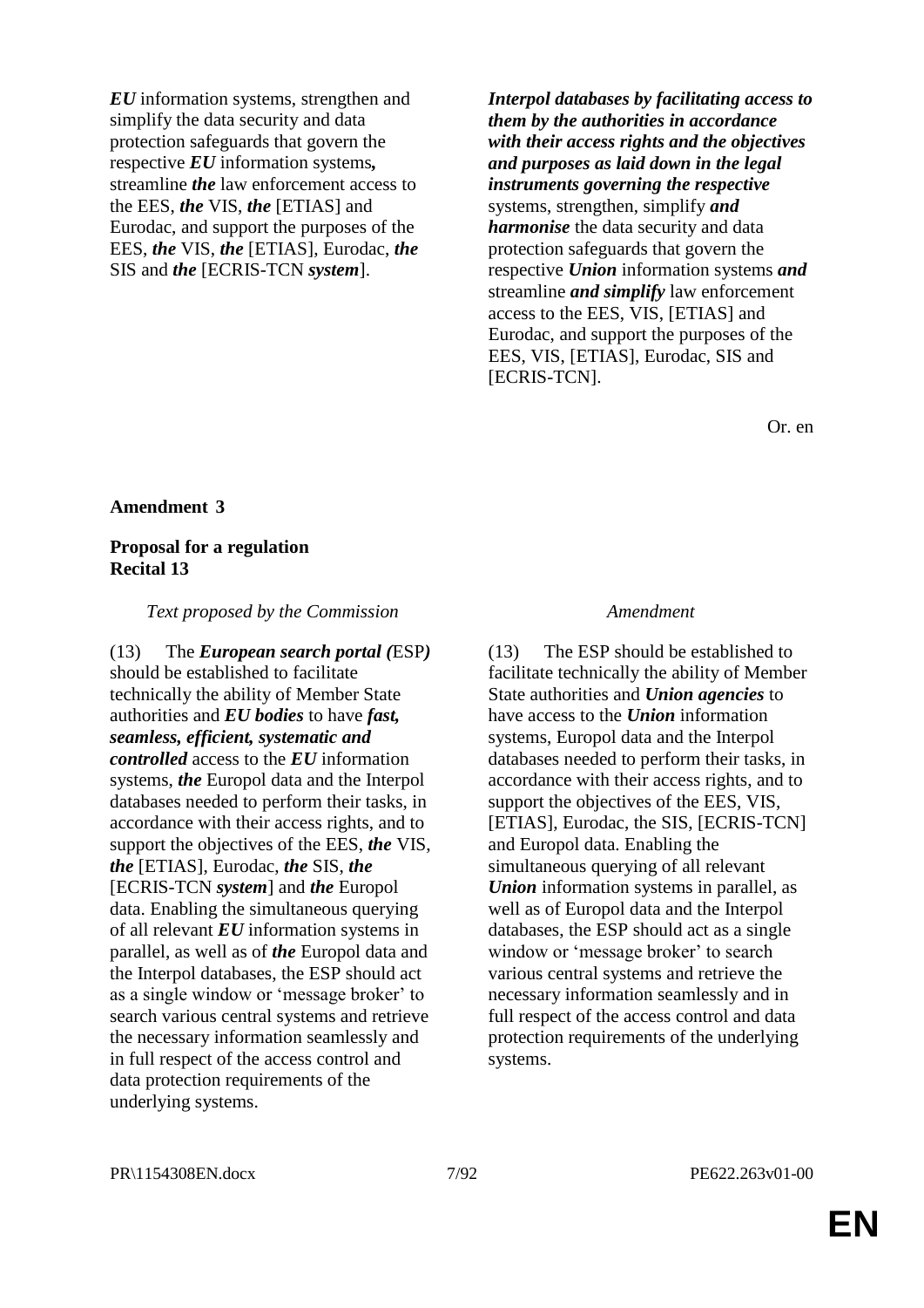| | |
|---|---|
| ***EU*** information systems, strengthen and simplify the data security and data protection safeguards that govern the respective ***EU*** information systems***,*** streamline ***the*** law enforcement access to the EES, ***the*** VIS, ***the*** [ETIAS] and Eurodac, and support the purposes of the EES, ***the*** VIS, ***the*** [ETIAS], Eurodac, ***the*** SIS and ***the*** [ECRIS-TCN ***system***]. | ***Interpol databases by facilitating access to them by the authorities in accordance with their access rights and the objectives and purposes as laid down in the legal instruments governing the respective*** systems, strengthen, simplify ***and harmonise*** the data security and data protection safeguards that govern the respective ***Union*** information systems ***and*** streamline ***and simplify*** law enforcement access to the EES, VIS, [ETIAS] and Eurodac, and support the purposes of the EES, VIS, [ETIAS], Eurodac, SIS and [ECRIS-TCN]. |

Or. en

**Amendment 3**

**Proposal for a regulation**
**Recital 13**

| *Text proposed by the Commission* | *Amendment* |
|---|---|
| (13) The ***European search portal (***ESP***)*** should be established to facilitate technically the ability of Member State authorities and ***EU bodies*** to have ***fast, seamless, efficient, systematic and controlled*** access to the ***EU*** information systems, ***the*** Europol data and the Interpol databases needed to perform their tasks, in accordance with their access rights, and to support the objectives of the EES, ***the*** VIS, ***the*** [ETIAS], Eurodac, ***the*** SIS, ***the*** [ECRIS-TCN ***system***] and ***the*** Europol data. Enabling the simultaneous querying of all relevant ***EU*** information systems in parallel, as well as of ***the*** Europol data and the Interpol databases, the ESP should act as a single window or 'message broker' to search various central systems and retrieve the necessary information seamlessly and in full respect of the access control and data protection requirements of the underlying systems. | (13) The ESP should be established to facilitate technically the ability of Member State authorities and ***Union agencies*** to have access to the ***Union*** information systems, Europol data and the Interpol databases needed to perform their tasks, in accordance with their access rights, and to support the objectives of the EES, VIS, [ETIAS], Eurodac, the SIS, [ECRIS-TCN] and Europol data. Enabling the simultaneous querying of all relevant ***Union*** information systems in parallel, as well as of Europol data and the Interpol databases, the ESP should act as a single window or 'message broker' to search various central systems and retrieve the necessary information seamlessly and in full respect of the access control and data protection requirements of the underlying systems. |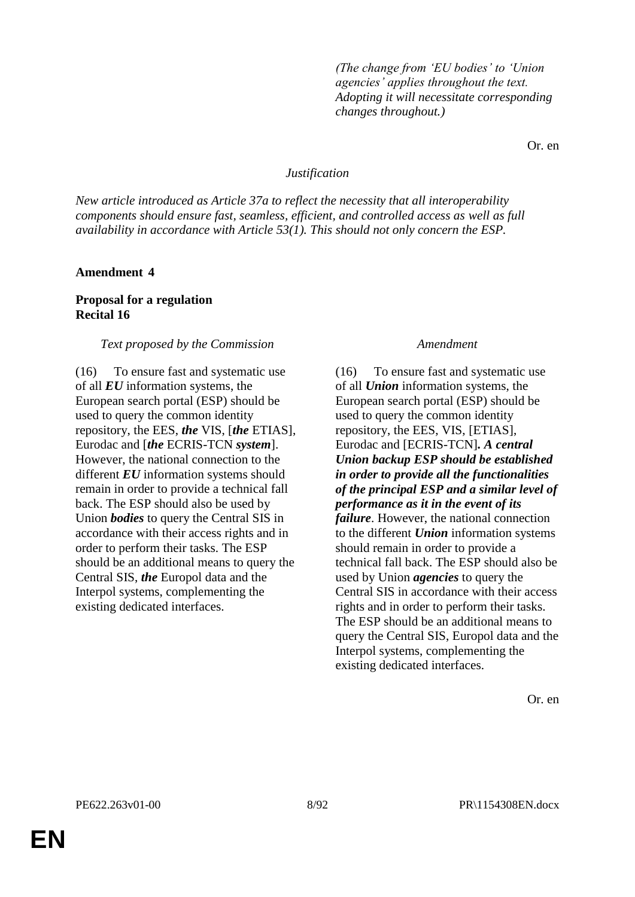*(The change from 'EU bodies' to 'Union agencies' applies throughout the text. Adopting it will necessitate corresponding changes throughout.)*

Or. en

*Justification*

*New article introduced as Article 37a to reflect the necessity that all interoperability components should ensure fast, seamless, efficient, and controlled access as well as full availability in accordance with Article 53(1). This should not only concern the ESP.*

**Amendment 4**

**Proposal for a regulation**
**Recital 16**

| *Text proposed by the Commission* | *Amendment* |
|---|---|
| (16) To ensure fast and systematic use of all ***EU*** information systems, the European search portal (ESP) should be used to query the common identity repository, the EES, ***the*** VIS, [***the*** ETIAS], Eurodac and [***the*** ECRIS-TCN ***system***]. However, the national connection to the different ***EU*** information systems should remain in order to provide a technical fall back. The ESP should also be used by Union ***bodies*** to query the Central SIS in accordance with their access rights and in order to perform their tasks. The ESP should be an additional means to query the Central SIS, ***the*** Europol data and the Interpol systems, complementing the existing dedicated interfaces. | (16) To ensure fast and systematic use of all ***Union*** information systems, the European search portal (ESP) should be used to query the common identity repository, the EES, VIS, [ETIAS], Eurodac and [ECRIS-TCN]***. A central Union backup ESP should be established in order to provide all the functionalities of the principal ESP and a similar level of performance as it in the event of its failure***. However, the national connection to the different ***Union*** information systems should remain in order to provide a technical fall back. The ESP should also be used by Union ***agencies*** to query the Central SIS in accordance with their access rights and in order to perform their tasks. The ESP should be an additional means to query the Central SIS, Europol data and the Interpol systems, complementing the existing dedicated interfaces. |

Or. en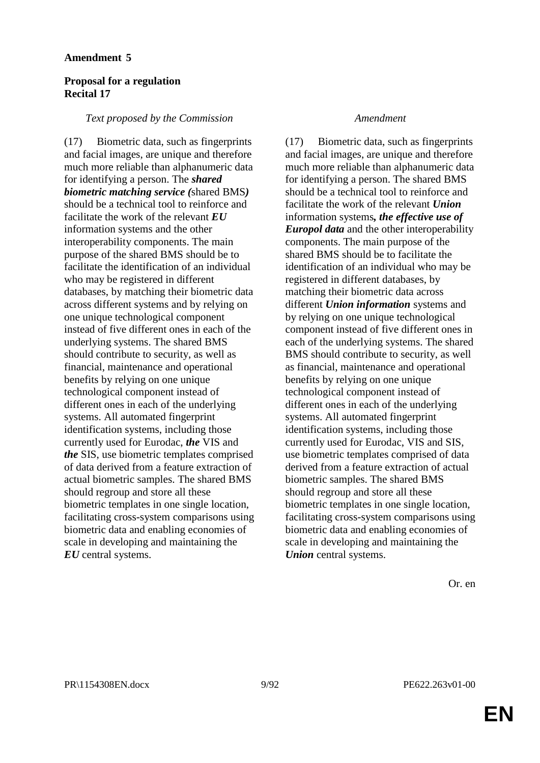**Amendment 5**

**Proposal for a regulation**
**Recital 17**

| *Text proposed by the Commission* | *Amendment* |
|---|---|
| (17) Biometric data, such as fingerprints and facial images, are unique and therefore much more reliable than alphanumeric data for identifying a person. The ***shared biometric matching service (***shared BMS***)*** should be a technical tool to reinforce and facilitate the work of the relevant ***EU*** information systems and the other interoperability components. The main purpose of the shared BMS should be to facilitate the identification of an individual who may be registered in different databases, by matching their biometric data across different systems and by relying on one unique technological component instead of five different ones in each of the underlying systems. The shared BMS should contribute to security, as well as financial, maintenance and operational benefits by relying on one unique technological component instead of different ones in each of the underlying systems. All automated fingerprint identification systems, including those currently used for Eurodac, ***the*** VIS and ***the*** SIS, use biometric templates comprised of data derived from a feature extraction of actual biometric samples. The shared BMS should regroup and store all these biometric templates in one single location, facilitating cross-system comparisons using biometric data and enabling economies of scale in developing and maintaining the ***EU*** central systems. | (17) Biometric data, such as fingerprints and facial images, are unique and therefore much more reliable than alphanumeric data for identifying a person. The shared BMS should be a technical tool to reinforce and facilitate the work of the relevant ***Union*** information systems***, the effective use of Europol data*** and the other interoperability components. The main purpose of the shared BMS should be to facilitate the identification of an individual who may be registered in different databases, by matching their biometric data across different ***Union information*** systems and by relying on one unique technological component instead of five different ones in each of the underlying systems. The shared BMS should contribute to security, as well as financial, maintenance and operational benefits by relying on one unique technological component instead of different ones in each of the underlying systems. All automated fingerprint identification systems, including those currently used for Eurodac, VIS and SIS, use biometric templates comprised of data derived from a feature extraction of actual biometric samples. The shared BMS should regroup and store all these biometric templates in one single location, facilitating cross-system comparisons using biometric data and enabling economies of scale in developing and maintaining the ***Union*** central systems. |

Or. en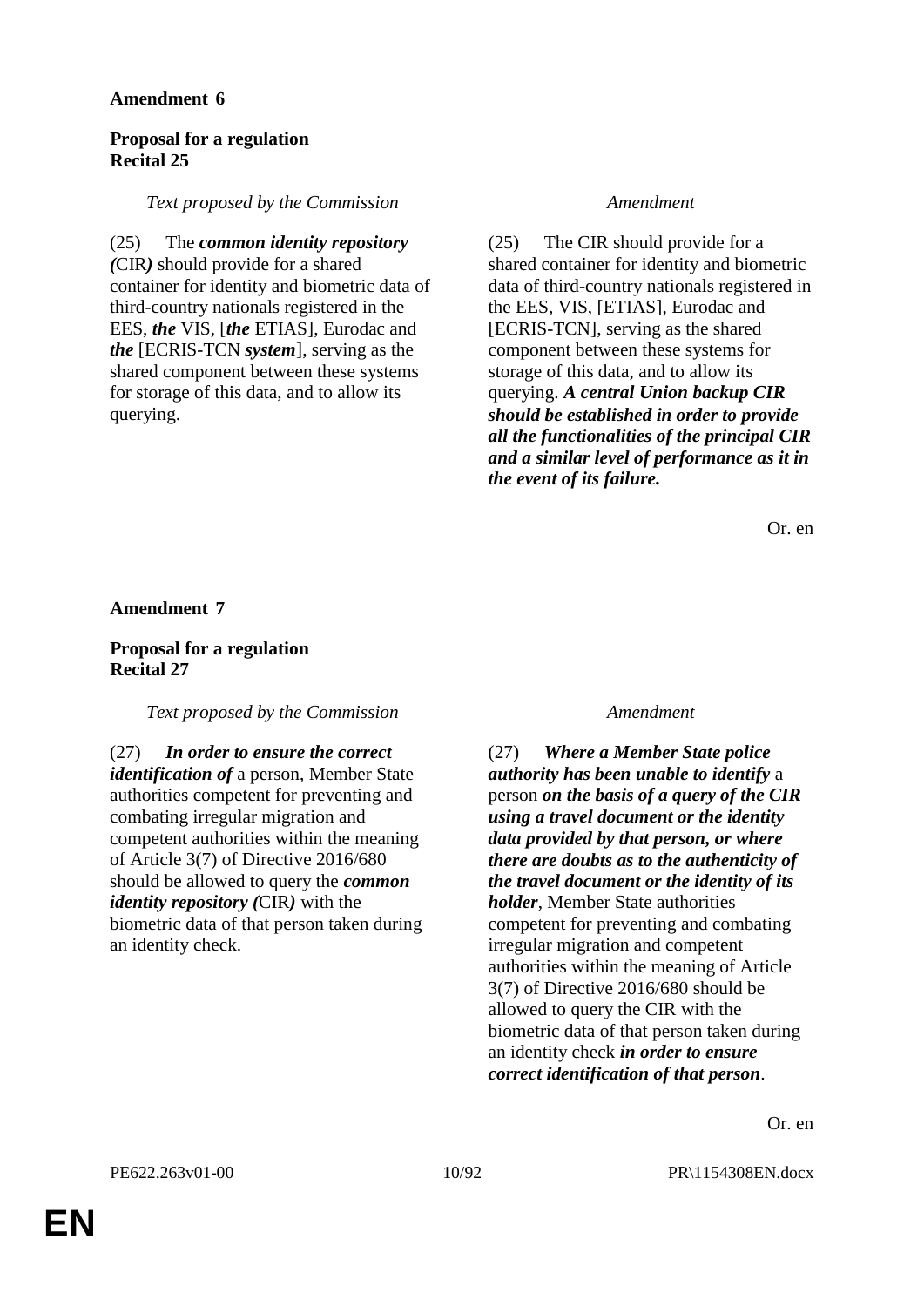**Amendment 6**

**Proposal for a regulation**
**Recital 25**

| *Text proposed by the Commission* | *Amendment* |
|---|---|
| (25) The ***common identity repository (***CIR***)*** should provide for a shared container for identity and biometric data of third-country nationals registered in the EES, ***the*** VIS, [***the*** ETIAS], Eurodac and ***the*** [ECRIS-TCN ***system***], serving as the shared component between these systems for storage of this data, and to allow its querying. | (25) The CIR should provide for a shared container for identity and biometric data of third-country nationals registered in the EES, VIS, [ETIAS], Eurodac and [ECRIS-TCN], serving as the shared component between these systems for storage of this data, and to allow its querying. ***A central Union backup CIR should be established in order to provide all the functionalities of the principal CIR and a similar level of performance as it in the event of its failure.*** |

Or. en

**Amendment 7**

**Proposal for a regulation**
**Recital 27**

| *Text proposed by the Commission* | *Amendment* |
|---|---|
| (27) ***In order to ensure the correct identification of*** a person, Member State authorities competent for preventing and combating irregular migration and competent authorities within the meaning of Article 3(7) of Directive 2016/680 should be allowed to query the ***common identity repository (***CIR***)*** with the biometric data of that person taken during an identity check. | (27) ***Where a Member State police authority has been unable to identify*** a person ***on the basis of a query of the CIR using a travel document or the identity data provided by that person, or where there are doubts as to the authenticity of the travel document or the identity of its holder***, Member State authorities competent for preventing and combating irregular migration and competent authorities within the meaning of Article 3(7) of Directive 2016/680 should be allowed to query the CIR with the biometric data of that person taken during an identity check ***in order to ensure correct identification of that person***. |

Or. en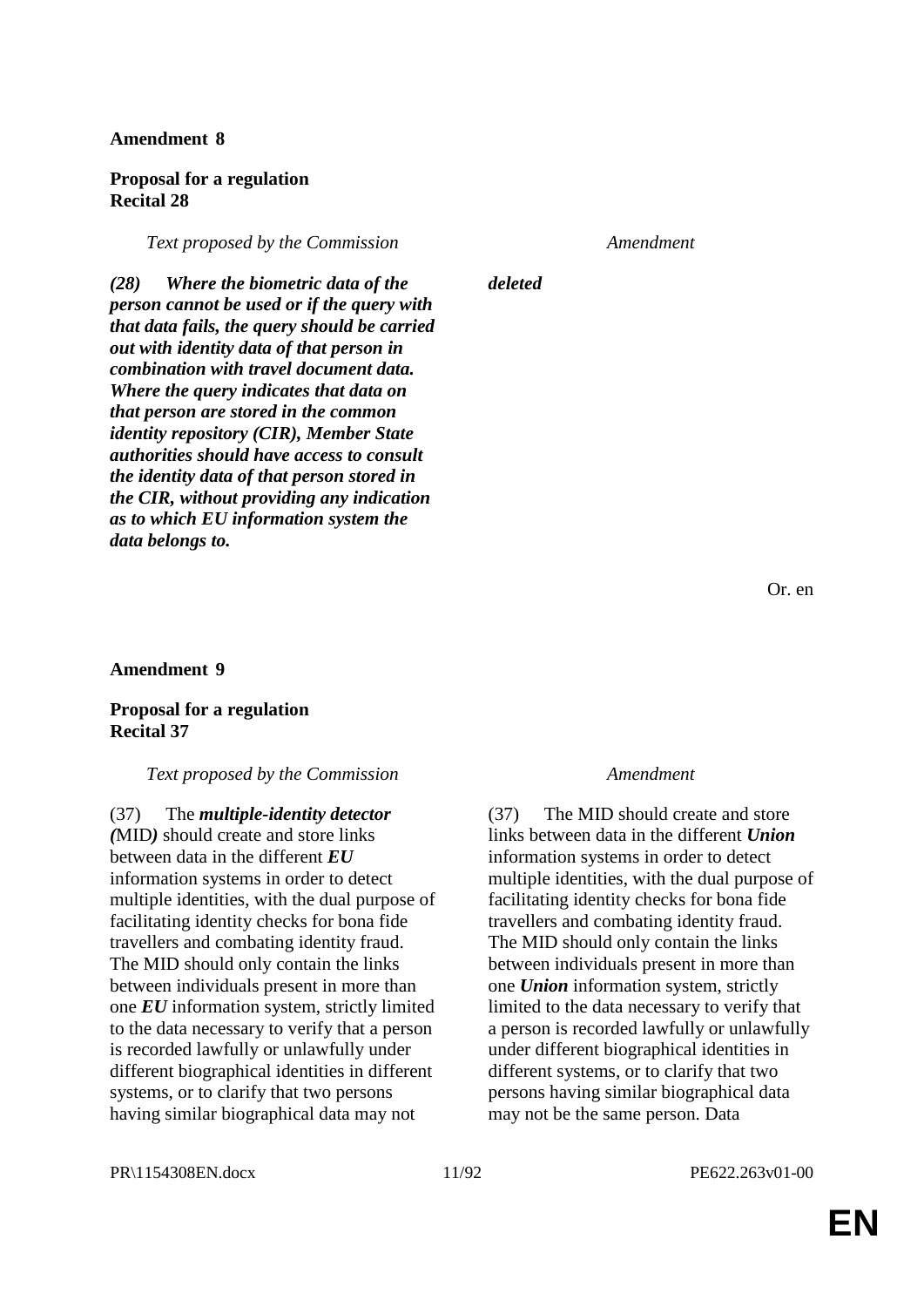**Amendment 8**

**Proposal for a regulation**
**Recital 28**

| *Text proposed by the Commission* | *Amendment* |
|---|---|
| ***(28) Where the biometric data of the person cannot be used or if the query with that data fails, the query should be carried out with identity data of that person in combination with travel document data. Where the query indicates that data on that person are stored in the common identity repository (CIR), Member State authorities should have access to consult the identity data of that person stored in the CIR, without providing any indication as to which EU information system the data belongs to.*** | ***deleted*** |

Or. en

**Amendment 9**

**Proposal for a regulation**
**Recital 37**

| *Text proposed by the Commission* | *Amendment* |
|---|---|
| (37) The ***multiple-identity detector (***MID***)*** should create and store links between data in the different ***EU*** information systems in order to detect multiple identities, with the dual purpose of facilitating identity checks for bona fide travellers and combating identity fraud. The MID should only contain the links between individuals present in more than one ***EU*** information system, strictly limited to the data necessary to verify that a person is recorded lawfully or unlawfully under different biographical identities in different systems, or to clarify that two persons having similar biographical data may not | (37) The MID should create and store links between data in the different ***Union*** information systems in order to detect multiple identities, with the dual purpose of facilitating identity checks for bona fide travellers and combating identity fraud. The MID should only contain the links between individuals present in more than one ***Union*** information system, strictly limited to the data necessary to verify that a person is recorded lawfully or unlawfully under different biographical identities in different systems, or to clarify that two persons having similar biographical data may not be the same person. Data |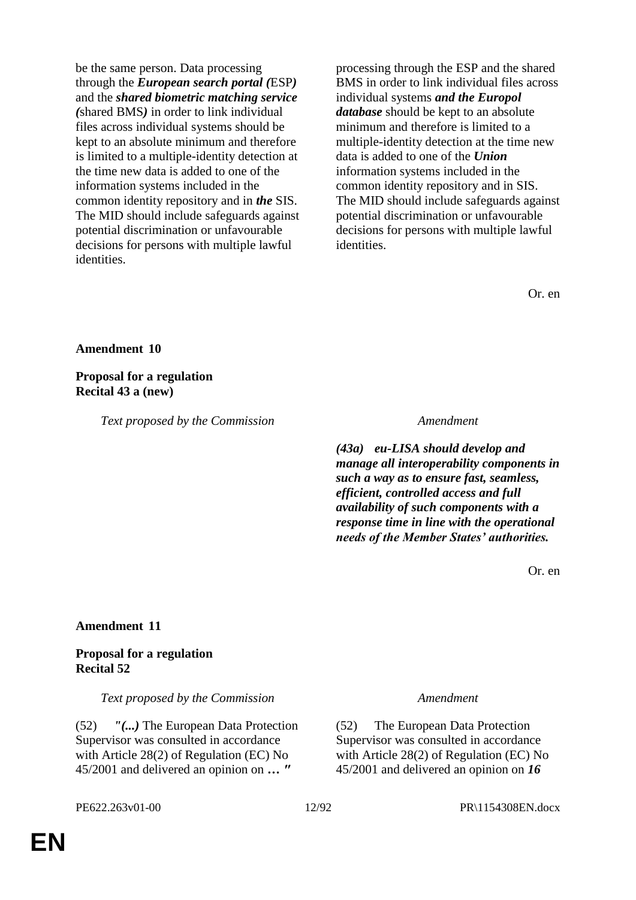| | |
|---|---|
| be the same person. Data processing through the ***European search portal (***ESP***)*** and the ***shared biometric matching service (***shared BMS***)*** in order to link individual files across individual systems should be kept to an absolute minimum and therefore is limited to a multiple-identity detection at the time new data is added to one of the information systems included in the common identity repository and in ***the*** SIS. The MID should include safeguards against potential discrimination or unfavourable decisions for persons with multiple lawful identities. | processing through the ESP and the shared BMS in order to link individual files across individual systems ***and the Europol database*** should be kept to an absolute minimum and therefore is limited to a multiple-identity detection at the time new data is added to one of the ***Union*** information systems included in the common identity repository and in SIS. The MID should include safeguards against potential discrimination or unfavourable decisions for persons with multiple lawful identities. |

Or. en

**Amendment 10**

**Proposal for a regulation**
**Recital 43 a (new)**

| *Text proposed by the Commission* | *Amendment* |
|---|---|
| | ***(43a) eu-LISA should develop and manage all interoperability components in such a way as to ensure fast, seamless, efficient, controlled access and full availability of such components with a response time in line with the operational needs of the Member States' authorities.*** |

Or. en

**Amendment 11**

**Proposal for a regulation**
**Recital 52**

| *Text proposed by the Commission* | *Amendment* |
|---|---|
| (52) ***"(...)*** The European Data Protection Supervisor was consulted in accordance with Article 28(2) of Regulation (EC) No 45/2001 and delivered an opinion on ***… "*** | (52) The European Data Protection Supervisor was consulted in accordance with Article 28(2) of Regulation (EC) No 45/2001 and delivered an opinion on ***16*** |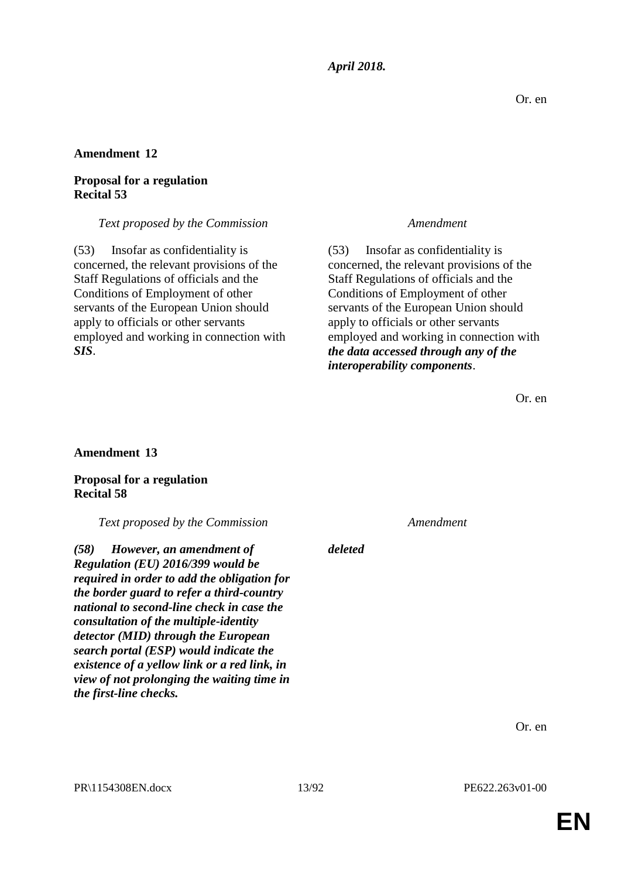*April 2018.*

Or. en

**Amendment 12**

**Proposal for a regulation**
**Recital 53**

| *Text proposed by the Commission* | *Amendment* |
|---|---|
| (53) Insofar as confidentiality is concerned, the relevant provisions of the Staff Regulations of officials and the Conditions of Employment of other servants of the European Union should apply to officials or other servants employed and working in connection with ***SIS***. | (53) Insofar as confidentiality is concerned, the relevant provisions of the Staff Regulations of officials and the Conditions of Employment of other servants of the European Union should apply to officials or other servants employed and working in connection with ***the data accessed through any of the interoperability components***. |

Or. en

**Amendment 13**

**Proposal for a regulation**
**Recital 58**

| *Text proposed by the Commission* | *Amendment* |
|---|---|
| ***(58) However, an amendment of Regulation (EU) 2016/399 would be required in order to add the obligation for the border guard to refer a third-country national to second-line check in case the consultation of the multiple-identity detector (MID) through the European search portal (ESP) would indicate the existence of a yellow link or a red link, in view of not prolonging the waiting time in the first-line checks.*** | ***deleted*** |

Or. en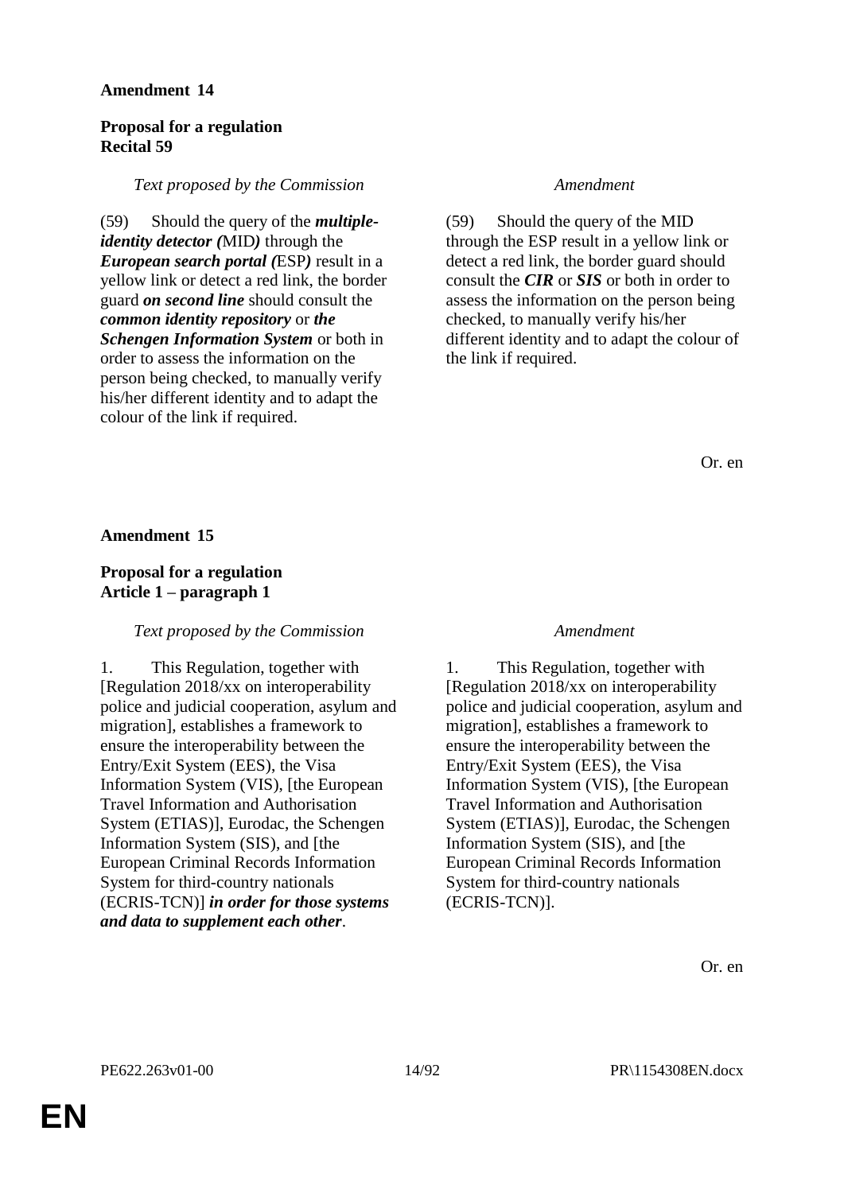**Amendment 14**

**Proposal for a regulation**
**Recital 59**

| *Text proposed by the Commission* | *Amendment* |
|---|---|
| (59) Should the query of the ***multiple-identity detector (***MID***)*** through the ***European search portal (***ESP***)*** result in a yellow link or detect a red link, the border guard ***on second line*** should consult the ***common identity repository*** or ***the Schengen Information System*** or both in order to assess the information on the person being checked, to manually verify his/her different identity and to adapt the colour of the link if required. | (59) Should the query of the MID through the ESP result in a yellow link or detect a red link, the border guard should consult the ***CIR*** or ***SIS*** or both in order to assess the information on the person being checked, to manually verify his/her different identity and to adapt the colour of the link if required. |

Or. en

**Amendment 15**

**Proposal for a regulation**
**Article 1 – paragraph 1**

| *Text proposed by the Commission* | *Amendment* |
|---|---|
| 1. This Regulation, together with [Regulation 2018/xx on interoperability police and judicial cooperation, asylum and migration], establishes a framework to ensure the interoperability between the Entry/Exit System (EES), the Visa Information System (VIS), [the European Travel Information and Authorisation System (ETIAS)], Eurodac, the Schengen Information System (SIS), and [the European Criminal Records Information System for third-country nationals (ECRIS-TCN)] ***in order for those systems and data to supplement each other***. | 1. This Regulation, together with [Regulation 2018/xx on interoperability police and judicial cooperation, asylum and migration], establishes a framework to ensure the interoperability between the Entry/Exit System (EES), the Visa Information System (VIS), [the European Travel Information and Authorisation System (ETIAS)], Eurodac, the Schengen Information System (SIS), and [the European Criminal Records Information System for third-country nationals (ECRIS-TCN)]. |

Or. en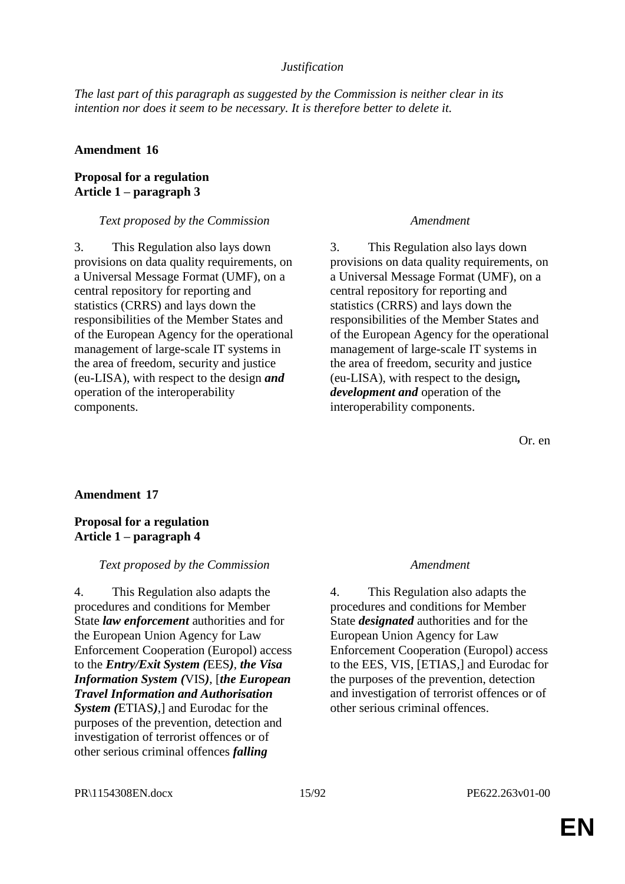*Justification*

*The last part of this paragraph as suggested by the Commission is neither clear in its intention nor does it seem to be necessary. It is therefore better to delete it.*

**Amendment 16**

**Proposal for a regulation**
**Article 1 – paragraph 3**

| *Text proposed by the Commission* | *Amendment* |
| --- | --- |
| 3. This Regulation also lays down provisions on data quality requirements, on a Universal Message Format (UMF), on a central repository for reporting and statistics (CRRS) and lays down the responsibilities of the Member States and of the European Agency for the operational management of large-scale IT systems in the area of freedom, security and justice (eu-LISA), with respect to the design ***and*** operation of the interoperability components. | 3. This Regulation also lays down provisions on data quality requirements, on a Universal Message Format (UMF), on a central repository for reporting and statistics (CRRS) and lays down the responsibilities of the Member States and of the European Agency for the operational management of large-scale IT systems in the area of freedom, security and justice (eu-LISA), with respect to the design***, development and*** operation of the interoperability components. |

Or. en

**Amendment 17**

**Proposal for a regulation**
**Article 1 – paragraph 4**

| *Text proposed by the Commission* | *Amendment* |
| --- | --- |
| 4. This Regulation also adapts the procedures and conditions for Member State ***law enforcement*** authorities and for the European Union Agency for Law Enforcement Cooperation (Europol) access to the ***Entry/Exit System (***EES***)***, ***the Visa Information System (***VIS***)***, [***the European Travel Information and Authorisation System (***ETIAS***)***,] and Eurodac for the purposes of the prevention, detection and investigation of terrorist offences or of other serious criminal offences ***falling*** | 4. This Regulation also adapts the procedures and conditions for Member State ***designated*** authorities and for the European Union Agency for Law Enforcement Cooperation (Europol) access to the EES, VIS, [ETIAS,] and Eurodac for the purposes of the prevention, detection and investigation of terrorist offences or of other serious criminal offences. |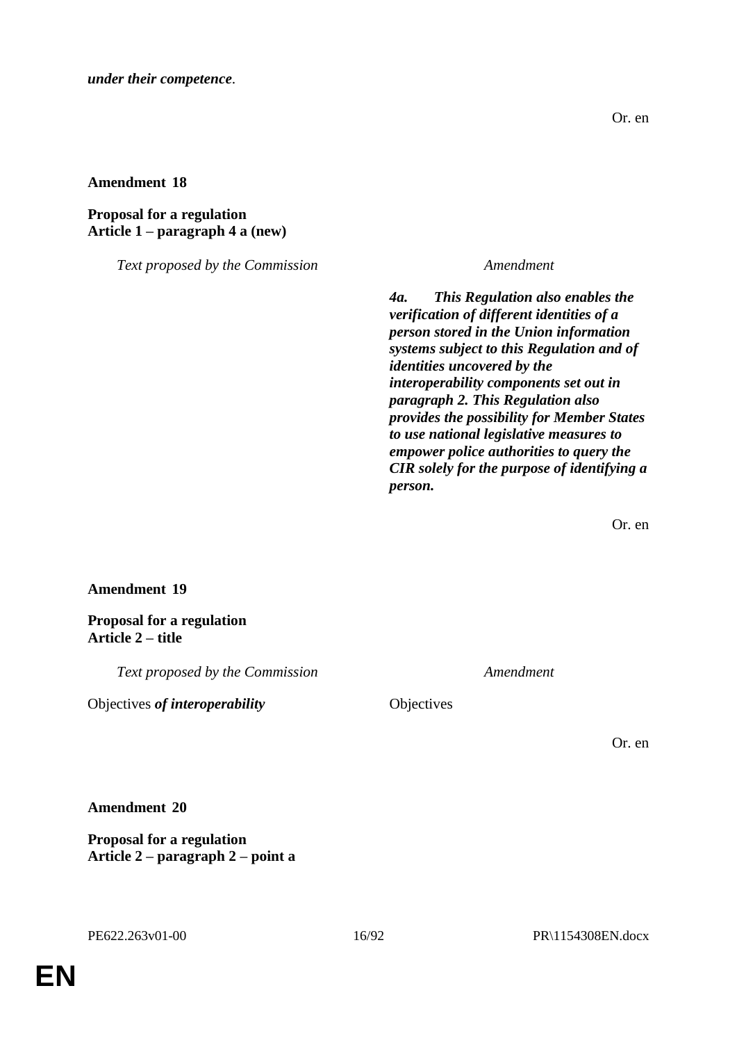***under their competence*.**

Or. en

**Amendment 18**

**Proposal for a regulation**
**Article 1 – paragraph 4 a (new)**

| *Text proposed by the Commission* | *Amendment* |
|---|---|
| | ***4a. This Regulation also enables the verification of different identities of a person stored in the Union information systems subject to this Regulation and of identities uncovered by the interoperability components set out in paragraph 2. This Regulation also provides the possibility for Member States to use national legislative measures to empower police authorities to query the CIR solely for the purpose of identifying a person.*** |

Or. en

**Amendment 19**

**Proposal for a regulation**
**Article 2 – title**

| *Text proposed by the Commission* | *Amendment* |
|---|---|
| Objectives ***of interoperability*** | Objectives |

Or. en

**Amendment 20**

**Proposal for a regulation**
**Article 2 – paragraph 2 – point a**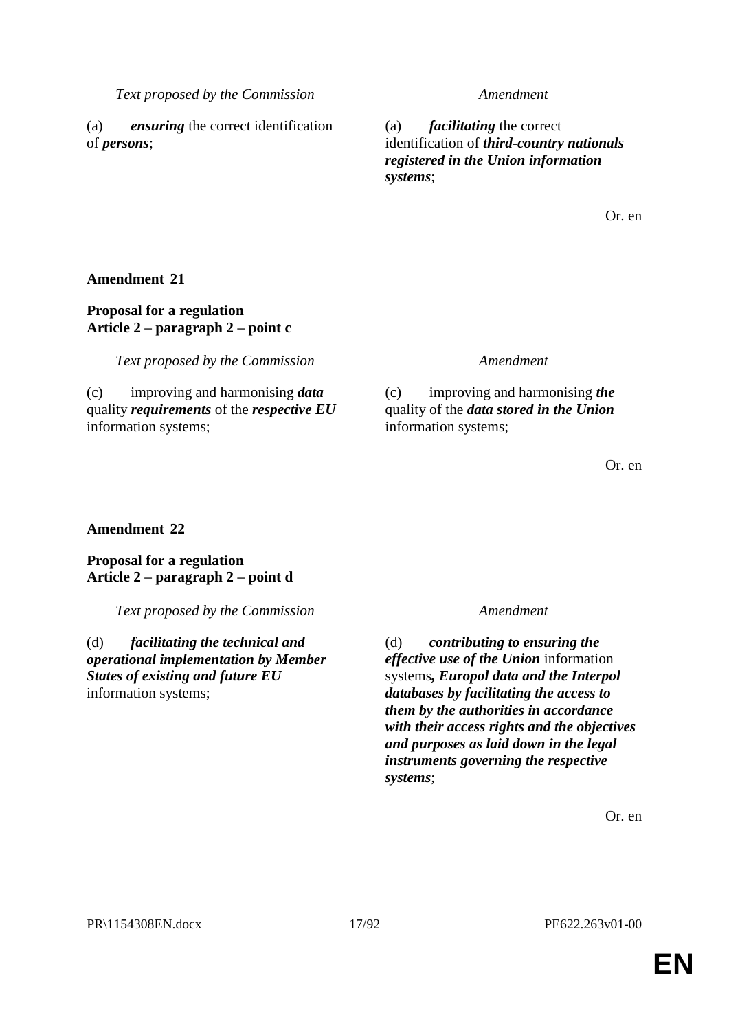| *Text proposed by the Commission* | *Amendment* |
|---|---|
| (a) ***ensuring*** the correct identification of ***persons***; | (a) ***facilitating*** the correct identification of ***third-country nationals registered in the Union information systems***; |

Or. en

**Amendment 21**

**Proposal for a regulation**
**Article 2 – paragraph 2 – point c**

| *Text proposed by the Commission* | *Amendment* |
|---|---|
| (c) improving and harmonising ***data*** quality ***requirements*** of the ***respective EU*** information systems; | (c) improving and harmonising ***the*** quality of the ***data stored in the Union*** information systems; |

Or. en

**Amendment 22**

**Proposal for a regulation**
**Article 2 – paragraph 2 – point d**

| *Text proposed by the Commission* | *Amendment* |
|---|---|
| (d) ***facilitating the technical and operational implementation by Member States of existing and future EU*** information systems; | (d) ***contributing to ensuring the effective use of the Union*** information systems***, Europol data and the Interpol databases by facilitating the access to them by the authorities in accordance with their access rights and the objectives and purposes as laid down in the legal instruments governing the respective systems***; |

Or. en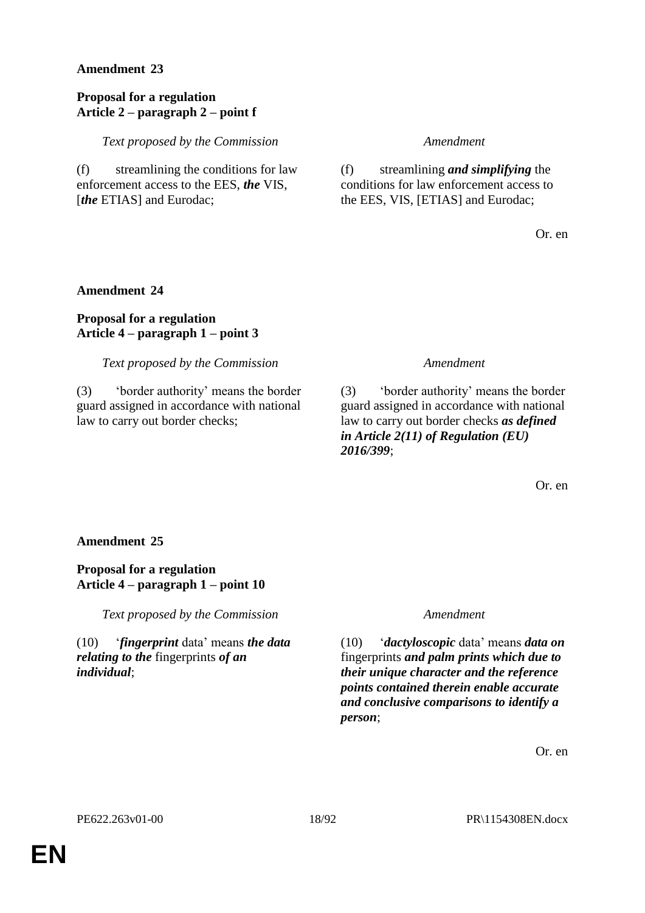**Amendment 23**

**Proposal for a regulation**
**Article 2 – paragraph 2 – point f**

| *Text proposed by the Commission* | *Amendment* |
| --- | --- |
| (f) streamlining the conditions for law enforcement access to the EES, ***the*** VIS, [***the*** ETIAS] and Eurodac; | (f) streamlining ***and simplifying*** the conditions for law enforcement access to the EES, VIS, [ETIAS] and Eurodac; |

Or. en

**Amendment 24**

**Proposal for a regulation**
**Article 4 – paragraph 1 – point 3**

| *Text proposed by the Commission* | *Amendment* |
| --- | --- |
| (3) 'border authority' means the border guard assigned in accordance with national law to carry out border checks; | (3) 'border authority' means the border guard assigned in accordance with national law to carry out border checks ***as defined in Article 2(11) of Regulation (EU) 2016/399***; |

Or. en

**Amendment 25**

**Proposal for a regulation**
**Article 4 – paragraph 1 – point 10**

| *Text proposed by the Commission* | *Amendment* |
| --- | --- |
| (10) '***fingerprint*** data' means ***the data relating to the*** fingerprints ***of an individual***; | (10) '***dactyloscopic*** data' means ***data on*** fingerprints ***and palm prints which due to their unique character and the reference points contained therein enable accurate and conclusive comparisons to identify a person***; |

Or. en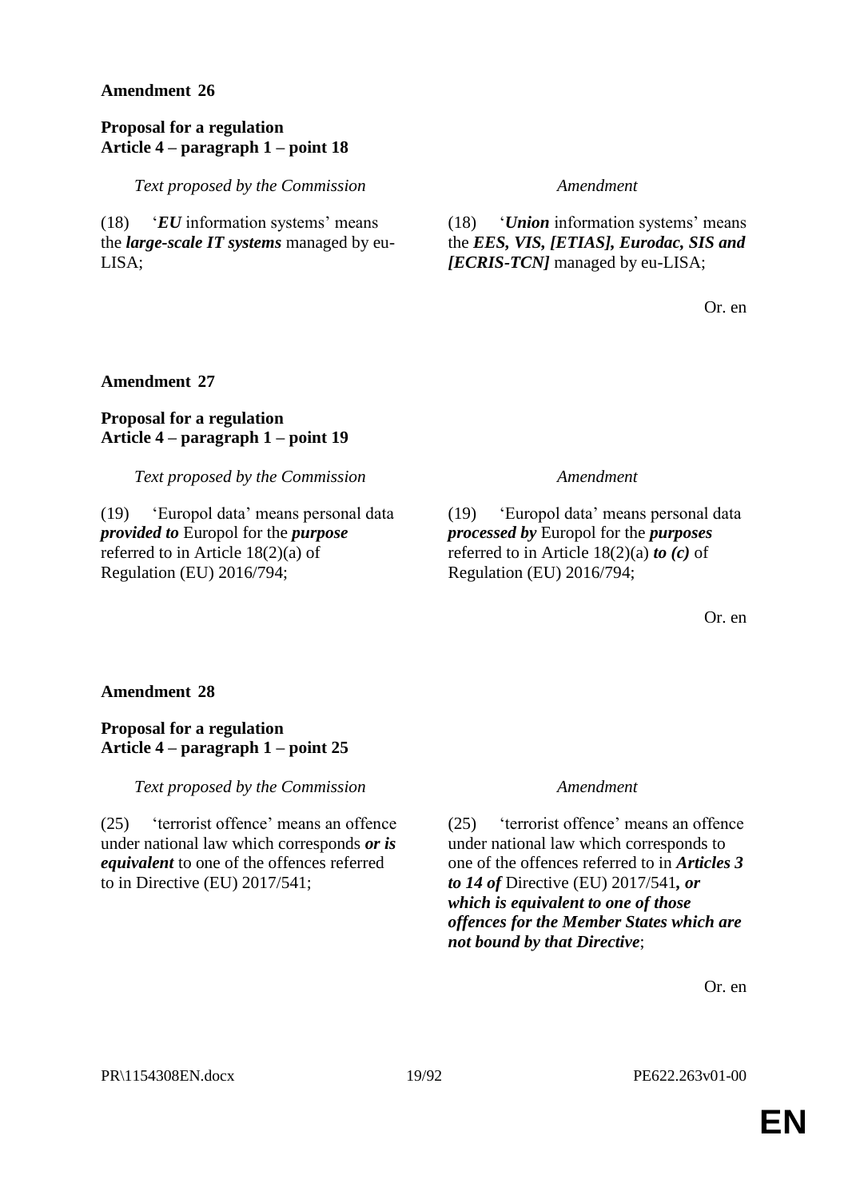**Amendment 26**

**Proposal for a regulation**
**Article 4 – paragraph 1 – point 18**

| *Text proposed by the Commission* | *Amendment* |
|---|---|
| (18) '***EU*** information systems' means the ***large-scale IT systems*** managed by eu-LISA; | (18) '***Union*** information systems' means the ***EES, VIS, [ETIAS], Eurodac, SIS and [ECRIS-TCN]*** managed by eu-LISA; |

Or. en

**Amendment 27**

**Proposal for a regulation**
**Article 4 – paragraph 1 – point 19**

| *Text proposed by the Commission* | *Amendment* |
|---|---|
| (19) 'Europol data' means personal data ***provided to*** Europol for the ***purpose*** referred to in Article 18(2)(a) of Regulation (EU) 2016/794; | (19) 'Europol data' means personal data ***processed by*** Europol for the ***purposes*** referred to in Article 18(2)(a) ***to (c)*** of Regulation (EU) 2016/794; |

Or. en

**Amendment 28**

**Proposal for a regulation**
**Article 4 – paragraph 1 – point 25**

| *Text proposed by the Commission* | *Amendment* |
|---|---|
| (25) 'terrorist offence' means an offence under national law which corresponds ***or is equivalent*** to one of the offences referred to in Directive (EU) 2017/541; | (25) 'terrorist offence' means an offence under national law which corresponds to one of the offences referred to in ***Articles 3 to 14 of*** Directive (EU) 2017/541***, or which is equivalent to one of those offences for the Member States which are not bound by that Directive***; |

Or. en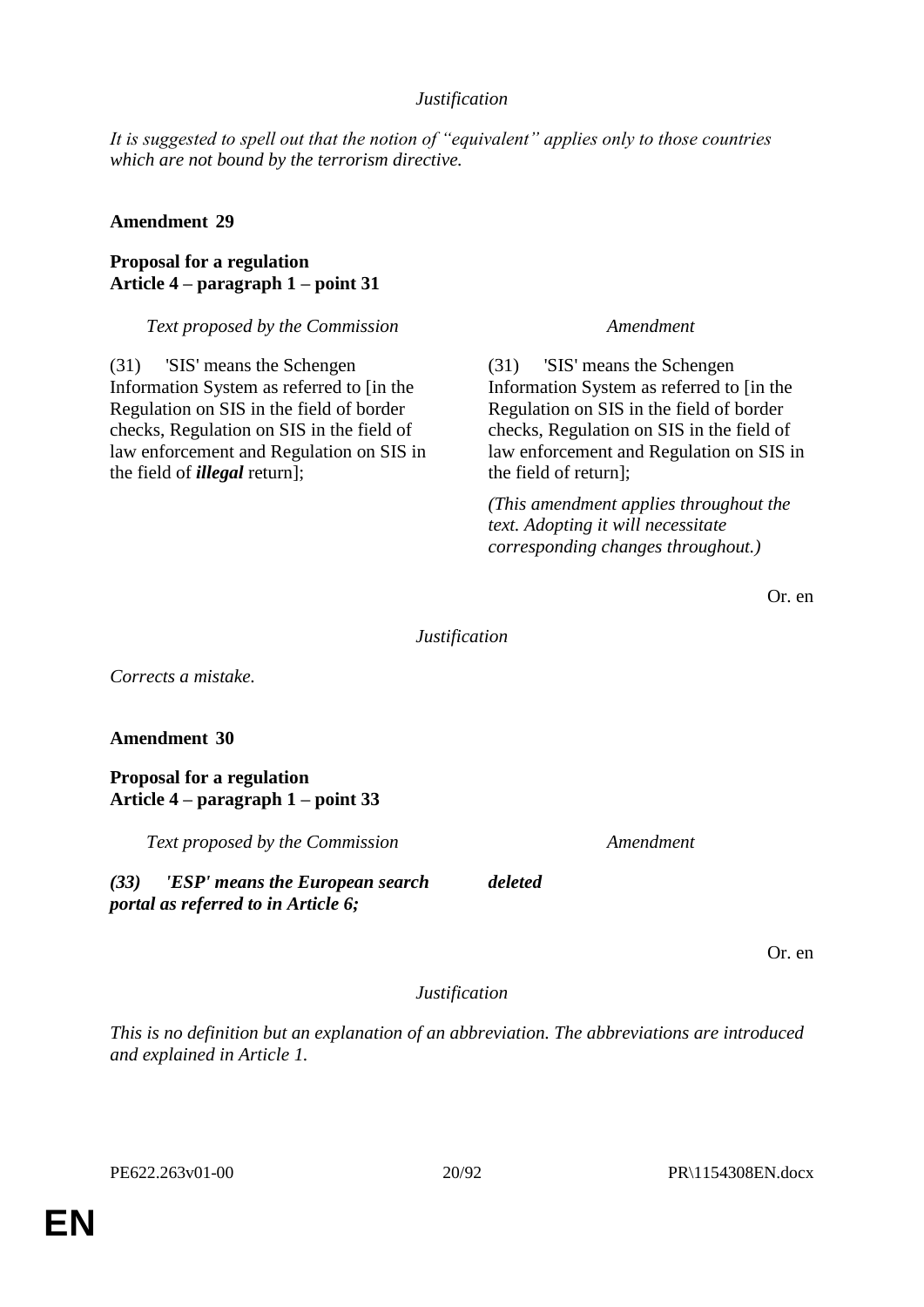*Justification*

*It is suggested to spell out that the notion of "equivalent" applies only to those countries which are not bound by the terrorism directive.*

**Amendment 29**

**Proposal for a regulation**
**Article 4 – paragraph 1 – point 31**

| *Text proposed by the Commission* | *Amendment* |
| --- | --- |
| (31) 'SIS' means the Schengen Information System as referred to [in the Regulation on SIS in the field of border checks, Regulation on SIS in the field of law enforcement and Regulation on SIS in the field of ***illegal*** return]; | (31) 'SIS' means the Schengen Information System as referred to [in the Regulation on SIS in the field of border checks, Regulation on SIS in the field of law enforcement and Regulation on SIS in the field of return]; |
| | *(This amendment applies throughout the text. Adopting it will necessitate corresponding changes throughout.)* |

Or. en

*Justification*

*Corrects a mistake.*

**Amendment 30**

**Proposal for a regulation**
**Article 4 – paragraph 1 – point 33**

| *Text proposed by the Commission* | *Amendment* |
| --- | --- |
| ***(33) 'ESP' means the European search portal as referred to in Article 6;*** | ***deleted*** |

Or. en

*Justification*

*This is no definition but an explanation of an abbreviation. The abbreviations are introduced and explained in Article 1.*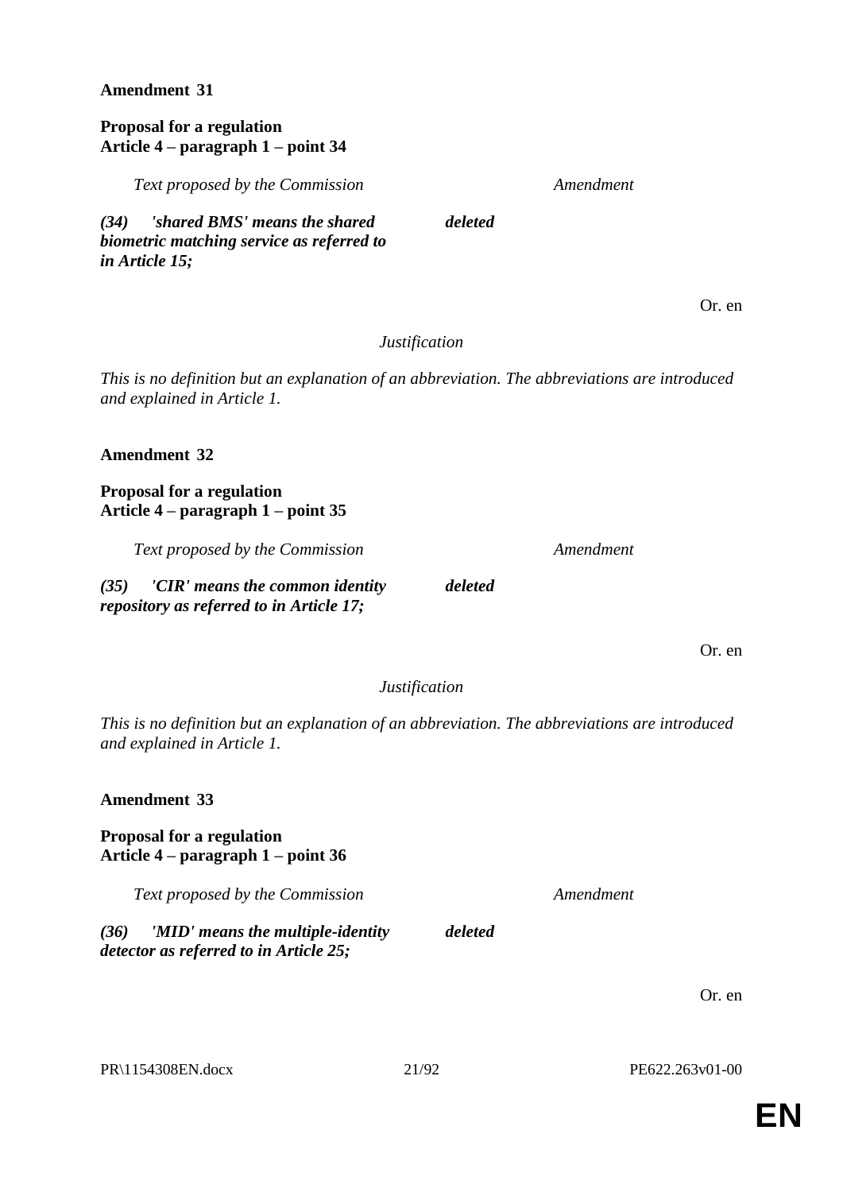**Amendment 31**

**Proposal for a regulation**
**Article 4 – paragraph 1 – point 34**

| *Text proposed by the Commission* | *Amendment* |
| --- | --- |
| ***(34) 'shared BMS' means the shared biometric matching service as referred to in Article 15;*** | ***deleted*** |

Or. en

*Justification*

*This is no definition but an explanation of an abbreviation. The abbreviations are introduced and explained in Article 1.*

**Amendment 32**

**Proposal for a regulation**
**Article 4 – paragraph 1 – point 35**

| *Text proposed by the Commission* | *Amendment* |
| --- | --- |
| ***(35) 'CIR' means the common identity repository as referred to in Article 17;*** | ***deleted*** |

Or. en

*Justification*

*This is no definition but an explanation of an abbreviation. The abbreviations are introduced and explained in Article 1.*

**Amendment 33**

**Proposal for a regulation**
**Article 4 – paragraph 1 – point 36**

| *Text proposed by the Commission* | *Amendment* |
| --- | --- |
| ***(36) 'MID' means the multiple-identity detector as referred to in Article 25;*** | ***deleted*** |

Or. en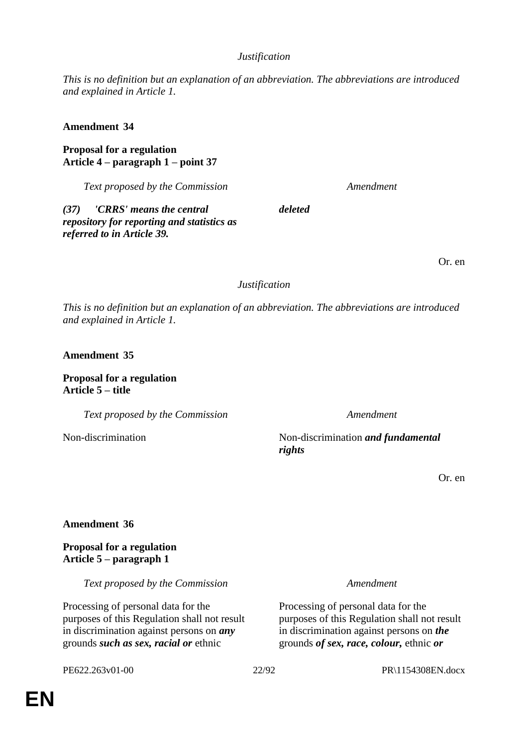*Justification*

*This is no definition but an explanation of an abbreviation. The abbreviations are introduced and explained in Article 1.*

**Amendment 34**

**Proposal for a regulation**
**Article 4 – paragraph 1 – point 37**

| *Text proposed by the Commission* | *Amendment* |
| --- | --- |
| ***(37) 'CRRS' means the central repository for reporting and statistics as referred to in Article 39.*** | ***deleted*** |

Or. en

*Justification*

*This is no definition but an explanation of an abbreviation. The abbreviations are introduced and explained in Article 1.*

**Amendment 35**

**Proposal for a regulation**
**Article 5 – title**

| *Text proposed by the Commission* | *Amendment* |
| --- | --- |
| Non-discrimination | Non-discrimination ***and fundamental rights*** |

Or. en

**Amendment 36**

**Proposal for a regulation**
**Article 5 – paragraph 1**

| *Text proposed by the Commission* | *Amendment* |
| --- | --- |
| Processing of personal data for the purposes of this Regulation shall not result in discrimination against persons on ***any*** grounds ***such as sex, racial or*** ethnic | Processing of personal data for the purposes of this Regulation shall not result in discrimination against persons on ***the*** grounds ***of sex, race, colour,*** ethnic ***or*** |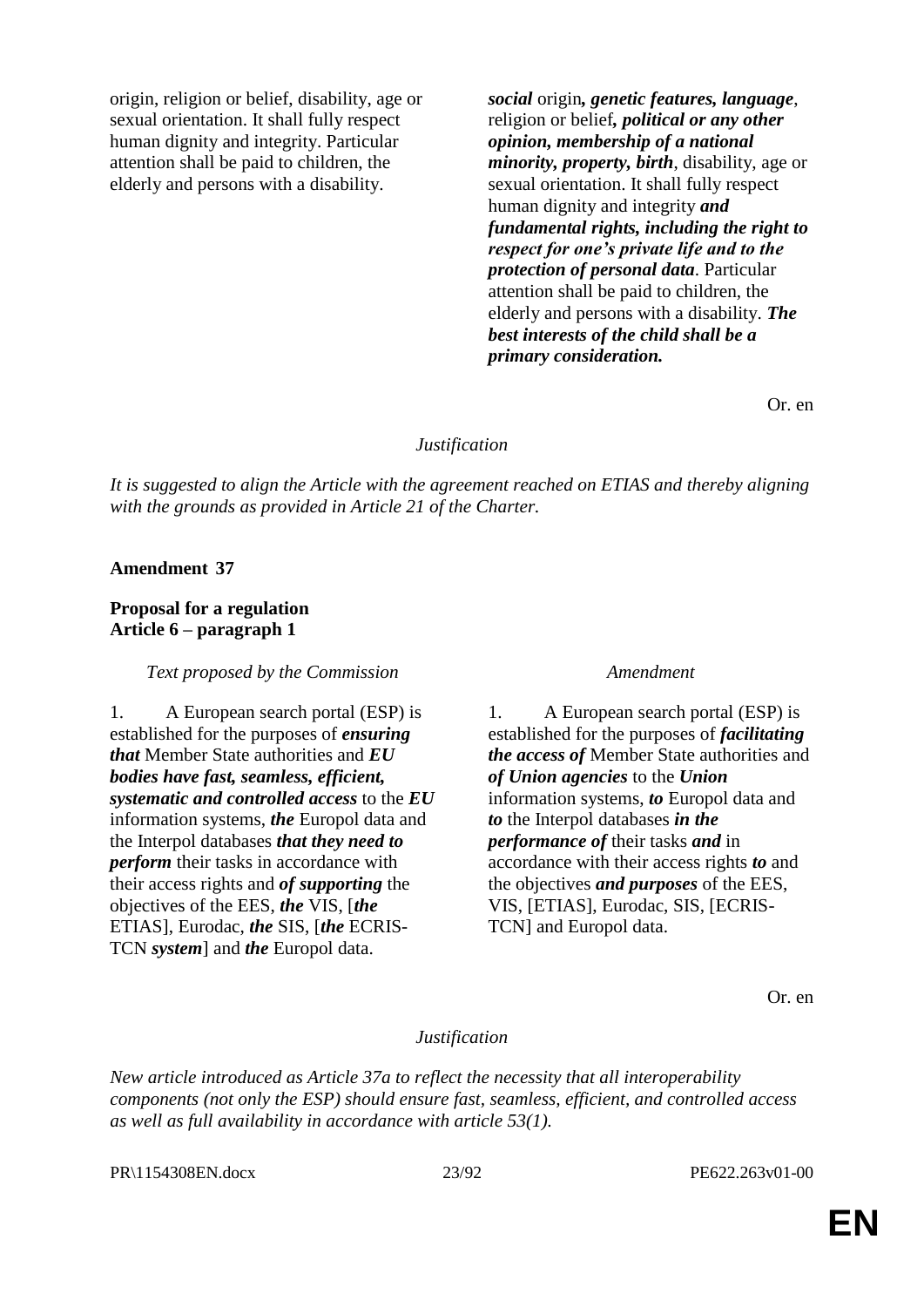| | |
|---|---|
| origin, religion or belief, disability, age or sexual orientation. It shall fully respect human dignity and integrity. Particular attention shall be paid to children, the elderly and persons with a disability. | ***social*** origin***, genetic features, language***, religion or belief***, political or any other opinion, membership of a national minority, property, birth***, disability, age or sexual orientation. It shall fully respect human dignity and integrity ***and fundamental rights, including the right to respect for one's private life and to the protection of personal data***. Particular attention shall be paid to children, the elderly and persons with a disability. ***The best interests of the child shall be a primary consideration.*** |

Or. en

*Justification*

*It is suggested to align the Article with the agreement reached on ETIAS and thereby aligning with the grounds as provided in Article 21 of the Charter.*

**Amendment 37**

**Proposal for a regulation**
**Article 6 – paragraph 1**

| *Text proposed by the Commission* | *Amendment* |
|---|---|
| 1. A European search portal (ESP) is established for the purposes of ***ensuring that*** Member State authorities and ***EU bodies have fast, seamless, efficient, systematic and controlled access*** to the ***EU*** information systems, ***the*** Europol data and the Interpol databases ***that they need to perform*** their tasks in accordance with their access rights and ***of supporting*** the objectives of the EES, ***the*** VIS, [***the*** ETIAS], Eurodac, ***the*** SIS, [***the*** ECRIS-TCN ***system***] and ***the*** Europol data. | 1. A European search portal (ESP) is established for the purposes of ***facilitating the access of*** Member State authorities and ***of Union agencies*** to the ***Union*** information systems, ***to*** Europol data and ***to*** the Interpol databases ***in the performance of*** their tasks ***and*** in accordance with their access rights ***to*** and the objectives ***and purposes*** of the EES, VIS, [ETIAS], Eurodac, SIS, [ECRIS-TCN] and Europol data. |

Or. en

*Justification*

*New article introduced as Article 37a to reflect the necessity that all interoperability components (not only the ESP) should ensure fast, seamless, efficient, and controlled access as well as full availability in accordance with article 53(1).*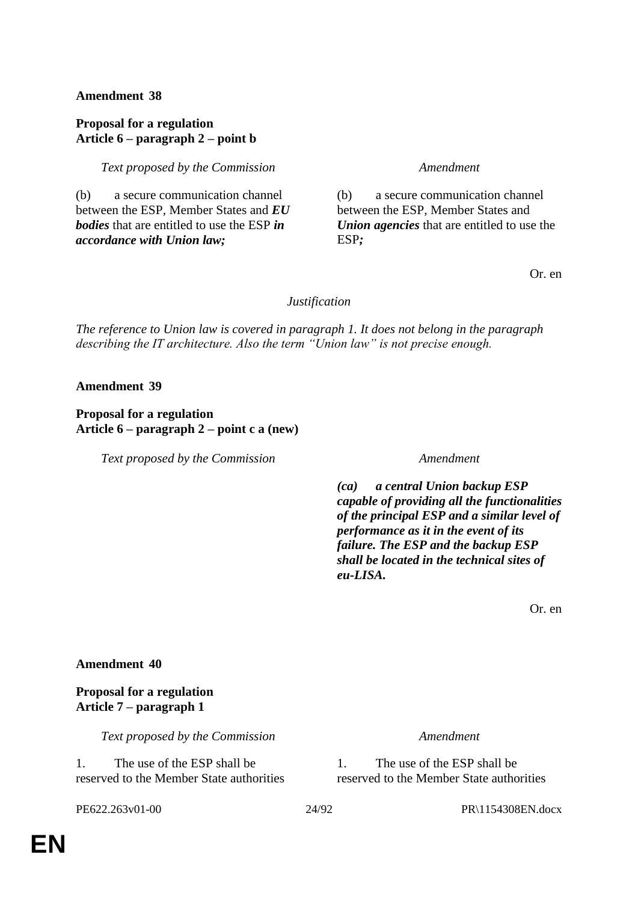**Amendment 38**

**Proposal for a regulation**
**Article 6 – paragraph 2 – point b**

| *Text proposed by the Commission* | *Amendment* |
| --- | --- |
| (b) a secure communication channel between the ESP, Member States and ***EU bodies*** that are entitled to use the ESP ***in accordance with Union law;*** | (b) a secure communication channel between the ESP, Member States and ***Union agencies*** that are entitled to use the ESP***;*** |

Or. en

*Justification*

*The reference to Union law is covered in paragraph 1. It does not belong in the paragraph describing the IT architecture. Also the term "Union law" is not precise enough.*

**Amendment 39**

**Proposal for a regulation**
**Article 6 – paragraph 2 – point c a (new)**

| *Text proposed by the Commission* | *Amendment* |
| --- | --- |
| | ***(ca) a central Union backup ESP capable of providing all the functionalities of the principal ESP and a similar level of performance as it in the event of its failure. The ESP and the backup ESP shall be located in the technical sites of eu-LISA.*** |

Or. en

**Amendment 40**

**Proposal for a regulation**
**Article 7 – paragraph 1**

| *Text proposed by the Commission* | *Amendment* |
| --- | --- |
| 1. The use of the ESP shall be reserved to the Member State authorities | 1. The use of the ESP shall be reserved to the Member State authorities |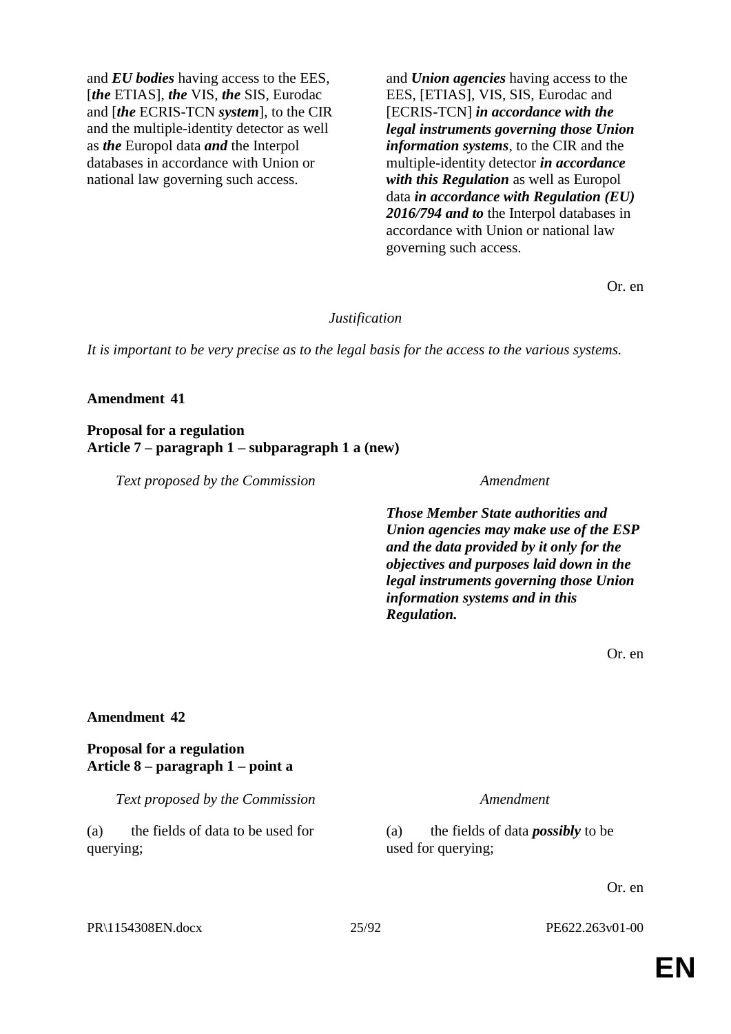| | |
|---|---|
| and ***EU bodies*** having access to the EES, [***the*** ETIAS], ***the*** VIS, ***the*** SIS, Eurodac and [***the*** ECRIS-TCN ***system***], to the CIR and the multiple-identity detector as well as ***the*** Europol data ***and*** the Interpol databases in accordance with Union or national law governing such access. | and ***Union agencies*** having access to the EES, [ETIAS], VIS, SIS, Eurodac and [ECRIS-TCN] ***in accordance with the legal instruments governing those Union information systems***, to the CIR and the multiple-identity detector ***in accordance with this Regulation*** as well as Europol data ***in accordance with Regulation (EU) 2016/794 and to*** the Interpol databases in accordance with Union or national law governing such access. |

Or. en

*Justification*

*It is important to be very precise as to the legal basis for the access to the various systems.*

**Amendment 41**

**Proposal for a regulation**
**Article 7 – paragraph 1 – subparagraph 1 a (new)**

| *Text proposed by the Commission* | *Amendment* |
|---|---|
| | ***Those Member State authorities and Union agencies may make use of the ESP and the data provided by it only for the objectives and purposes laid down in the legal instruments governing those Union information systems and in this Regulation.*** |

Or. en

**Amendment 42**

**Proposal for a regulation**
**Article 8 – paragraph 1 – point a**

| *Text proposed by the Commission* | *Amendment* |
|---|---|
| (a) the fields of data to be used for querying; | (a) the fields of data ***possibly*** to be used for querying; |

Or. en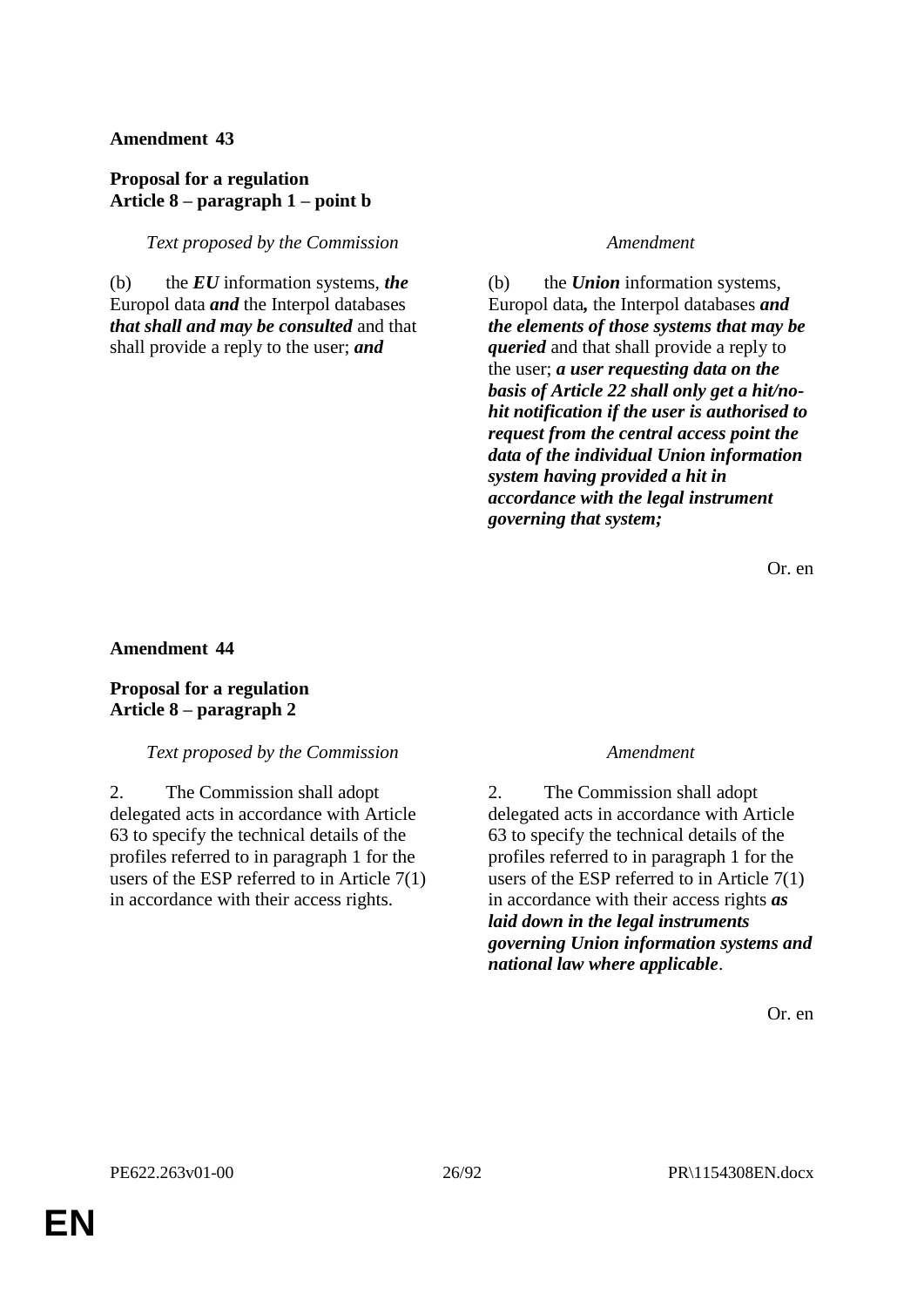**Amendment 43**

**Proposal for a regulation**
**Article 8 – paragraph 1 – point b**

| *Text proposed by the Commission* | *Amendment* |
| --- | --- |
| (b) the ***EU*** information systems, ***the*** Europol data ***and*** the Interpol databases ***that shall and may be consulted*** and that shall provide a reply to the user; ***and*** | (b) the ***Union*** information systems, Europol data***,*** the Interpol databases ***and the elements of those systems that may be queried*** and that shall provide a reply to the user; ***a user requesting data on the basis of Article 22 shall only get a hit/no-hit notification if the user is authorised to request from the central access point the data of the individual Union information system having provided a hit in accordance with the legal instrument governing that system;*** |

Or. en

**Amendment 44**

**Proposal for a regulation**
**Article 8 – paragraph 2**

| *Text proposed by the Commission* | *Amendment* |
| --- | --- |
| 2. The Commission shall adopt delegated acts in accordance with Article 63 to specify the technical details of the profiles referred to in paragraph 1 for the users of the ESP referred to in Article 7(1) in accordance with their access rights. | 2. The Commission shall adopt delegated acts in accordance with Article 63 to specify the technical details of the profiles referred to in paragraph 1 for the users of the ESP referred to in Article 7(1) in accordance with their access rights ***as laid down in the legal instruments governing Union information systems and national law where applicable***. |

Or. en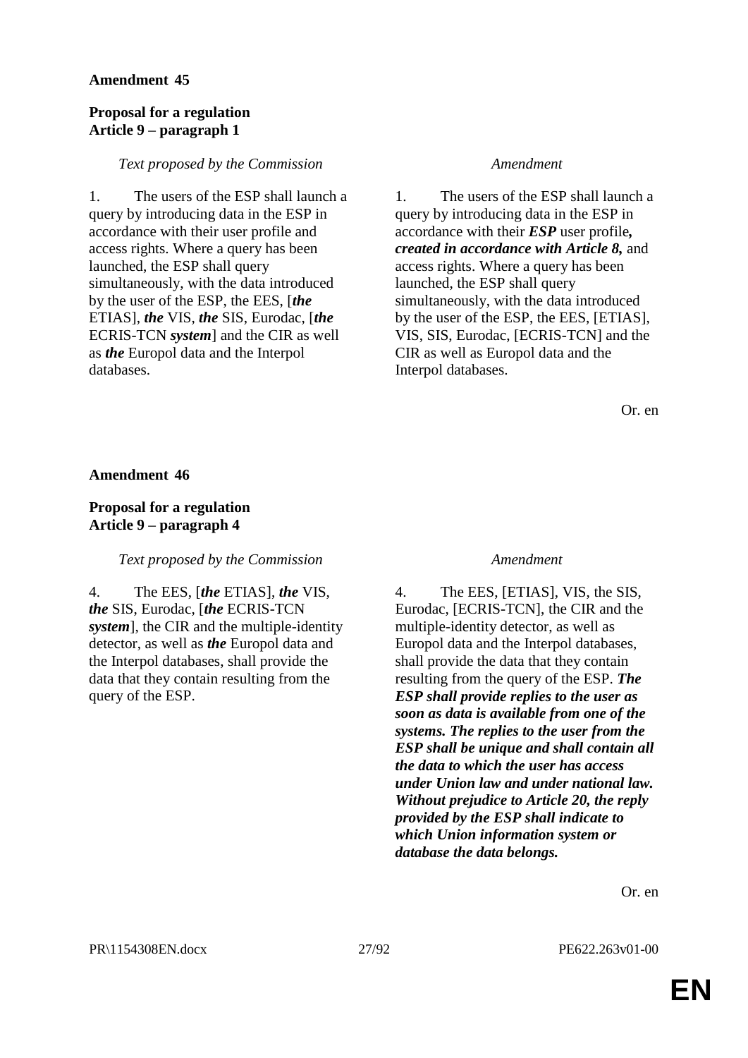**Amendment 45**

**Proposal for a regulation**
**Article 9 – paragraph 1**

| *Text proposed by the Commission* | *Amendment* |
|---|---|
| 1. The users of the ESP shall launch a query by introducing data in the ESP in accordance with their user profile and access rights. Where a query has been launched, the ESP shall query simultaneously, with the data introduced by the user of the ESP, the EES, [***the*** ETIAS], ***the*** VIS, ***the*** SIS, Eurodac, [***the*** ECRIS-TCN ***system***] and the CIR as well as ***the*** Europol data and the Interpol databases. | 1. The users of the ESP shall launch a query by introducing data in the ESP in accordance with their ***ESP*** user profile***, created in accordance with Article 8,*** and access rights. Where a query has been launched, the ESP shall query simultaneously, with the data introduced by the user of the ESP, the EES, [ETIAS], VIS, SIS, Eurodac, [ECRIS-TCN] and the CIR as well as Europol data and the Interpol databases. |

Or. en

**Amendment 46**

**Proposal for a regulation**
**Article 9 – paragraph 4**

| *Text proposed by the Commission* | *Amendment* |
|---|---|
| 4. The EES, [***the*** ETIAS], ***the*** VIS, ***the*** SIS, Eurodac, [***the*** ECRIS-TCN ***system***], the CIR and the multiple-identity detector, as well as ***the*** Europol data and the Interpol databases, shall provide the data that they contain resulting from the query of the ESP. | 4. The EES, [ETIAS], VIS, the SIS, Eurodac, [ECRIS-TCN], the CIR and the multiple-identity detector, as well as Europol data and the Interpol databases, shall provide the data that they contain resulting from the query of the ESP. ***The ESP shall provide replies to the user as soon as data is available from one of the systems. The replies to the user from the ESP shall be unique and shall contain all the data to which the user has access under Union law and under national law. Without prejudice to Article 20, the reply provided by the ESP shall indicate to which Union information system or database the data belongs.*** |

Or. en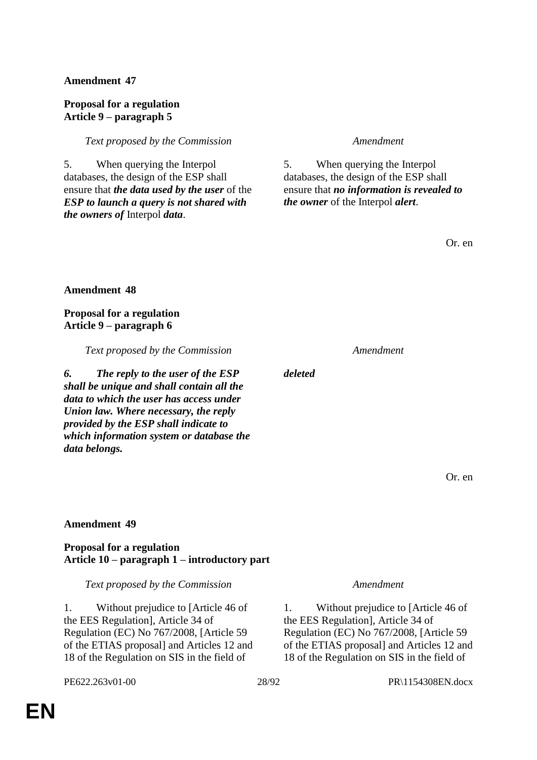**Amendment 47**

**Proposal for a regulation**
**Article 9 – paragraph 5**

| *Text proposed by the Commission* | *Amendment* |
|---|---|
| 5. When querying the Interpol databases, the design of the ESP shall ensure that ***the data used by the user*** of the ***ESP to launch a query is not shared with the owners of*** Interpol ***data***. | 5. When querying the Interpol databases, the design of the ESP shall ensure that ***no information is revealed to the owner*** of the Interpol ***alert***. |

Or. en

**Amendment 48**

**Proposal for a regulation**
**Article 9 – paragraph 6**

| *Text proposed by the Commission* | *Amendment* |
|---|---|
| ***6. The reply to the user of the ESP shall be unique and shall contain all the data to which the user has access under Union law. Where necessary, the reply provided by the ESP shall indicate to which information system or database the data belongs.*** | ***deleted*** |

Or. en

**Amendment 49**

**Proposal for a regulation**
**Article 10 – paragraph 1 – introductory part**

| *Text proposed by the Commission* | *Amendment* |
|---|---|
| 1. Without prejudice to [Article 46 of the EES Regulation], Article 34 of Regulation (EC) No 767/2008, [Article 59 of the ETIAS proposal] and Articles 12 and 18 of the Regulation on SIS in the field of | 1. Without prejudice to [Article 46 of the EES Regulation], Article 34 of Regulation (EC) No 767/2008, [Article 59 of the ETIAS proposal] and Articles 12 and 18 of the Regulation on SIS in the field of |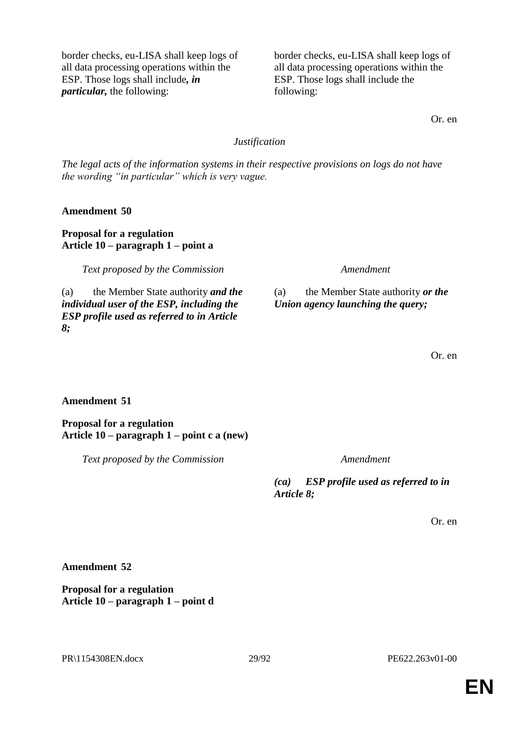| | |
|---|---|
| border checks, eu-LISA shall keep logs of all data processing operations within the ESP. Those logs shall include***, in particular,*** the following: | border checks, eu-LISA shall keep logs of all data processing operations within the ESP. Those logs shall include the following: |

Or. en

*Justification*

*The legal acts of the information systems in their respective provisions on logs do not have the wording "in particular" which is very vague.*

**Amendment 50**

**Proposal for a regulation**
**Article 10 – paragraph 1 – point a**

| *Text proposed by the Commission* | *Amendment* |
|---|---|
| (a) the Member State authority ***and the individual user of the ESP, including the ESP profile used as referred to in Article 8;*** | (a) the Member State authority ***or the Union agency launching the query;*** |

Or. en

**Amendment 51**

**Proposal for a regulation**
**Article 10 – paragraph 1 – point c a (new)**

| *Text proposed by the Commission* | *Amendment* |
|---|---|
| | ***(ca) ESP profile used as referred to in Article 8;*** |

Or. en

**Amendment 52**

**Proposal for a regulation**
**Article 10 – paragraph 1 – point d**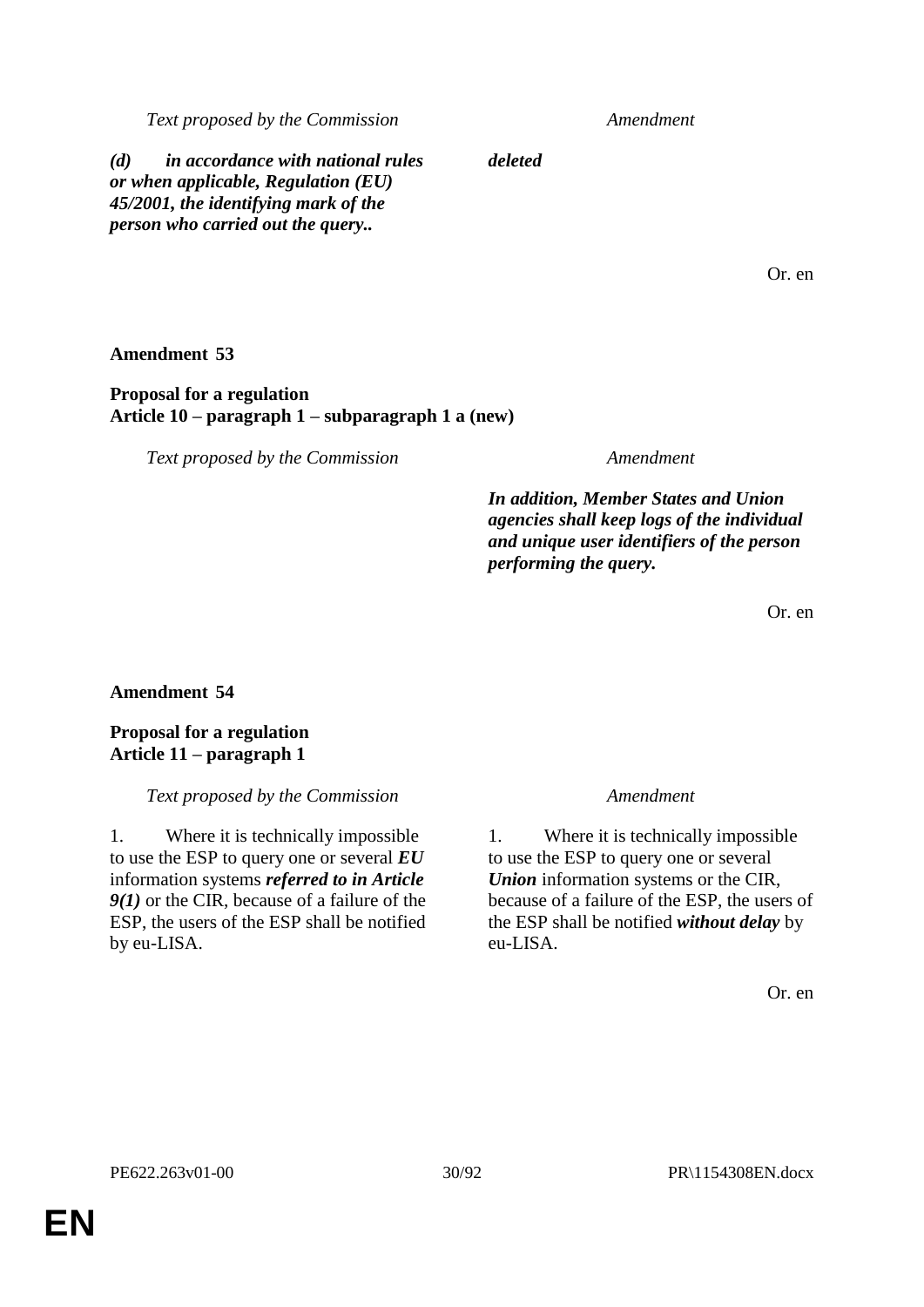| Text proposed by the Commission | Amendment |
|---|---|
| ***(d) in accordance with national rules or when applicable, Regulation (EU) 45/2001, the identifying mark of the person who carried out the query..*** | ***deleted*** |

Or. en

**Amendment 53**

**Proposal for a regulation**
**Article 10 – paragraph 1 – subparagraph 1 a (new)**

| Text proposed by the Commission | Amendment |
|---|---|
| | ***In addition, Member States and Union agencies shall keep logs of the individual and unique user identifiers of the person performing the query.*** |

Or. en

**Amendment 54**

**Proposal for a regulation**
**Article 11 – paragraph 1**

| Text proposed by the Commission | Amendment |
|---|---|
| 1. Where it is technically impossible to use the ESP to query one or several ***EU*** information systems ***referred to in Article 9(1)*** or the CIR, because of a failure of the ESP, the users of the ESP shall be notified by eu-LISA. | 1. Where it is technically impossible to use the ESP to query one or several ***Union*** information systems or the CIR, because of a failure of the ESP, the users of the ESP shall be notified ***without delay*** by eu-LISA. |

Or. en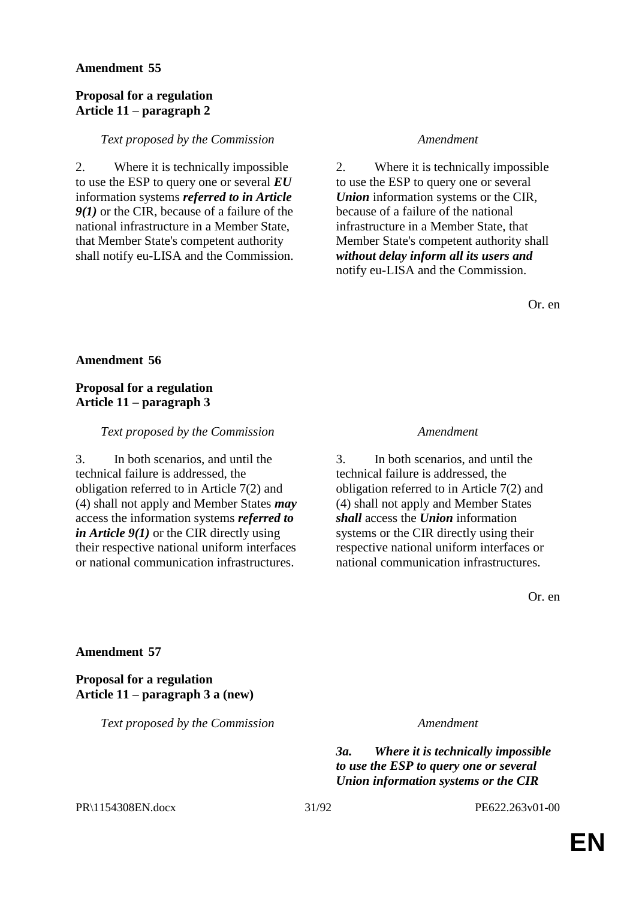**Amendment 55**

**Proposal for a regulation**
**Article 11 – paragraph 2**

| *Text proposed by the Commission* | *Amendment* |
|---|---|
| 2. Where it is technically impossible to use the ESP to query one or several ***EU*** information systems ***referred to in Article 9(1)*** or the CIR, because of a failure of the national infrastructure in a Member State, that Member State's competent authority shall notify eu-LISA and the Commission. | 2. Where it is technically impossible to use the ESP to query one or several ***Union*** information systems or the CIR, because of a failure of the national infrastructure in a Member State, that Member State's competent authority shall ***without delay inform all its users and*** notify eu-LISA and the Commission. |

Or. en

**Amendment 56**

**Proposal for a regulation**
**Article 11 – paragraph 3**

| *Text proposed by the Commission* | *Amendment* |
|---|---|
| 3. In both scenarios, and until the technical failure is addressed, the obligation referred to in Article 7(2) and (4) shall not apply and Member States ***may*** access the information systems ***referred to in Article 9(1)*** or the CIR directly using their respective national uniform interfaces or national communication infrastructures. | 3. In both scenarios, and until the technical failure is addressed, the obligation referred to in Article 7(2) and (4) shall not apply and Member States ***shall*** access the ***Union*** information systems or the CIR directly using their respective national uniform interfaces or national communication infrastructures. |

Or. en

**Amendment 57**

**Proposal for a regulation**
**Article 11 – paragraph 3 a (new)**

| *Text proposed by the Commission* | *Amendment* |
|---|---|
| | ***3a. Where it is technically impossible to use the ESP to query one or several Union information systems or the CIR*** |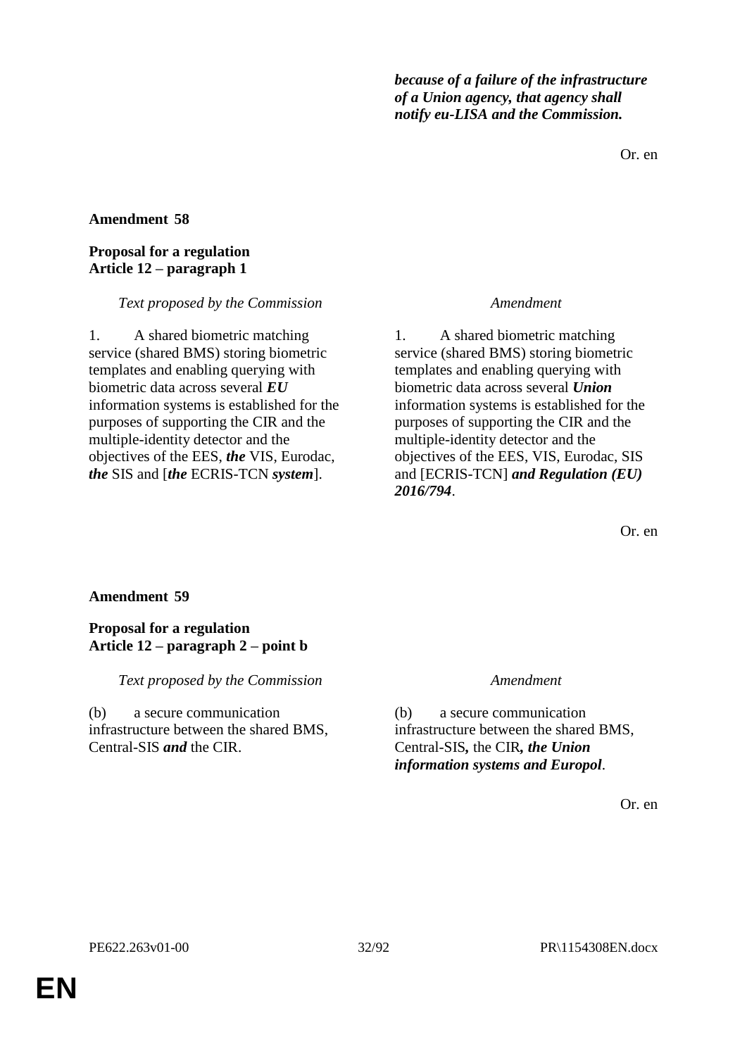| | |
|---|---|
| | ***because of a failure of the infrastructure of a Union agency, that agency shall notify eu-LISA and the Commission.*** |

Or. en

**Amendment 58**

**Proposal for a regulation**
**Article 12 – paragraph 1**

| *Text proposed by the Commission* | *Amendment* |
|---|---|
| 1. A shared biometric matching service (shared BMS) storing biometric templates and enabling querying with biometric data across several ***EU*** information systems is established for the purposes of supporting the CIR and the multiple-identity detector and the objectives of the EES, ***the*** VIS, Eurodac, ***the*** SIS and [***the*** ECRIS-TCN ***system***]. | 1. A shared biometric matching service (shared BMS) storing biometric templates and enabling querying with biometric data across several ***Union*** information systems is established for the purposes of supporting the CIR and the multiple-identity detector and the objectives of the EES, VIS, Eurodac, SIS and [ECRIS-TCN] ***and Regulation (EU) 2016/794***. |

Or. en

**Amendment 59**

**Proposal for a regulation**
**Article 12 – paragraph 2 – point b**

| *Text proposed by the Commission* | *Amendment* |
|---|---|
| (b) a secure communication infrastructure between the shared BMS, Central-SIS ***and*** the CIR. | (b) a secure communication infrastructure between the shared BMS, Central-SIS***,*** the CIR***, the Union information systems and Europol***. |

Or. en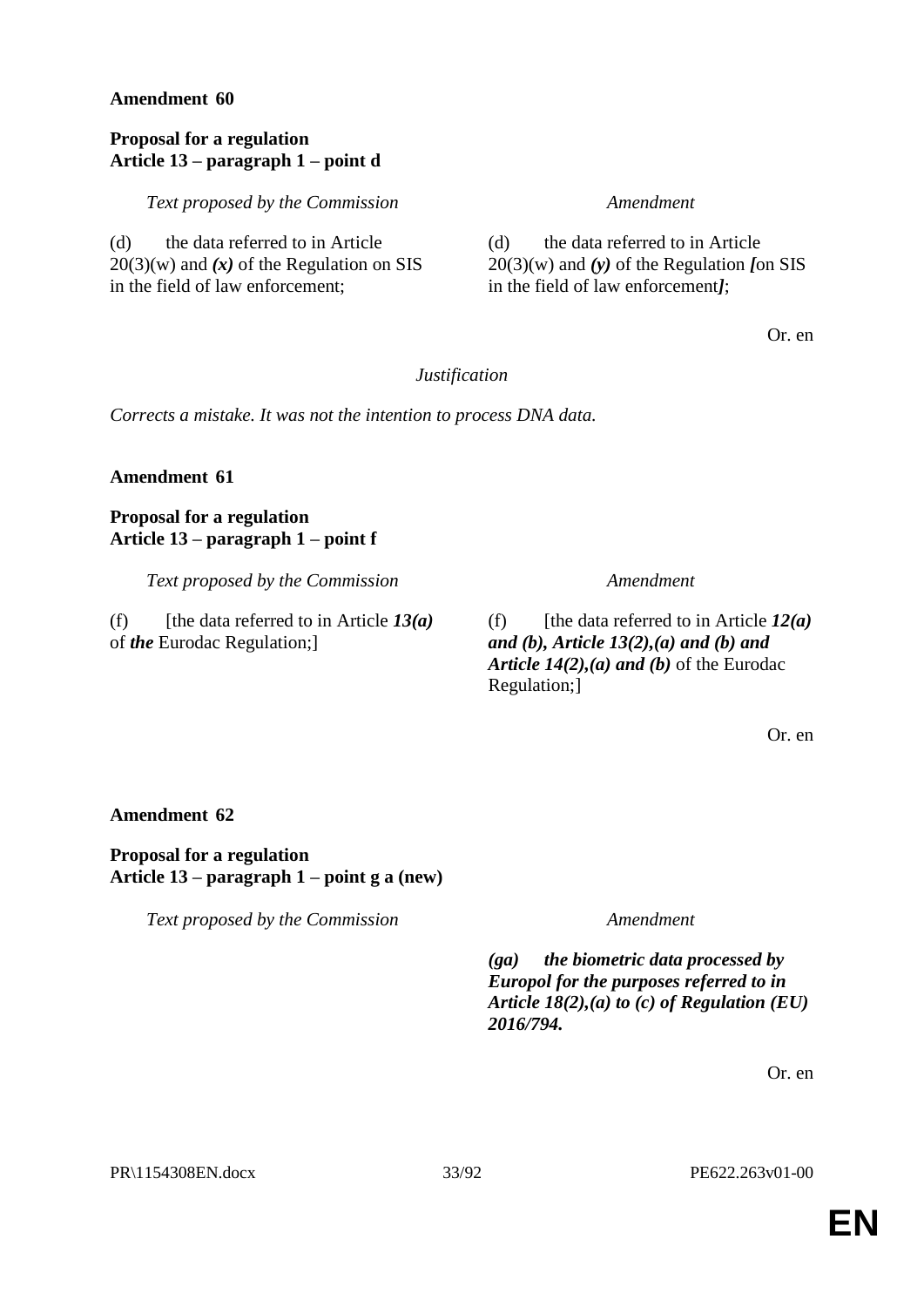**Amendment 60**

**Proposal for a regulation**
**Article 13 – paragraph 1 – point d**

| *Text proposed by the Commission* | *Amendment* |
| --- | --- |
| (d) the data referred to in Article 20(3)(w) and ***(x)*** of the Regulation on SIS in the field of law enforcement; | (d) the data referred to in Article 20(3)(w) and ***(y)*** of the Regulation ***[***on SIS in the field of law enforcement***]***; |

Or. en

*Justification*

*Corrects a mistake. It was not the intention to process DNA data.*

**Amendment 61**

**Proposal for a regulation**
**Article 13 – paragraph 1 – point f**

| *Text proposed by the Commission* | *Amendment* |
| --- | --- |
| (f) [the data referred to in Article ***13(a)*** of ***the*** Eurodac Regulation;] | (f) [the data referred to in Article ***12(a) and (b), Article 13(2),(a) and (b) and Article 14(2),(a) and (b)*** of the Eurodac Regulation;] |

Or. en

**Amendment 62**

**Proposal for a regulation**
**Article 13 – paragraph 1 – point g a (new)**

| *Text proposed by the Commission* | *Amendment* |
| --- | --- |
| | ***(ga) the biometric data processed by Europol for the purposes referred to in Article 18(2),(a) to (c) of Regulation (EU) 2016/794.*** |

Or. en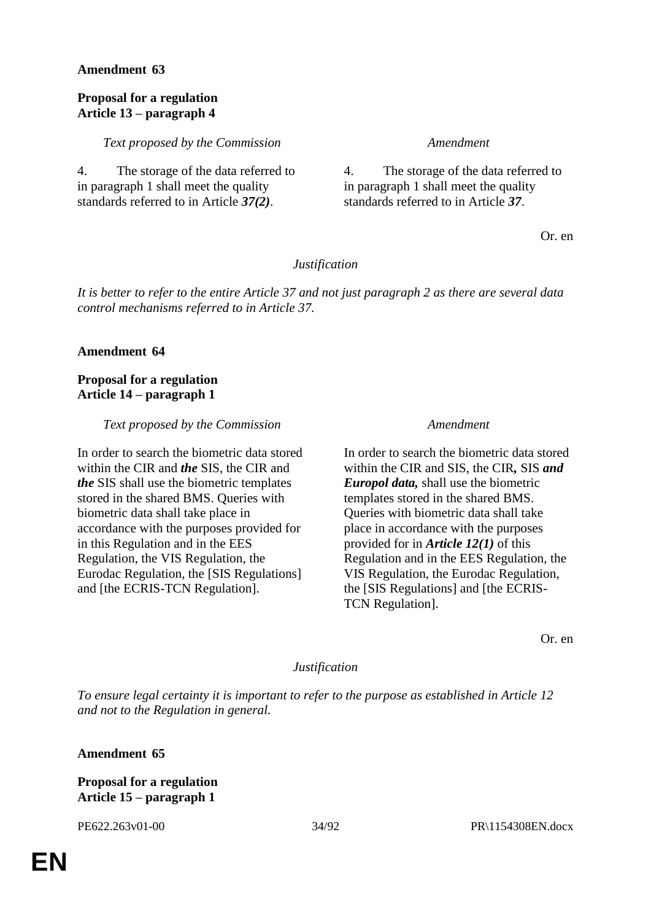**Amendment 63**

**Proposal for a regulation**
**Article 13 – paragraph 4**

| *Text proposed by the Commission* | *Amendment* |
|---|---|
| 4. The storage of the data referred to in paragraph 1 shall meet the quality standards referred to in Article ***37(2)***. | 4. The storage of the data referred to in paragraph 1 shall meet the quality standards referred to in Article ***37***. |

Or. en

*Justification*

*It is better to refer to the entire Article 37 and not just paragraph 2 as there are several data control mechanisms referred to in Article 37.*

**Amendment 64**

**Proposal for a regulation**
**Article 14 – paragraph 1**

| *Text proposed by the Commission* | *Amendment* |
|---|---|
| In order to search the biometric data stored within the CIR and ***the*** SIS, the CIR and ***the*** SIS shall use the biometric templates stored in the shared BMS. Queries with biometric data shall take place in accordance with the purposes provided for in this Regulation and in the EES Regulation, the VIS Regulation, the Eurodac Regulation, the [SIS Regulations] and [the ECRIS-TCN Regulation]. | In order to search the biometric data stored within the CIR and SIS, the CIR***,*** SIS ***and Europol data,*** shall use the biometric templates stored in the shared BMS. Queries with biometric data shall take place in accordance with the purposes provided for in ***Article 12(1)*** of this Regulation and in the EES Regulation, the VIS Regulation, the Eurodac Regulation, the [SIS Regulations] and [the ECRIS-TCN Regulation]. |

Or. en

*Justification*

*To ensure legal certainty it is important to refer to the purpose as established in Article 12 and not to the Regulation in general.*

**Amendment 65**

**Proposal for a regulation**
**Article 15 – paragraph 1**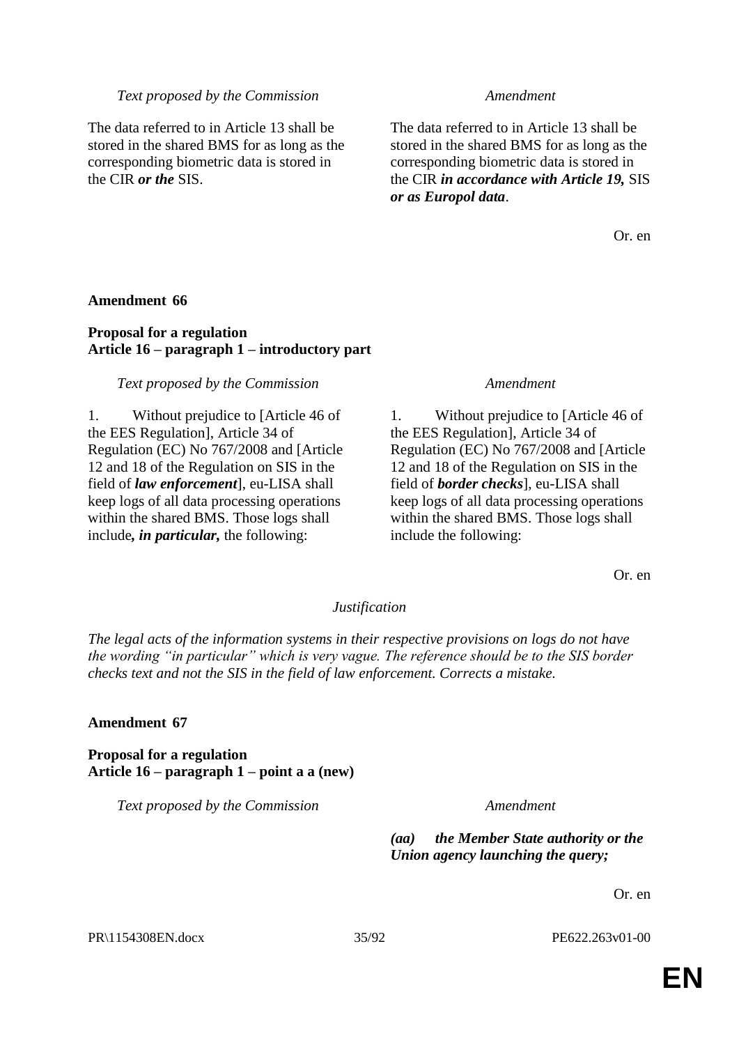| Text proposed by the Commission | Amendment |
|---|---|
| The data referred to in Article 13 shall be stored in the shared BMS for as long as the corresponding biometric data is stored in the CIR ***or the*** SIS. | The data referred to in Article 13 shall be stored in the shared BMS for as long as the corresponding biometric data is stored in the CIR ***in accordance with Article 19,*** SIS ***or as Europol data***. |

Or. en

**Amendment 66**

**Proposal for a regulation**
**Article 16 – paragraph 1 – introductory part**

| Text proposed by the Commission | Amendment |
|---|---|
| 1. Without prejudice to [Article 46 of the EES Regulation], Article 34 of Regulation (EC) No 767/2008 and [Article 12 and 18 of the Regulation on SIS in the field of ***law enforcement***], eu-LISA shall keep logs of all data processing operations within the shared BMS. Those logs shall include***, in particular,*** the following: | 1. Without prejudice to [Article 46 of the EES Regulation], Article 34 of Regulation (EC) No 767/2008 and [Article 12 and 18 of the Regulation on SIS in the field of ***border checks***], eu-LISA shall keep logs of all data processing operations within the shared BMS. Those logs shall include the following: |

Or. en

*Justification*

*The legal acts of the information systems in their respective provisions on logs do not have the wording "in particular" which is very vague. The reference should be to the SIS border checks text and not the SIS in the field of law enforcement. Corrects a mistake.*

**Amendment 67**

**Proposal for a regulation**
**Article 16 – paragraph 1 – point a a (new)**

| Text proposed by the Commission | Amendment |
|---|---|
| | ***(aa) the Member State authority or the Union agency launching the query;*** |

Or. en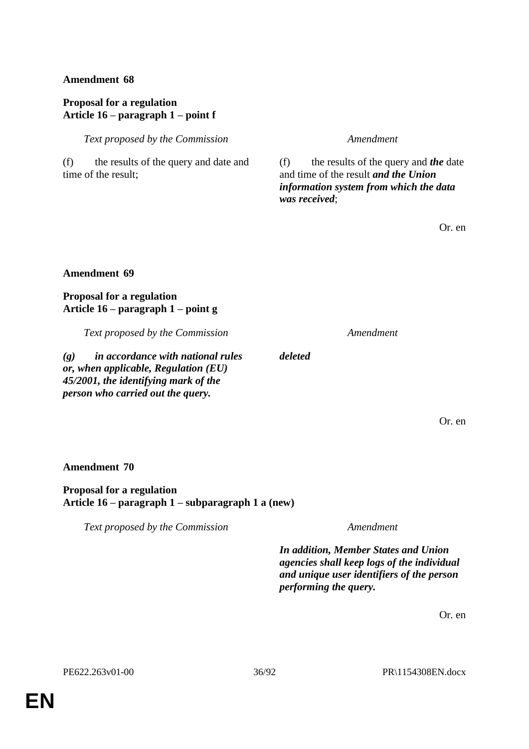**Amendment 68**

**Proposal for a regulation**
**Article 16 – paragraph 1 – point f**

| *Text proposed by the Commission* | *Amendment* |
|---|---|
| (f) the results of the query and date and time of the result; | (f) the results of the query and ***the*** date and time of the result ***and the Union information system from which the data was received***; |

Or. en

**Amendment 69**

**Proposal for a regulation**
**Article 16 – paragraph 1 – point g**

| *Text proposed by the Commission* | *Amendment* |
|---|---|
| ***(g) in accordance with national rules or, when applicable, Regulation (EU) 45/2001, the identifying mark of the person who carried out the query.*** | ***deleted*** |

Or. en

**Amendment 70**

**Proposal for a regulation**
**Article 16 – paragraph 1 – subparagraph 1 a (new)**

| *Text proposed by the Commission* | *Amendment* |
|---|---|
| | ***In addition, Member States and Union agencies shall keep logs of the individual and unique user identifiers of the person performing the query.*** |

Or. en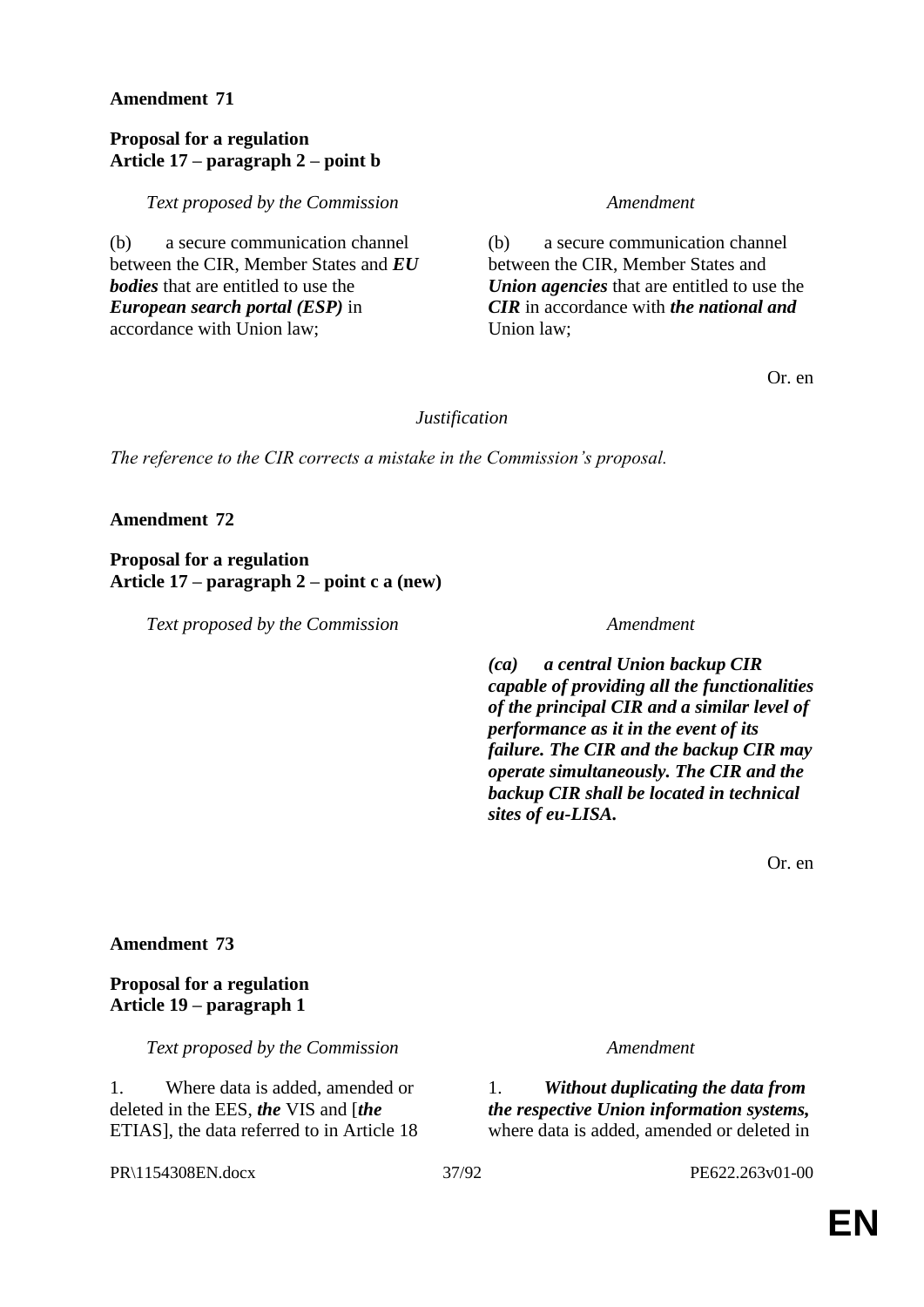**Amendment 71**

**Proposal for a regulation**
**Article 17 – paragraph 2 – point b**

| *Text proposed by the Commission* | *Amendment* |
|---|---|
| (b) a secure communication channel between the CIR, Member States and ***EU bodies*** that are entitled to use the ***European search portal (ESP)*** in accordance with Union law; | (b) a secure communication channel between the CIR, Member States and ***Union agencies*** that are entitled to use the ***CIR*** in accordance with ***the national and*** Union law; |

Or. en

*Justification*

*The reference to the CIR corrects a mistake in the Commission's proposal.*

**Amendment 72**

**Proposal for a regulation**
**Article 17 – paragraph 2 – point c a (new)**

| *Text proposed by the Commission* | *Amendment* |
|---|---|
| | ***(ca) a central Union backup CIR capable of providing all the functionalities of the principal CIR and a similar level of performance as it in the event of its failure. The CIR and the backup CIR may operate simultaneously. The CIR and the backup CIR shall be located in technical sites of eu-LISA.*** |

Or. en

**Amendment 73**

**Proposal for a regulation**
**Article 19 – paragraph 1**

| *Text proposed by the Commission* | *Amendment* |
|---|---|
| 1. Where data is added, amended or deleted in the EES, ***the*** VIS and [***the*** ETIAS], the data referred to in Article 18 | 1. ***Without duplicating the data from the respective Union information systems,*** where data is added, amended or deleted in |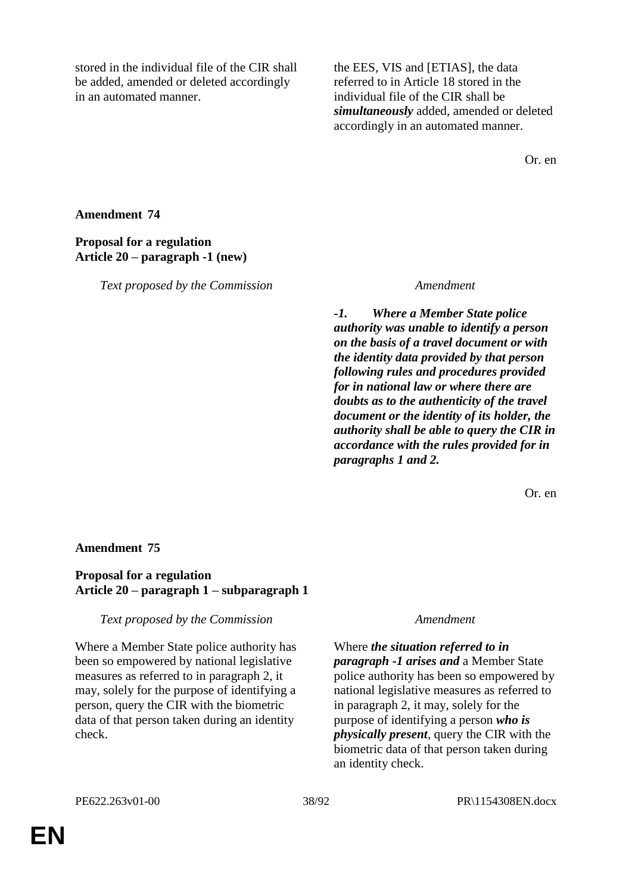| | |
|---|---|
| stored in the individual file of the CIR shall be added, amended or deleted accordingly in an automated manner. | the EES, VIS and [ETIAS], the data referred to in Article 18 stored in the individual file of the CIR shall be ***simultaneously*** added, amended or deleted accordingly in an automated manner. |

Or. en

**Amendment 74**

**Proposal for a regulation**
**Article 20 – paragraph -1 (new)**

| *Text proposed by the Commission* | *Amendment* |
|---|---|
| | ***-1. Where a Member State police authority was unable to identify a person on the basis of a travel document or with the identity data provided by that person following rules and procedures provided for in national law or where there are doubts as to the authenticity of the travel document or the identity of its holder, the authority shall be able to query the CIR in accordance with the rules provided for in paragraphs 1 and 2.*** |

Or. en

**Amendment 75**

**Proposal for a regulation**
**Article 20 – paragraph 1 – subparagraph 1**

| *Text proposed by the Commission* | *Amendment* |
|---|---|
| Where a Member State police authority has been so empowered by national legislative measures as referred to in paragraph 2, it may, solely for the purpose of identifying a person, query the CIR with the biometric data of that person taken during an identity check. | Where ***the situation referred to in paragraph -1 arises and*** a Member State police authority has been so empowered by national legislative measures as referred to in paragraph 2, it may, solely for the purpose of identifying a person ***who is physically present***, query the CIR with the biometric data of that person taken during an identity check. |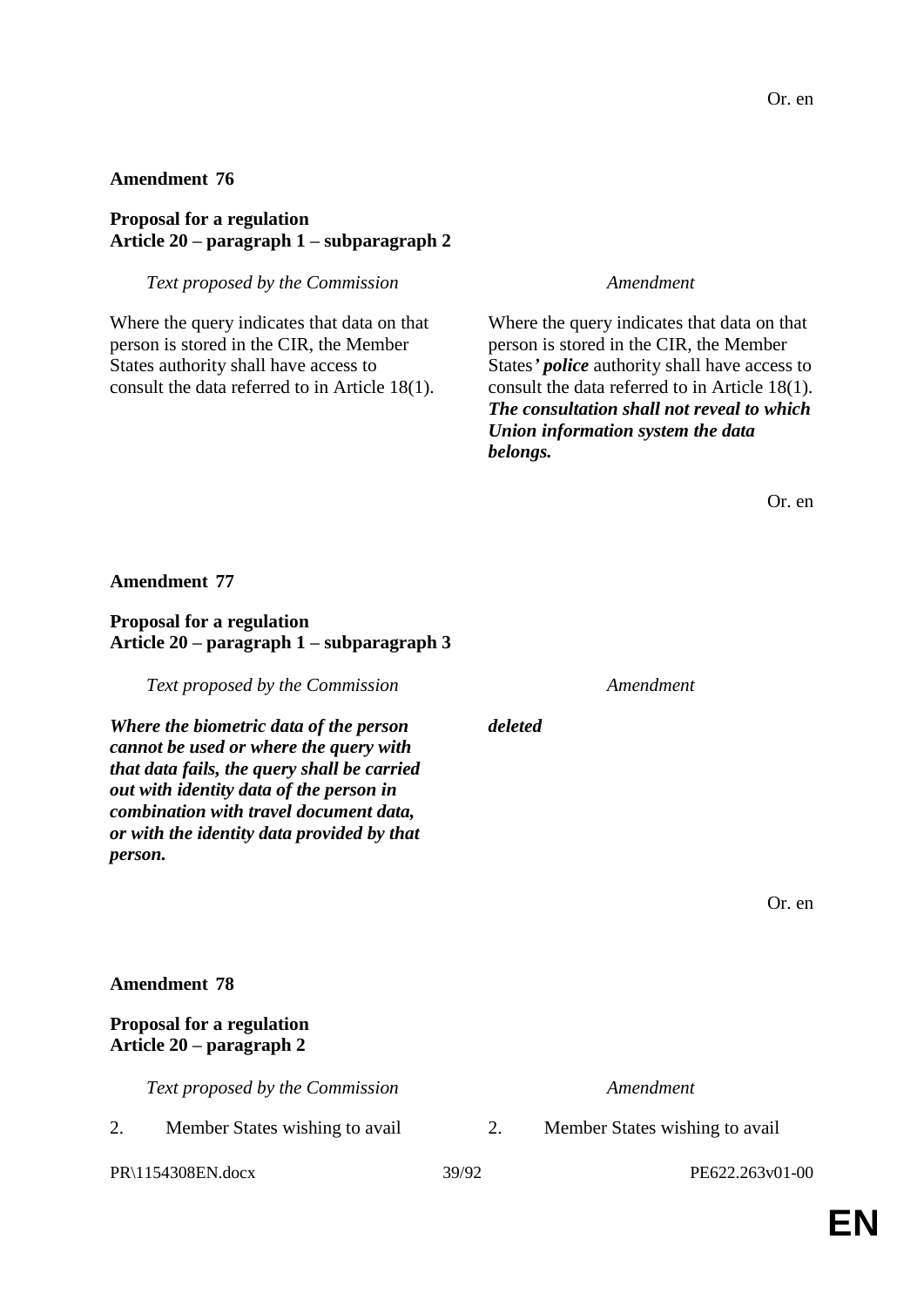Or. en

**Amendment 76**

**Proposal for a regulation**
**Article 20 – paragraph 1 – subparagraph 2**

| *Text proposed by the Commission* | *Amendment* |
|---|---|
| Where the query indicates that data on that person is stored in the CIR, the Member States authority shall have access to consult the data referred to in Article 18(1). | Where the query indicates that data on that person is stored in the CIR, the Member States***' police*** authority shall have access to consult the data referred to in Article 18(1). ***The consultation shall not reveal to which Union information system the data belongs.*** |

Or. en

**Amendment 77**

**Proposal for a regulation**
**Article 20 – paragraph 1 – subparagraph 3**

| *Text proposed by the Commission* | *Amendment* |
|---|---|
| ***Where the biometric data of the person cannot be used or where the query with that data fails, the query shall be carried out with identity data of the person in combination with travel document data, or with the identity data provided by that person.*** | ***deleted*** |

Or. en

**Amendment 78**

**Proposal for a regulation**
**Article 20 – paragraph 2**

| *Text proposed by the Commission* | *Amendment* |
|---|---|
| 2. Member States wishing to avail | 2. Member States wishing to avail |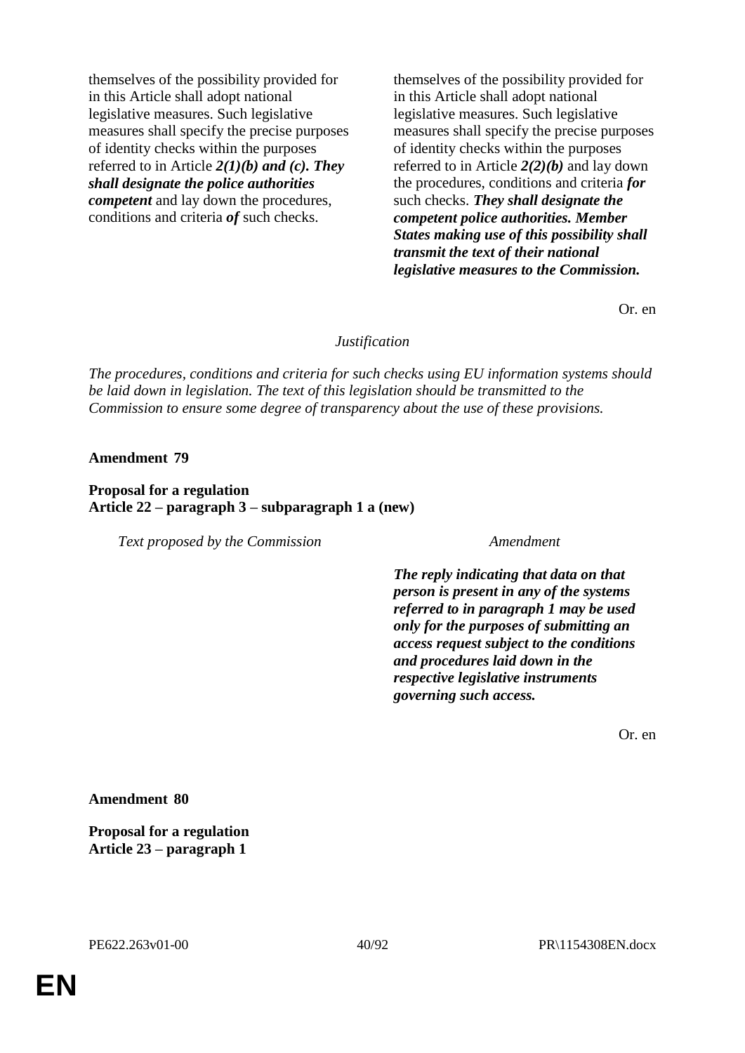| Text proposed by the Commission | Amendment |
| --- | --- |
| themselves of the possibility provided for in this Article shall adopt national legislative measures. Such legislative measures shall specify the precise purposes of identity checks within the purposes referred to in Article ***2(1)(b) and (c). They shall designate the police authorities competent*** and lay down the procedures, conditions and criteria ***of*** such checks. | themselves of the possibility provided for in this Article shall adopt national legislative measures. Such legislative measures shall specify the precise purposes of identity checks within the purposes referred to in Article ***2(2)(b)*** and lay down the procedures, conditions and criteria ***for*** such checks. ***They shall designate the competent police authorities. Member States making use of this possibility shall transmit the text of their national legislative measures to the Commission.*** |

Or. en

*Justification*

*The procedures, conditions and criteria for such checks using EU information systems should be laid down in legislation. The text of this legislation should be transmitted to the Commission to ensure some degree of transparency about the use of these provisions.*

**Amendment 79**

**Proposal for a regulation**
**Article 22 – paragraph 3 – subparagraph 1 a (new)**

| Text proposed by the Commission | Amendment |
| --- | --- |
| | ***The reply indicating that data on that person is present in any of the systems referred to in paragraph 1 may be used only for the purposes of submitting an access request subject to the conditions and procedures laid down in the respective legislative instruments governing such access.*** |

Or. en

**Amendment 80**

**Proposal for a regulation**
**Article 23 – paragraph 1**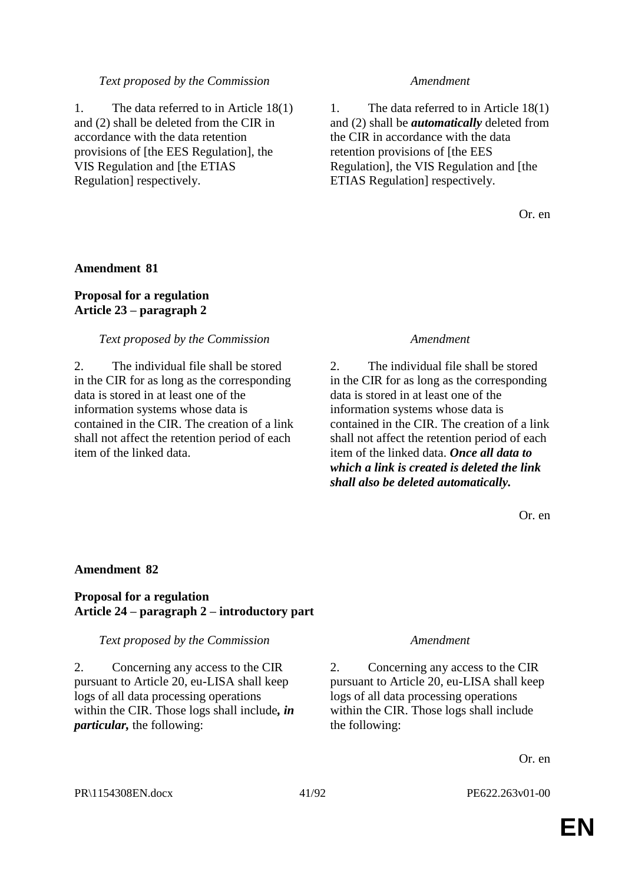| Text proposed by the Commission | Amendment |
|---|---|
| 1. The data referred to in Article 18(1) and (2) shall be deleted from the CIR in accordance with the data retention provisions of [the EES Regulation], the VIS Regulation and [the ETIAS Regulation] respectively. | 1. The data referred to in Article 18(1) and (2) shall be ***automatically*** deleted from the CIR in accordance with the data retention provisions of [the EES Regulation], the VIS Regulation and [the ETIAS Regulation] respectively. |

Or. en

**Amendment 81**

**Proposal for a regulation**
**Article 23 – paragraph 2**

| Text proposed by the Commission | Amendment |
|---|---|
| 2. The individual file shall be stored in the CIR for as long as the corresponding data is stored in at least one of the information systems whose data is contained in the CIR. The creation of a link shall not affect the retention period of each item of the linked data. | 2. The individual file shall be stored in the CIR for as long as the corresponding data is stored in at least one of the information systems whose data is contained in the CIR. The creation of a link shall not affect the retention period of each item of the linked data. ***Once all data to which a link is created is deleted the link shall also be deleted automatically.*** |

Or. en

**Amendment 82**

**Proposal for a regulation**
**Article 24 – paragraph 2 – introductory part**

| Text proposed by the Commission | Amendment |
|---|---|
| 2. Concerning any access to the CIR pursuant to Article 20, eu-LISA shall keep logs of all data processing operations within the CIR. Those logs shall include***, in particular,*** the following: | 2. Concerning any access to the CIR pursuant to Article 20, eu-LISA shall keep logs of all data processing operations within the CIR. Those logs shall include the following: |

Or. en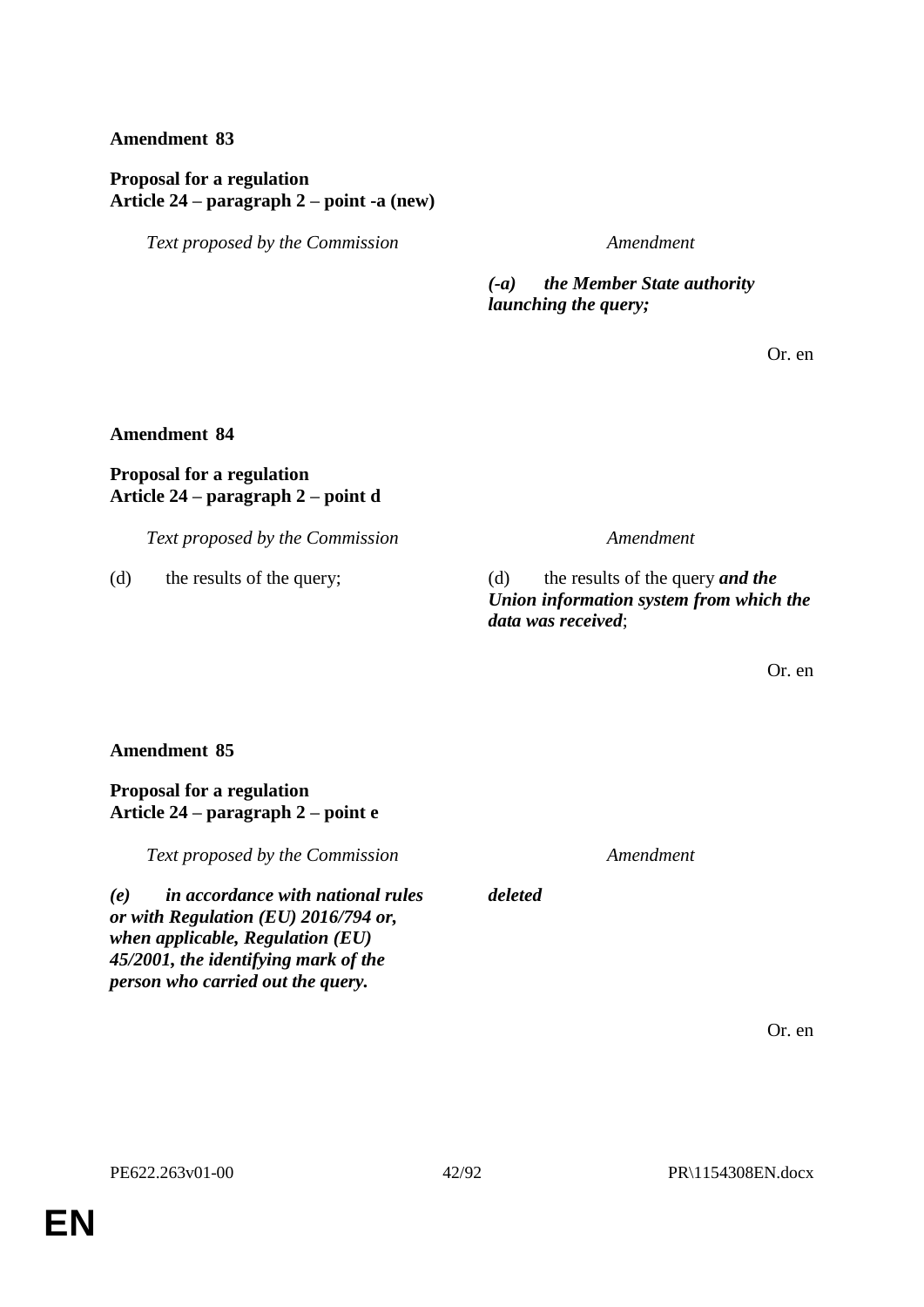**Amendment 83**

**Proposal for a regulation**
**Article 24 – paragraph 2 – point -a (new)**

| *Text proposed by the Commission* | *Amendment* |
| --- | --- |
| | ***(-a) the Member State authority launching the query;*** |

Or. en

**Amendment 84**

**Proposal for a regulation**
**Article 24 – paragraph 2 – point d**

| *Text proposed by the Commission* | *Amendment* |
| --- | --- |
| (d) the results of the query; | (d) the results of the query ***and the Union information system from which the data was received***; |

Or. en

**Amendment 85**

**Proposal for a regulation**
**Article 24 – paragraph 2 – point e**

| *Text proposed by the Commission* | *Amendment* |
| --- | --- |
| ***(e) in accordance with national rules or with Regulation (EU) 2016/794 or, when applicable, Regulation (EU) 45/2001, the identifying mark of the person who carried out the query.*** | ***deleted*** |

Or. en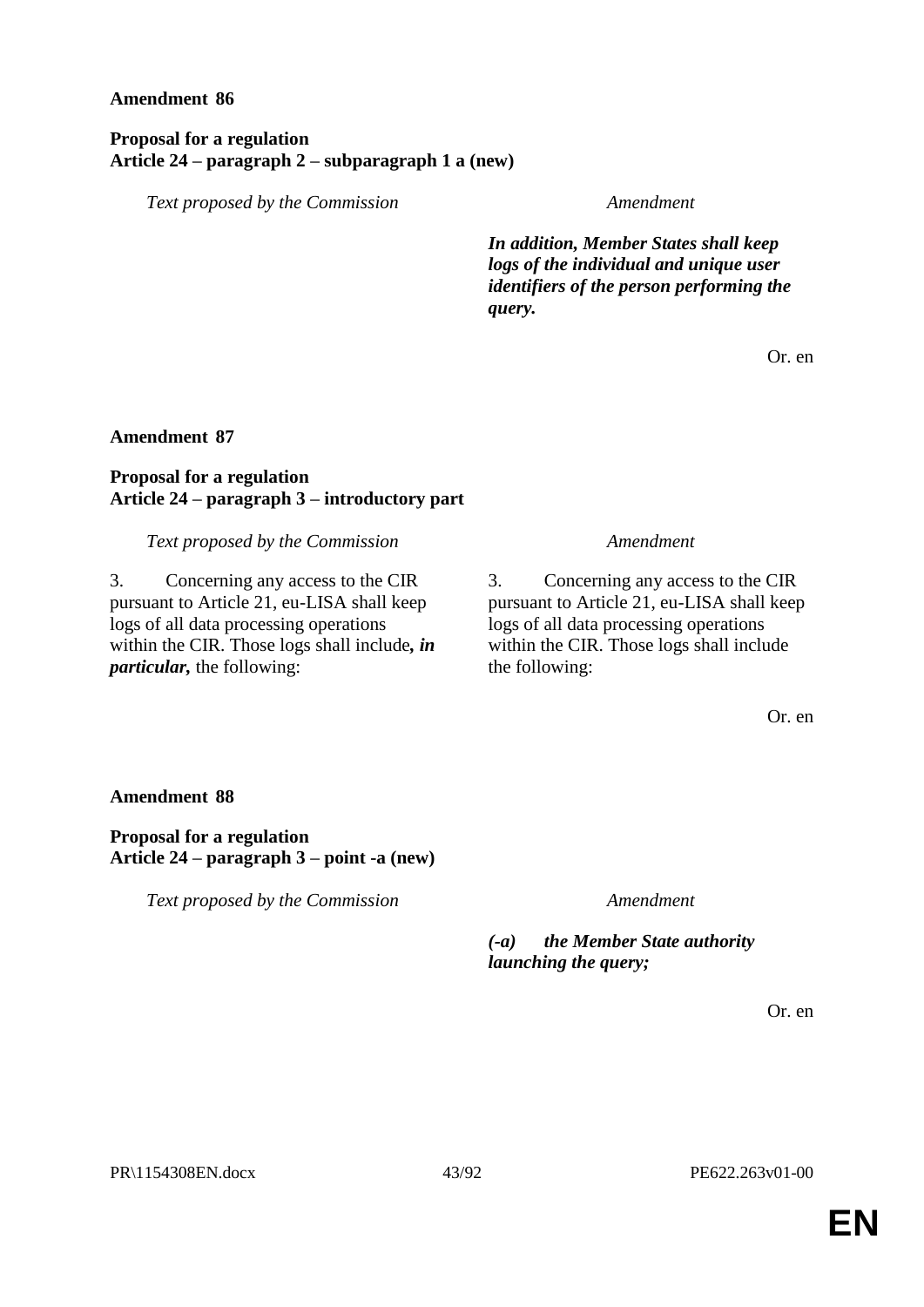**Amendment 86**

**Proposal for a regulation**
**Article 24 – paragraph 2 – subparagraph 1 a (new)**

| *Text proposed by the Commission* | *Amendment* |
| --- | --- |
| | ***In addition, Member States shall keep logs of the individual and unique user identifiers of the person performing the query.*** |

Or. en

**Amendment 87**

**Proposal for a regulation**
**Article 24 – paragraph 3 – introductory part**

| *Text proposed by the Commission* | *Amendment* |
| --- | --- |
| 3. Concerning any access to the CIR pursuant to Article 21, eu-LISA shall keep logs of all data processing operations within the CIR. Those logs shall include***, in particular,*** the following: | 3. Concerning any access to the CIR pursuant to Article 21, eu-LISA shall keep logs of all data processing operations within the CIR. Those logs shall include the following: |

Or. en

**Amendment 88**

**Proposal for a regulation**
**Article 24 – paragraph 3 – point -a (new)**

| *Text proposed by the Commission* | *Amendment* |
| --- | --- |
| | ***(-a) the Member State authority launching the query;*** |

Or. en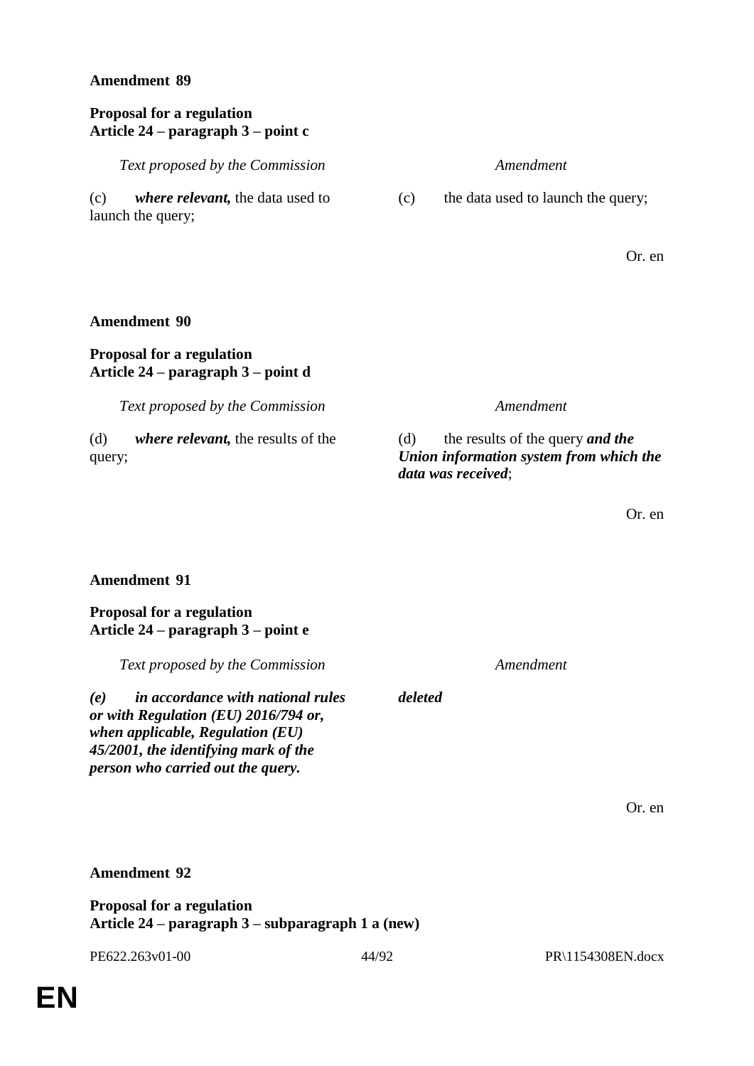**Amendment 89**

**Proposal for a regulation**
**Article 24 – paragraph 3 – point c**

| *Text proposed by the Commission* | *Amendment* |
| --- | --- |
| (c) ***where relevant,*** the data used to launch the query; | (c) the data used to launch the query; |

Or. en

**Amendment 90**

**Proposal for a regulation**
**Article 24 – paragraph 3 – point d**

| *Text proposed by the Commission* | *Amendment* |
| --- | --- |
| (d) ***where relevant,*** the results of the query; | (d) the results of the query ***and the Union information system from which the data was received***; |

Or. en

**Amendment 91**

**Proposal for a regulation**
**Article 24 – paragraph 3 – point e**

| *Text proposed by the Commission* | *Amendment* |
| --- | --- |
| ***(e) in accordance with national rules or with Regulation (EU) 2016/794 or, when applicable, Regulation (EU) 45/2001, the identifying mark of the person who carried out the query.*** | ***deleted*** |

Or. en

**Amendment 92**

**Proposal for a regulation**
**Article 24 – paragraph 3 – subparagraph 1 a (new)**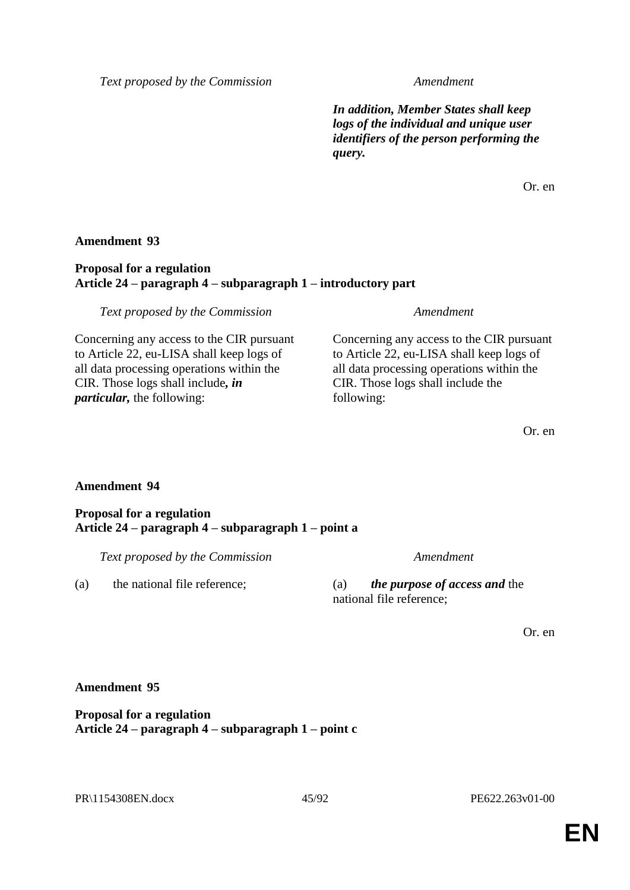| Text proposed by the Commission | Amendment |
|---|---|
| | ***In addition, Member States shall keep logs of the individual and unique user identifiers of the person performing the query.*** |

Or. en

**Amendment 93**

**Proposal for a regulation**
**Article 24 – paragraph 4 – subparagraph 1 – introductory part**

| Text proposed by the Commission | Amendment |
|---|---|
| Concerning any access to the CIR pursuant to Article 22, eu-LISA shall keep logs of all data processing operations within the CIR. Those logs shall include***, in particular,*** the following: | Concerning any access to the CIR pursuant to Article 22, eu-LISA shall keep logs of all data processing operations within the CIR. Those logs shall include the following: |

Or. en

**Amendment 94**

**Proposal for a regulation**
**Article 24 – paragraph 4 – subparagraph 1 – point a**

| Text proposed by the Commission | Amendment |
|---|---|
| (a) the national file reference; | (a) ***the purpose of access and*** the national file reference; |

Or. en

**Amendment 95**

**Proposal for a regulation**
**Article 24 – paragraph 4 – subparagraph 1 – point c**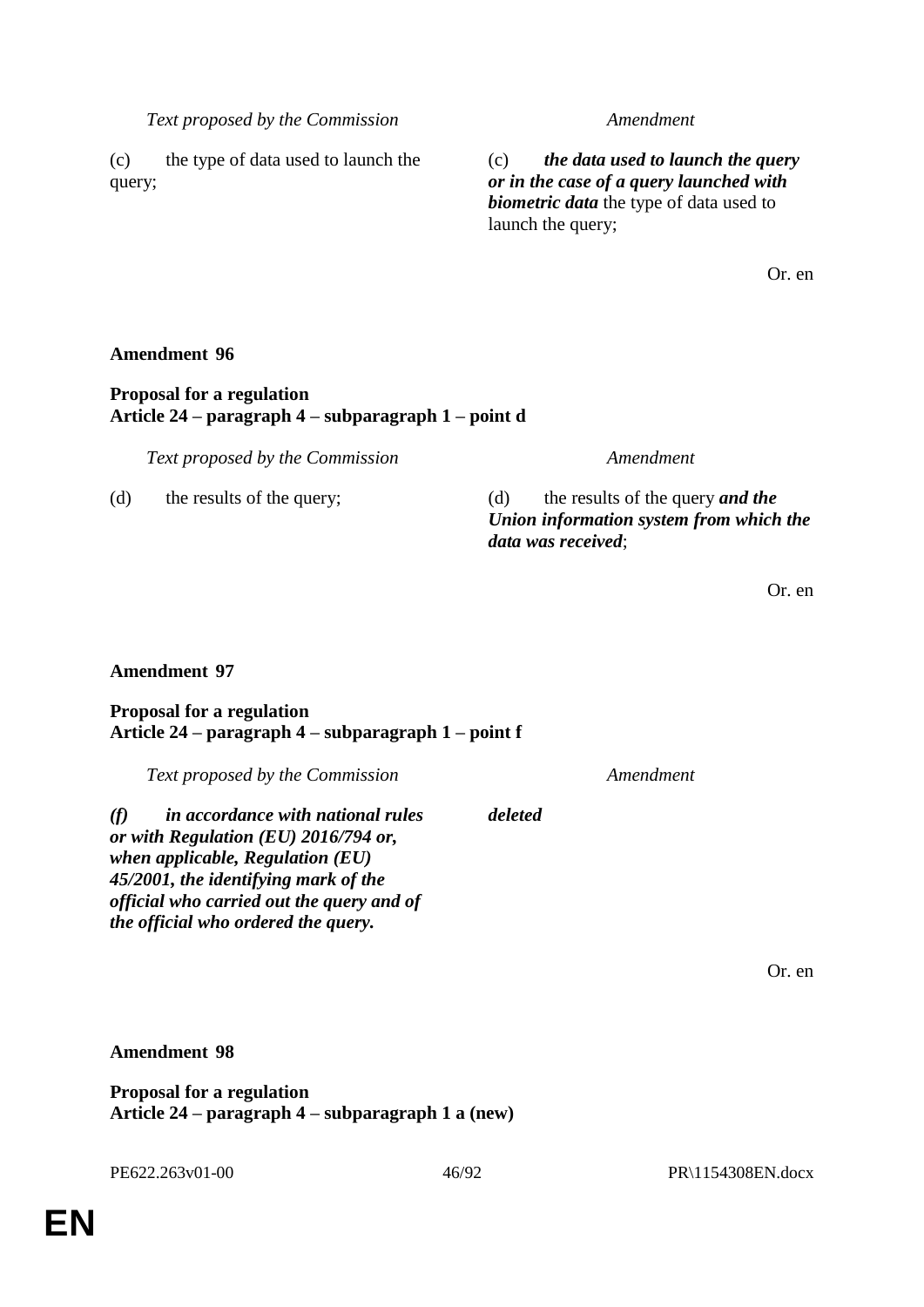| *Text proposed by the Commission* | *Amendment* |
|---|---|
| (c) the type of data used to launch the query; | (c) ***the data used to launch the query or in the case of a query launched with biometric data*** the type of data used to launch the query; |

Or. en

**Amendment 96**

**Proposal for a regulation**
**Article 24 – paragraph 4 – subparagraph 1 – point d**

| *Text proposed by the Commission* | *Amendment* |
|---|---|
| (d) the results of the query; | (d) the results of the query ***and the Union information system from which the data was received***; |

Or. en

**Amendment 97**

**Proposal for a regulation**
**Article 24 – paragraph 4 – subparagraph 1 – point f**

| *Text proposed by the Commission* | *Amendment* |
|---|---|
| ***(f) in accordance with national rules or with Regulation (EU) 2016/794 or, when applicable, Regulation (EU) 45/2001, the identifying mark of the official who carried out the query and of the official who ordered the query.*** | ***deleted*** |

Or. en

**Amendment 98**

**Proposal for a regulation**
**Article 24 – paragraph 4 – subparagraph 1 a (new)**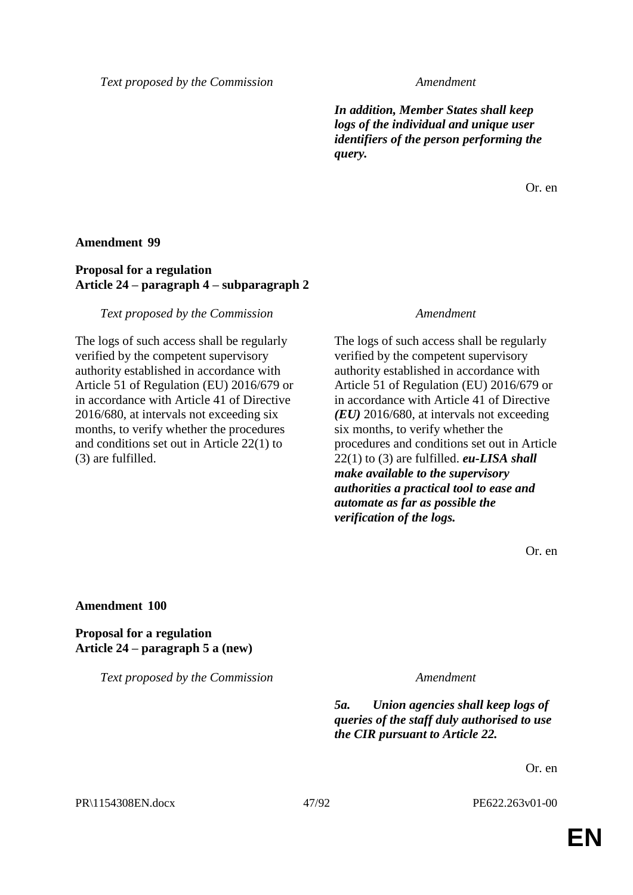| *Text proposed by the Commission* | *Amendment* |
|---|---|
| | ***In addition, Member States shall keep logs of the individual and unique user identifiers of the person performing the query.*** |

Or. en

**Amendment 99**

**Proposal for a regulation**
**Article 24 – paragraph 4 – subparagraph 2**

| *Text proposed by the Commission* | *Amendment* |
|---|---|
| The logs of such access shall be regularly verified by the competent supervisory authority established in accordance with Article 51 of Regulation (EU) 2016/679 or in accordance with Article 41 of Directive 2016/680, at intervals not exceeding six months, to verify whether the procedures and conditions set out in Article 22(1) to (3) are fulfilled. | The logs of such access shall be regularly verified by the competent supervisory authority established in accordance with Article 51 of Regulation (EU) 2016/679 or in accordance with Article 41 of Directive ***(EU)*** 2016/680, at intervals not exceeding six months, to verify whether the procedures and conditions set out in Article 22(1) to (3) are fulfilled. ***eu-LISA shall make available to the supervisory authorities a practical tool to ease and automate as far as possible the verification of the logs.*** |

Or. en

**Amendment 100**

**Proposal for a regulation**
**Article 24 – paragraph 5 a (new)**

| *Text proposed by the Commission* | *Amendment* |
|---|---|
| | ***5a. Union agencies shall keep logs of queries of the staff duly authorised to use the CIR pursuant to Article 22.*** |

Or. en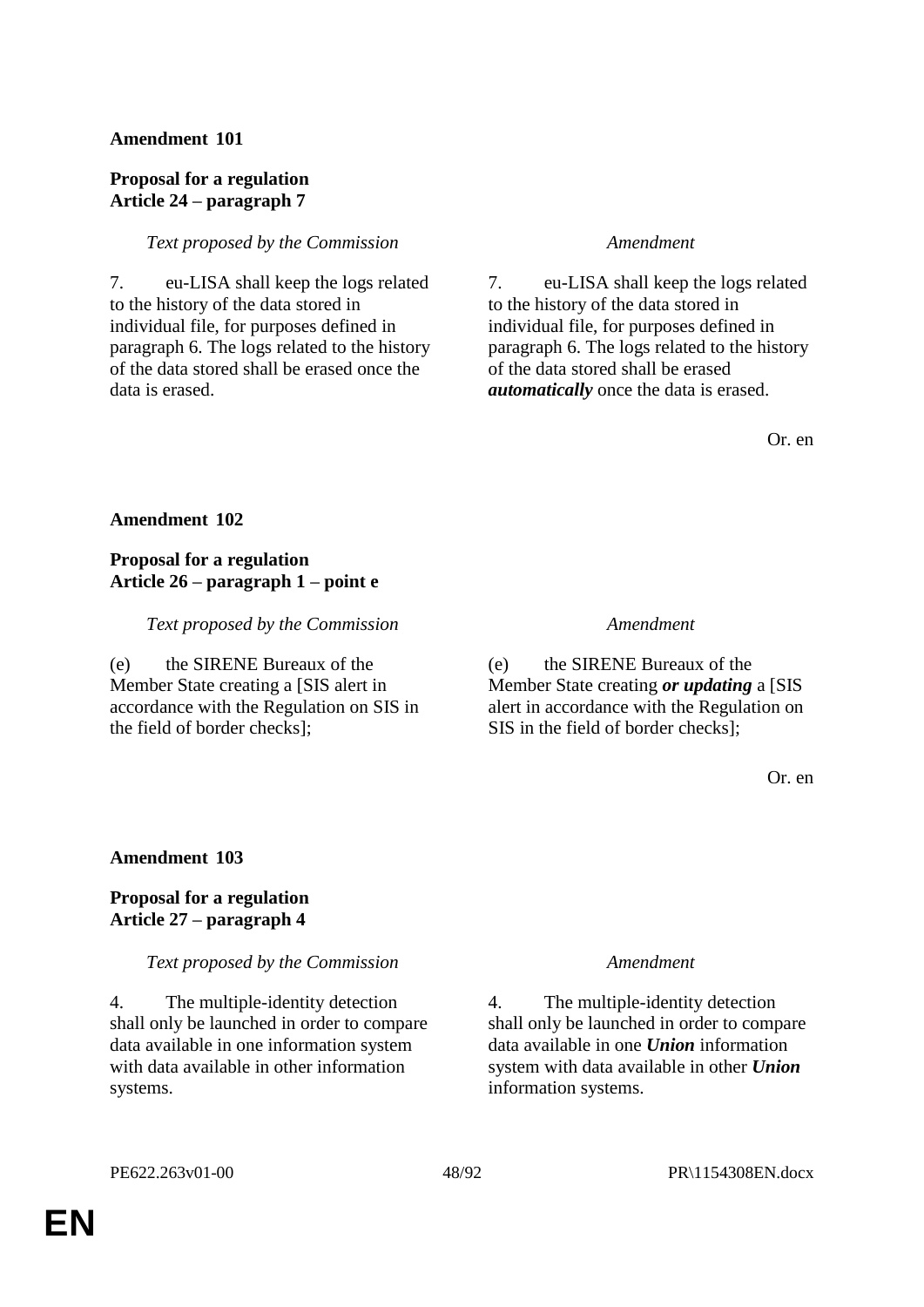**Amendment 101**

**Proposal for a regulation**
**Article 24 – paragraph 7**

| *Text proposed by the Commission* | *Amendment* |
| --- | --- |
| 7. eu-LISA shall keep the logs related to the history of the data stored in individual file, for purposes defined in paragraph 6. The logs related to the history of the data stored shall be erased once the data is erased. | 7. eu-LISA shall keep the logs related to the history of the data stored in individual file, for purposes defined in paragraph 6. The logs related to the history of the data stored shall be erased ***automatically*** once the data is erased. |

Or. en

**Amendment 102**

**Proposal for a regulation**
**Article 26 – paragraph 1 – point e**

| *Text proposed by the Commission* | *Amendment* |
| --- | --- |
| (e) the SIRENE Bureaux of the Member State creating a [SIS alert in accordance with the Regulation on SIS in the field of border checks]; | (e) the SIRENE Bureaux of the Member State creating ***or updating*** a [SIS alert in accordance with the Regulation on SIS in the field of border checks]; |

Or. en

**Amendment 103**

**Proposal for a regulation**
**Article 27 – paragraph 4**

| *Text proposed by the Commission* | *Amendment* |
| --- | --- |
| 4. The multiple-identity detection shall only be launched in order to compare data available in one information system with data available in other information systems. | 4. The multiple-identity detection shall only be launched in order to compare data available in one ***Union*** information system with data available in other ***Union*** information systems. |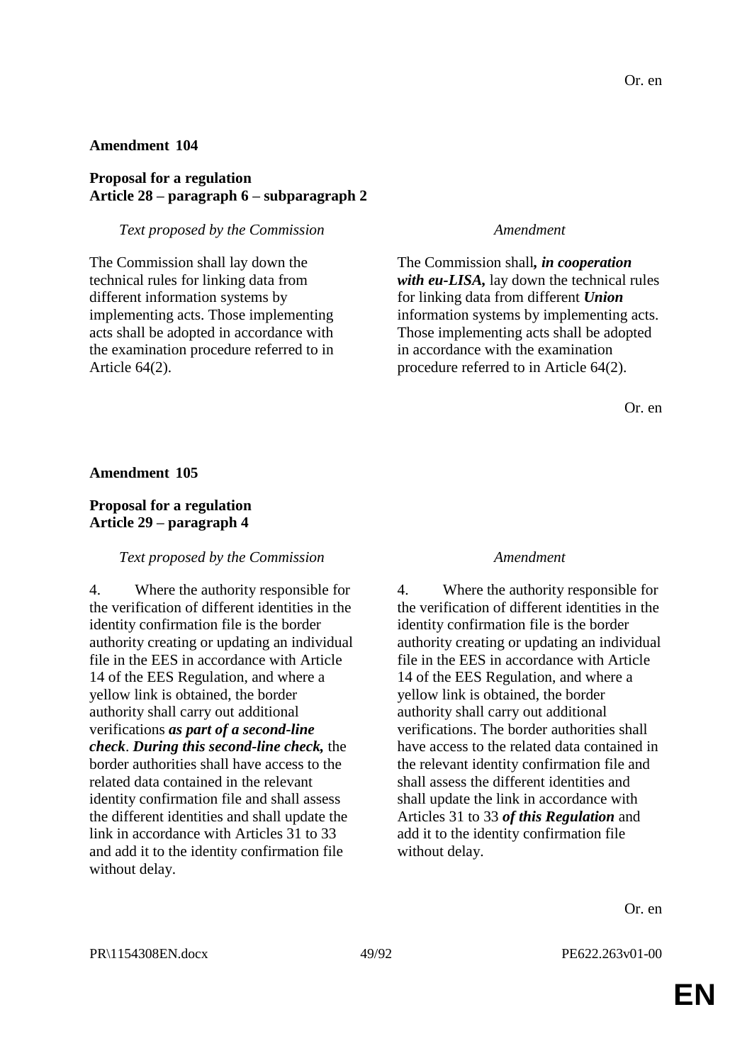Or. en

**Amendment 104**

**Proposal for a regulation**
**Article 28 – paragraph 6 – subparagraph 2**

| *Text proposed by the Commission* | *Amendment* |
| --- | --- |
| The Commission shall lay down the technical rules for linking data from different information systems by implementing acts. Those implementing acts shall be adopted in accordance with the examination procedure referred to in Article 64(2). | The Commission shall***, in cooperation with eu-LISA,*** lay down the technical rules for linking data from different ***Union*** information systems by implementing acts. Those implementing acts shall be adopted in accordance with the examination procedure referred to in Article 64(2). |

Or. en

**Amendment 105**

**Proposal for a regulation**
**Article 29 – paragraph 4**

| *Text proposed by the Commission* | *Amendment* |
| --- | --- |
| 4. Where the authority responsible for the verification of different identities in the identity confirmation file is the border authority creating or updating an individual file in the EES in accordance with Article 14 of the EES Regulation, and where a yellow link is obtained, the border authority shall carry out additional verifications ***as part of a second-line check***. ***During this second-line check,*** the border authorities shall have access to the related data contained in the relevant identity confirmation file and shall assess the different identities and shall update the link in accordance with Articles 31 to 33 and add it to the identity confirmation file without delay. | 4. Where the authority responsible for the verification of different identities in the identity confirmation file is the border authority creating or updating an individual file in the EES in accordance with Article 14 of the EES Regulation, and where a yellow link is obtained, the border authority shall carry out additional verifications. The border authorities shall have access to the related data contained in the relevant identity confirmation file and shall assess the different identities and shall update the link in accordance with Articles 31 to 33 ***of this Regulation*** and add it to the identity confirmation file without delay. |

Or. en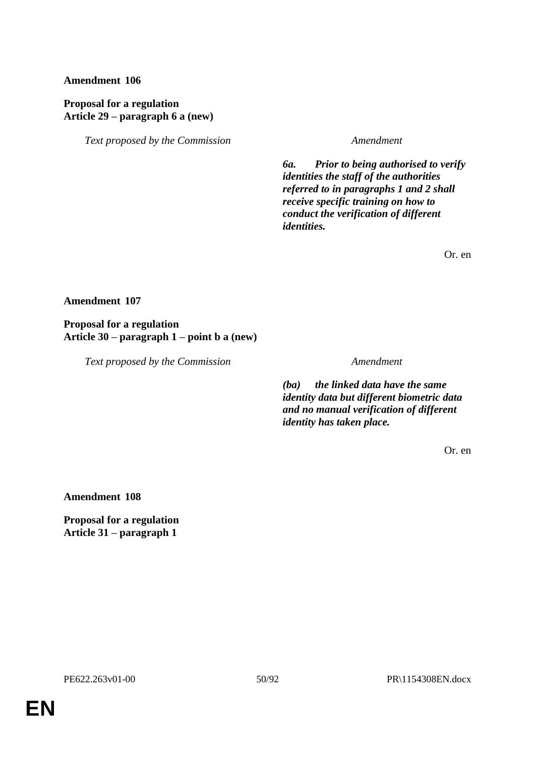**Amendment 106**

**Proposal for a regulation**
**Article 29 – paragraph 6 a (new)**

| *Text proposed by the Commission* | *Amendment* |
|---|---|
| | ***6a. Prior to being authorised to verify identities the staff of the authorities referred to in paragraphs 1 and 2 shall receive specific training on how to conduct the verification of different identities.*** |

Or. en

**Amendment 107**

**Proposal for a regulation**
**Article 30 – paragraph 1 – point b a (new)**

| *Text proposed by the Commission* | *Amendment* |
|---|---|
| | ***(ba) the linked data have the same identity data but different biometric data and no manual verification of different identity has taken place.*** |

Or. en

**Amendment 108**

**Proposal for a regulation**
**Article 31 – paragraph 1**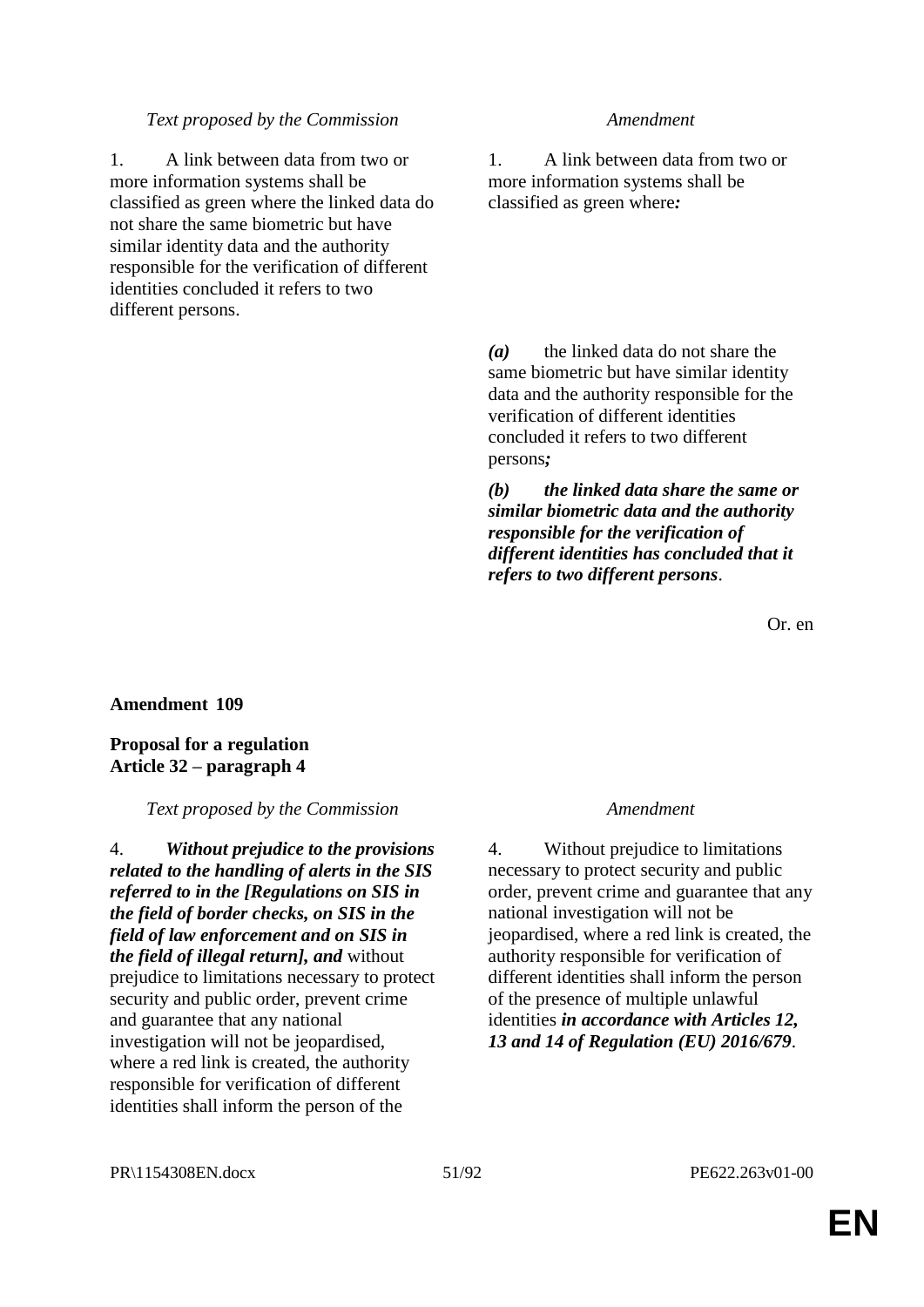| *Text proposed by the Commission* | *Amendment* |
|---|---|
| 1. A link between data from two or more information systems shall be classified as green where the linked data do not share the same biometric but have similar identity data and the authority responsible for the verification of different identities concluded it refers to two different persons. | 1. A link between data from two or more information systems shall be classified as green where***:*** |
| | ***(a)*** the linked data do not share the same biometric but have similar identity data and the authority responsible for the verification of different identities concluded it refers to two different persons***;*** |
| | ***(b) the linked data share the same or similar biometric data and the authority responsible for the verification of different identities has concluded that it refers to two different persons***. |

Or. en

**Amendment 109**

**Proposal for a regulation**
**Article 32 – paragraph 4**

| *Text proposed by the Commission* | *Amendment* |
|---|---|
| 4. ***Without prejudice to the provisions related to the handling of alerts in the SIS referred to in the [Regulations on SIS in the field of border checks, on SIS in the field of law enforcement and on SIS in the field of illegal return], and*** without prejudice to limitations necessary to protect security and public order, prevent crime and guarantee that any national investigation will not be jeopardised, where a red link is created, the authority responsible for verification of different identities shall inform the person of the | 4. Without prejudice to limitations necessary to protect security and public order, prevent crime and guarantee that any national investigation will not be jeopardised, where a red link is created, the authority responsible for verification of different identities shall inform the person of the presence of multiple unlawful identities ***in accordance with Articles 12, 13 and 14 of Regulation (EU) 2016/679***. |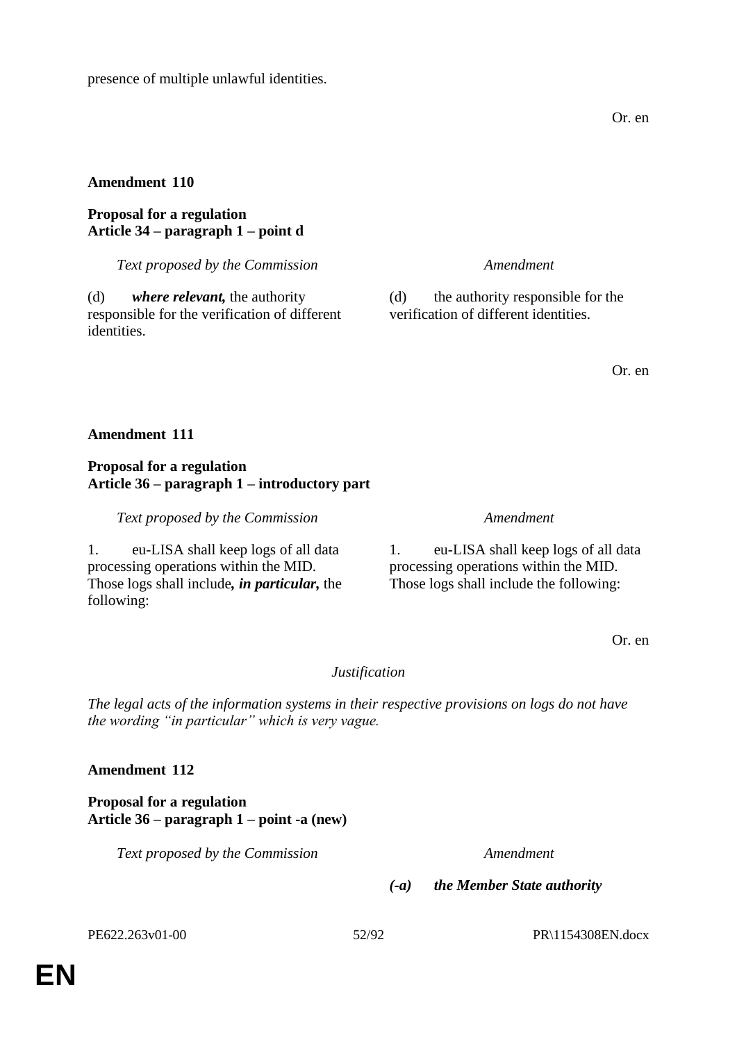presence of multiple unlawful identities.

Or. en

**Amendment 110**

**Proposal for a regulation**
**Article 34 – paragraph 1 – point d**

| *Text proposed by the Commission* | *Amendment* |
|---|---|
| (d) ***where relevant,*** the authority responsible for the verification of different identities. | (d) the authority responsible for the verification of different identities. |

Or. en

**Amendment 111**

**Proposal for a regulation**
**Article 36 – paragraph 1 – introductory part**

| *Text proposed by the Commission* | *Amendment* |
|---|---|
| 1. eu-LISA shall keep logs of all data processing operations within the MID. Those logs shall include***, in particular,*** the following: | 1. eu-LISA shall keep logs of all data processing operations within the MID. Those logs shall include the following: |

Or. en

*Justification*

*The legal acts of the information systems in their respective provisions on logs do not have the wording "in particular" which is very vague.*

**Amendment 112**

**Proposal for a regulation**
**Article 36 – paragraph 1 – point -a (new)**

| *Text proposed by the Commission* | *Amendment* |
|---|---|
| | ***(-a) the Member State authority*** |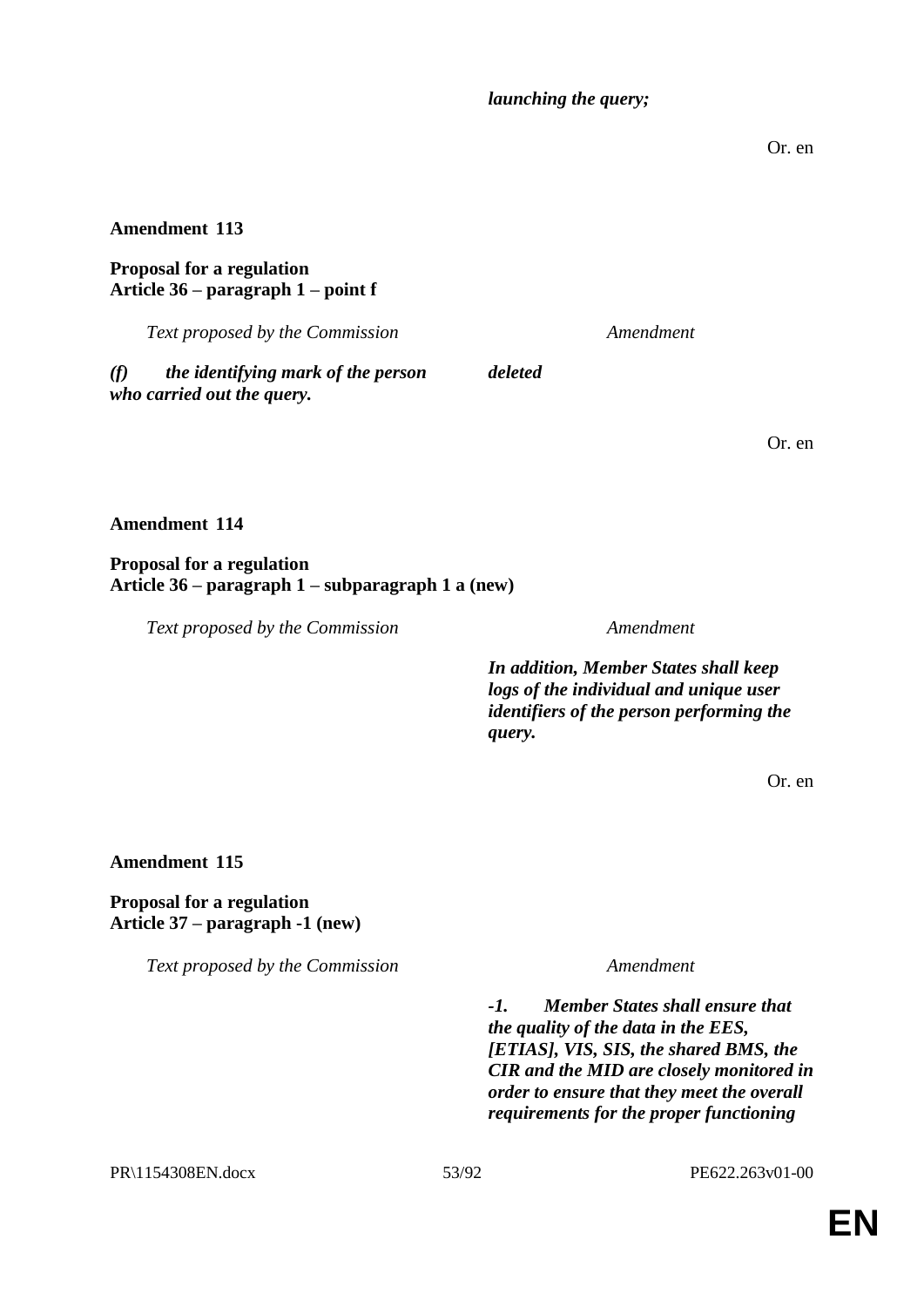| | *launching the query;* |
|---|---|

Or. en

**Amendment 113**

**Proposal for a regulation**
**Article 36 – paragraph 1 – point f**

| *Text proposed by the Commission* | *Amendment* |
|---|---|
| ***(f) the identifying mark of the person who carried out the query.*** | ***deleted*** |

Or. en

**Amendment 114**

**Proposal for a regulation**
**Article 36 – paragraph 1 – subparagraph 1 a (new)**

| *Text proposed by the Commission* | *Amendment* |
|---|---|
| | ***In addition, Member States shall keep logs of the individual and unique user identifiers of the person performing the query.*** |

Or. en

**Amendment 115**

**Proposal for a regulation**
**Article 37 – paragraph -1 (new)**

| *Text proposed by the Commission* | *Amendment* |
|---|---|
| | ***-1. Member States shall ensure that the quality of the data in the EES, [ETIAS], VIS, SIS, the shared BMS, the CIR and the MID are closely monitored in order to ensure that they meet the overall requirements for the proper functioning*** |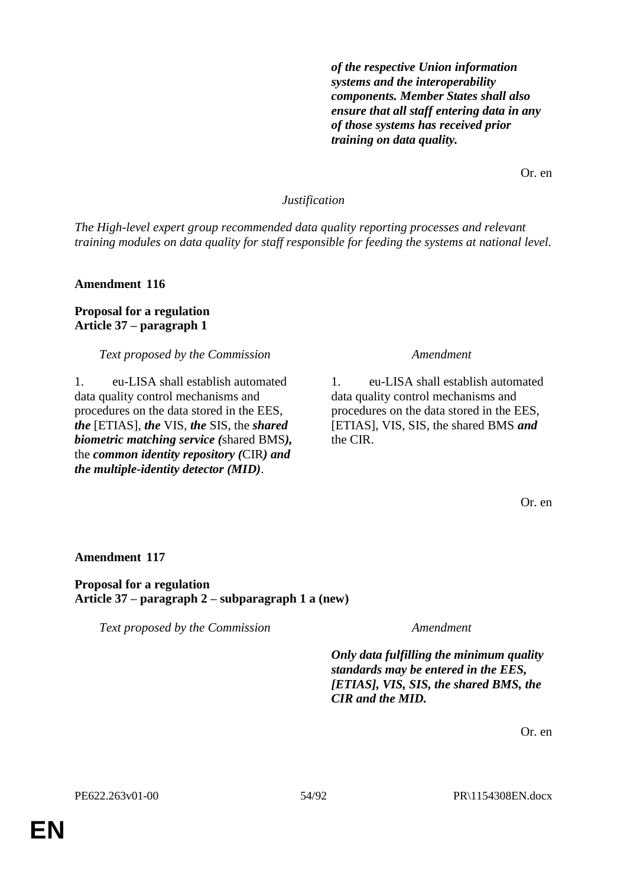| | |
|---|---|
| | ***of the respective Union information systems and the interoperability components. Member States shall also ensure that all staff entering data in any of those systems has received prior training on data quality.*** |

Or. en

*Justification*

*The High-level expert group recommended data quality reporting processes and relevant training modules on data quality for staff responsible for feeding the systems at national level.*

**Amendment 116**

**Proposal for a regulation**
**Article 37 – paragraph 1**

| *Text proposed by the Commission* | *Amendment* |
|---|---|
| 1. eu-LISA shall establish automated data quality control mechanisms and procedures on the data stored in the EES, ***the*** [ETIAS], ***the*** VIS, ***the*** SIS, the ***shared biometric matching service (***shared BMS***),*** the ***common identity repository (***CIR***) and the multiple-identity detector (MID)***. | 1. eu-LISA shall establish automated data quality control mechanisms and procedures on the data stored in the EES, [ETIAS], VIS, SIS, the shared BMS ***and*** the CIR. |

Or. en

**Amendment 117**

**Proposal for a regulation**
**Article 37 – paragraph 2 – subparagraph 1 a (new)**

| *Text proposed by the Commission* | *Amendment* |
|---|---|
| | ***Only data fulfilling the minimum quality standards may be entered in the EES, [ETIAS], VIS, SIS, the shared BMS, the CIR and the MID.*** |

Or. en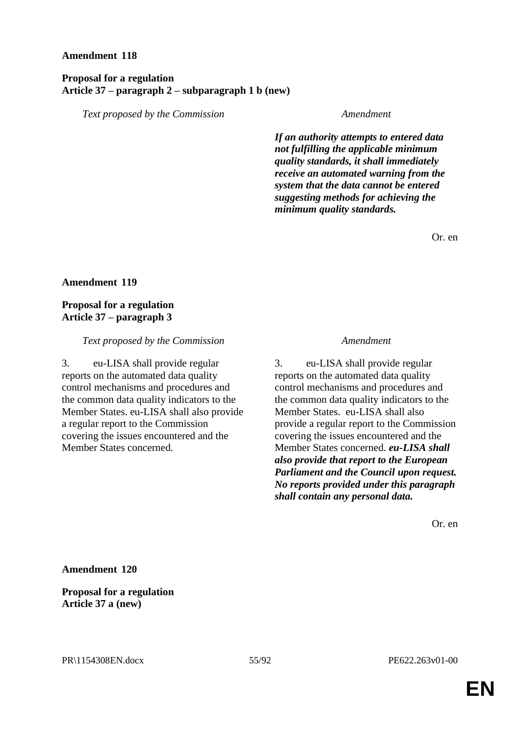**Amendment 118**

**Proposal for a regulation**
**Article 37 – paragraph 2 – subparagraph 1 b (new)**

| *Text proposed by the Commission* | *Amendment* |
|---|---|
| | ***If an authority attempts to entered data not fulfilling the applicable minimum quality standards, it shall immediately receive an automated warning from the system that the data cannot be entered suggesting methods for achieving the minimum quality standards.*** |

Or. en

**Amendment 119**

**Proposal for a regulation**
**Article 37 – paragraph 3**

| *Text proposed by the Commission* | *Amendment* |
|---|---|
| 3. eu-LISA shall provide regular reports on the automated data quality control mechanisms and procedures and the common data quality indicators to the Member States. eu-LISA shall also provide a regular report to the Commission covering the issues encountered and the Member States concerned. | 3. eu-LISA shall provide regular reports on the automated data quality control mechanisms and procedures and the common data quality indicators to the Member States. eu-LISA shall also provide a regular report to the Commission covering the issues encountered and the Member States concerned. ***eu-LISA shall also provide that report to the European Parliament and the Council upon request. No reports provided under this paragraph shall contain any personal data.*** |

Or. en

**Amendment 120**

**Proposal for a regulation**
**Article 37 a (new)**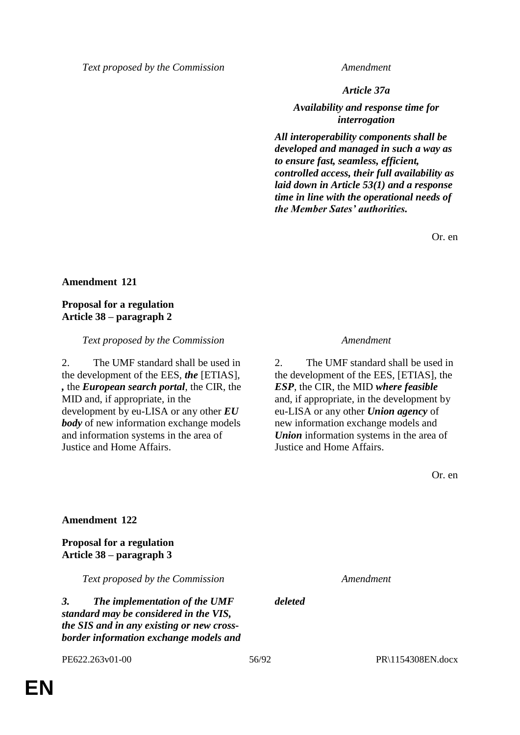| *Text proposed by the Commission* | *Amendment* |
|---|---|
| | ***Article 37a*** |
| | ***Availability and response time for interrogation*** |
| | ***All interoperability components shall be developed and managed in such a way as to ensure fast, seamless, efficient, controlled access, their full availability as laid down in Article 53(1) and a response time in line with the operational needs of the Member Sates' authorities.*** |

Or. en

**Amendment 121**

**Proposal for a regulation**
**Article 38 – paragraph 2**

| *Text proposed by the Commission* | *Amendment* |
|---|---|
| 2. The UMF standard shall be used in the development of the EES, ***the*** [ETIAS], ***,*** the ***European search portal***, the CIR, the MID and, if appropriate, in the development by eu-LISA or any other ***EU body*** of new information exchange models and information systems in the area of Justice and Home Affairs. | 2. The UMF standard shall be used in the development of the EES, [ETIAS], the ***ESP***, the CIR, the MID ***where feasible*** and, if appropriate, in the development by eu-LISA or any other ***Union agency*** of new information exchange models and ***Union*** information systems in the area of Justice and Home Affairs. |

Or. en

**Amendment 122**

**Proposal for a regulation**
**Article 38 – paragraph 3**

| *Text proposed by the Commission* | *Amendment* |
|---|---|
| ***3. The implementation of the UMF standard may be considered in the VIS, the SIS and in any existing or new cross-border information exchange models and*** | ***deleted*** |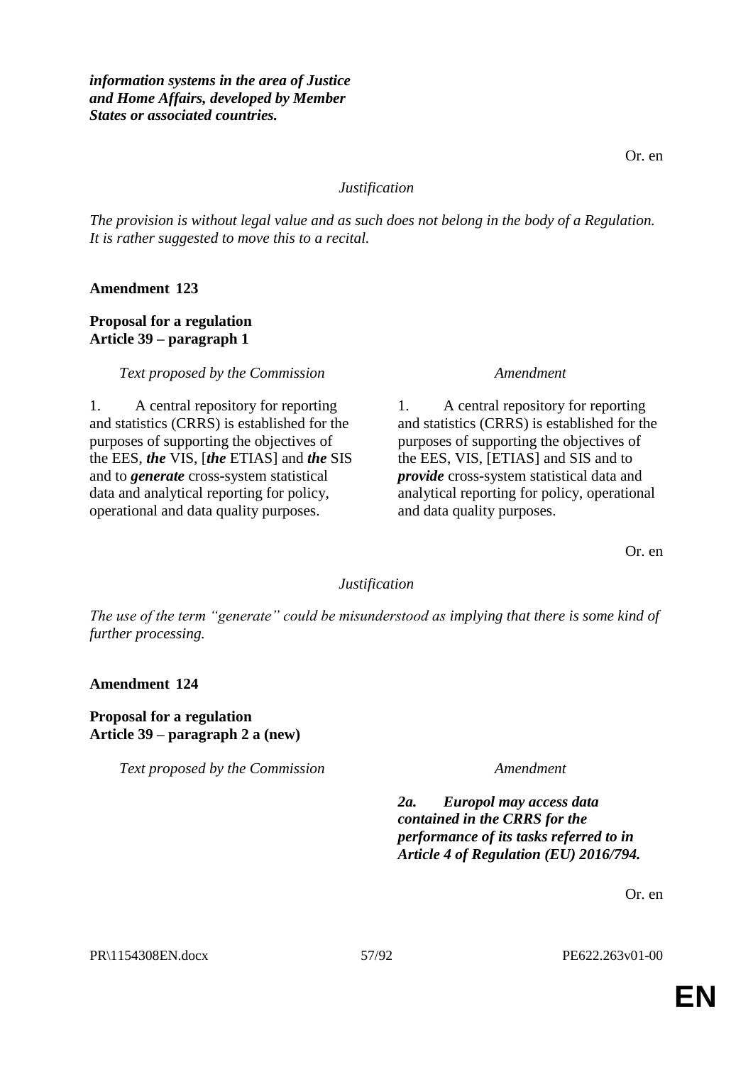***information systems in the area of Justice and Home Affairs, developed by Member States or associated countries.***

Or. en

*Justification*

*The provision is without legal value and as such does not belong in the body of a Regulation. It is rather suggested to move this to a recital.*

**Amendment 123**

**Proposal for a regulation**
**Article 39 – paragraph 1**

| *Text proposed by the Commission* | *Amendment* |
|---|---|
| 1. A central repository for reporting and statistics (CRRS) is established for the purposes of supporting the objectives of the EES, ***the*** VIS, [***the*** ETIAS] and ***the*** SIS and to ***generate*** cross-system statistical data and analytical reporting for policy, operational and data quality purposes. | 1. A central repository for reporting and statistics (CRRS) is established for the purposes of supporting the objectives of the EES, VIS, [ETIAS] and SIS and to ***provide*** cross-system statistical data and analytical reporting for policy, operational and data quality purposes. |

Or. en

*Justification*

*The use of the term "generate" could be misunderstood as implying that there is some kind of further processing.*

**Amendment 124**

**Proposal for a regulation**
**Article 39 – paragraph 2 a (new)**

| *Text proposed by the Commission* | *Amendment* |
|---|---|
| | ***2a. Europol may access data contained in the CRRS for the performance of its tasks referred to in Article 4 of Regulation (EU) 2016/794.*** |

Or. en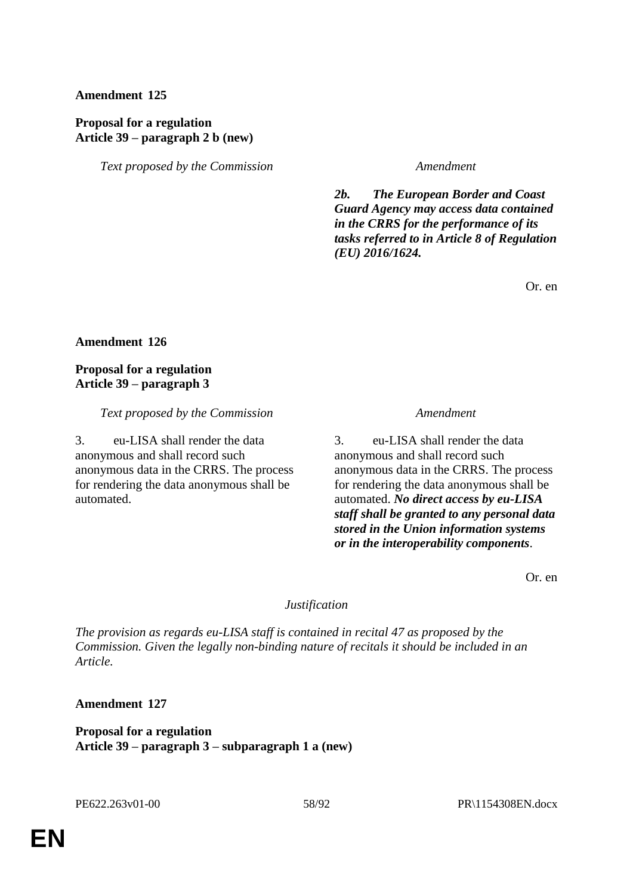**Amendment 125**

**Proposal for a regulation**
**Article 39 – paragraph 2 b (new)**

| *Text proposed by the Commission* | *Amendment* |
|---|---|
| | ***2b. The European Border and Coast Guard Agency may access data contained in the CRRS for the performance of its tasks referred to in Article 8 of Regulation (EU) 2016/1624.*** |

Or. en

**Amendment 126**

**Proposal for a regulation**
**Article 39 – paragraph 3**

| *Text proposed by the Commission* | *Amendment* |
|---|---|
| 3. eu-LISA shall render the data anonymous and shall record such anonymous data in the CRRS. The process for rendering the data anonymous shall be automated. | 3. eu-LISA shall render the data anonymous and shall record such anonymous data in the CRRS. The process for rendering the data anonymous shall be automated. ***No direct access by eu-LISA staff shall be granted to any personal data stored in the Union information systems or in the interoperability components***. |

Or. en

*Justification*

*The provision as regards eu-LISA staff is contained in recital 47 as proposed by the Commission. Given the legally non-binding nature of recitals it should be included in an Article.*

**Amendment 127**

**Proposal for a regulation**
**Article 39 – paragraph 3 – subparagraph 1 a (new)**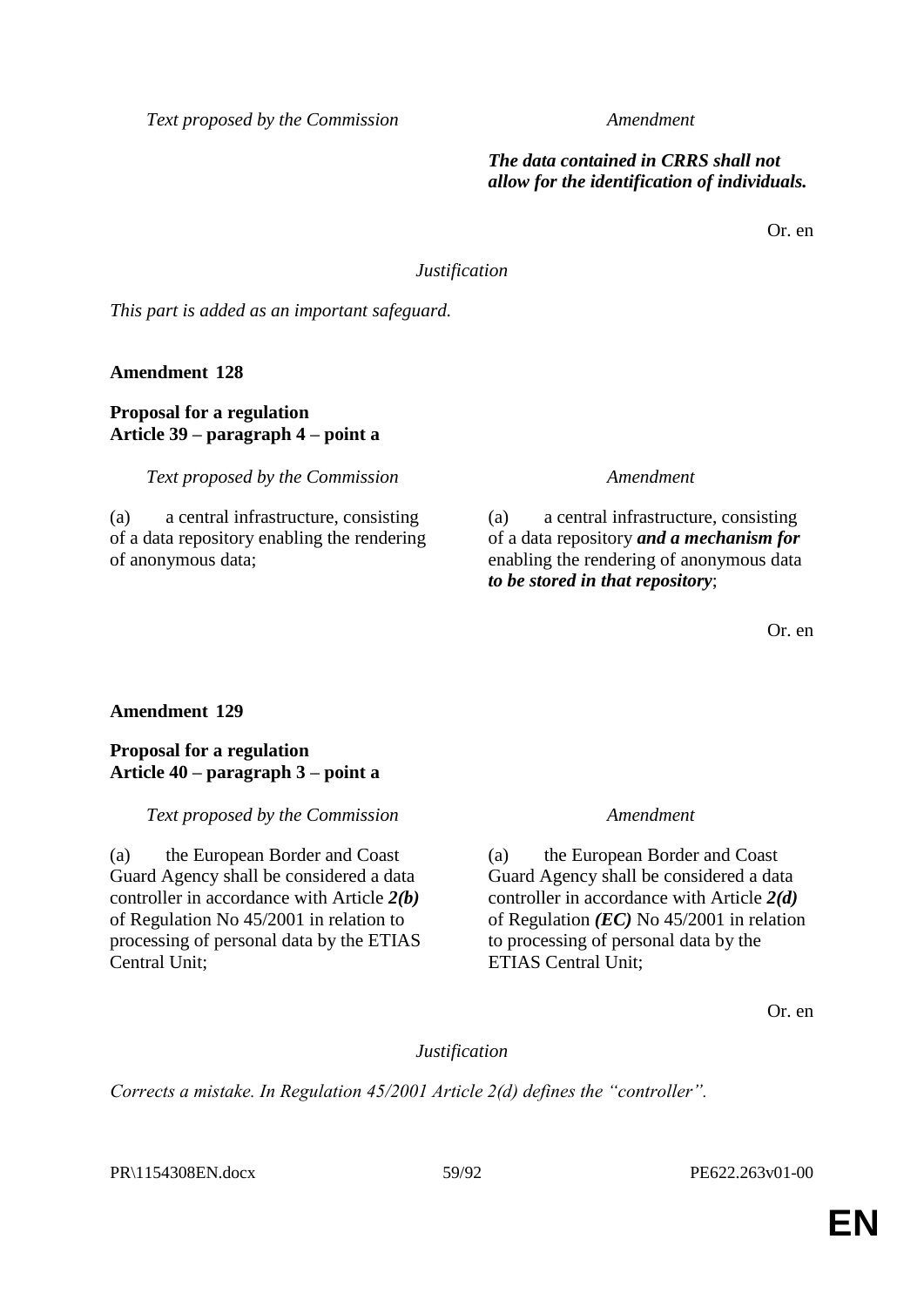| Text proposed by the Commission | Amendment |
|---|---|
| | ***The data contained in CRRS shall not allow for the identification of individuals.*** |

Or. en

*Justification*

*This part is added as an important safeguard.*

**Amendment 128**

**Proposal for a regulation**
**Article 39 – paragraph 4 – point a**

| Text proposed by the Commission | Amendment |
|---|---|
| (a) a central infrastructure, consisting of a data repository enabling the rendering of anonymous data; | (a) a central infrastructure, consisting of a data repository ***and a mechanism for*** enabling the rendering of anonymous data ***to be stored in that repository***; |

Or. en

**Amendment 129**

**Proposal for a regulation**
**Article 40 – paragraph 3 – point a**

| Text proposed by the Commission | Amendment |
|---|---|
| (a) the European Border and Coast Guard Agency shall be considered a data controller in accordance with Article ***2(b)*** of Regulation No 45/2001 in relation to processing of personal data by the ETIAS Central Unit; | (a) the European Border and Coast Guard Agency shall be considered a data controller in accordance with Article ***2(d)*** of Regulation ***(EC)*** No 45/2001 in relation to processing of personal data by the ETIAS Central Unit; |

Or. en

*Justification*

*Corrects a mistake. In Regulation 45/2001 Article 2(d) defines the "controller".*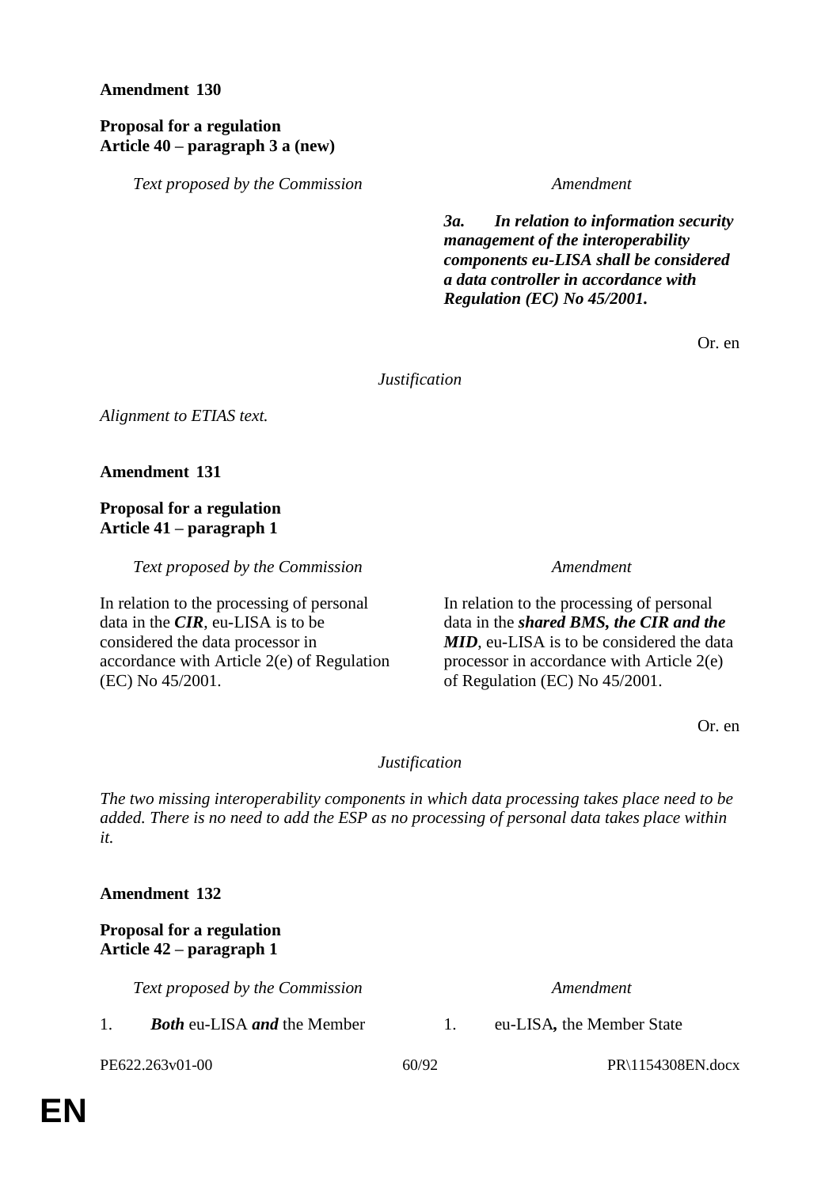**Amendment 130**

**Proposal for a regulation**
**Article 40 – paragraph 3 a (new)**

| *Text proposed by the Commission* | *Amendment* |
|---|---|
| | ***3a. In relation to information security management of the interoperability components eu-LISA shall be considered a data controller in accordance with Regulation (EC) No 45/2001.*** |

Or. en

*Justification*

*Alignment to ETIAS text.*

**Amendment 131**

**Proposal for a regulation**
**Article 41 – paragraph 1**

| *Text proposed by the Commission* | *Amendment* |
|---|---|
| In relation to the processing of personal data in the ***CIR***, eu-LISA is to be considered the data processor in accordance with Article 2(e) of Regulation (EC) No 45/2001. | In relation to the processing of personal data in the ***shared BMS, the CIR and the MID***, eu-LISA is to be considered the data processor in accordance with Article 2(e) of Regulation (EC) No 45/2001. |

Or. en

*Justification*

*The two missing interoperability components in which data processing takes place need to be added. There is no need to add the ESP as no processing of personal data takes place within it.*

**Amendment 132**

**Proposal for a regulation**
**Article 42 – paragraph 1**

| *Text proposed by the Commission* | *Amendment* |
|---|---|
| 1. ***Both*** eu-LISA ***and*** the Member | 1. eu-LISA**,** the Member State |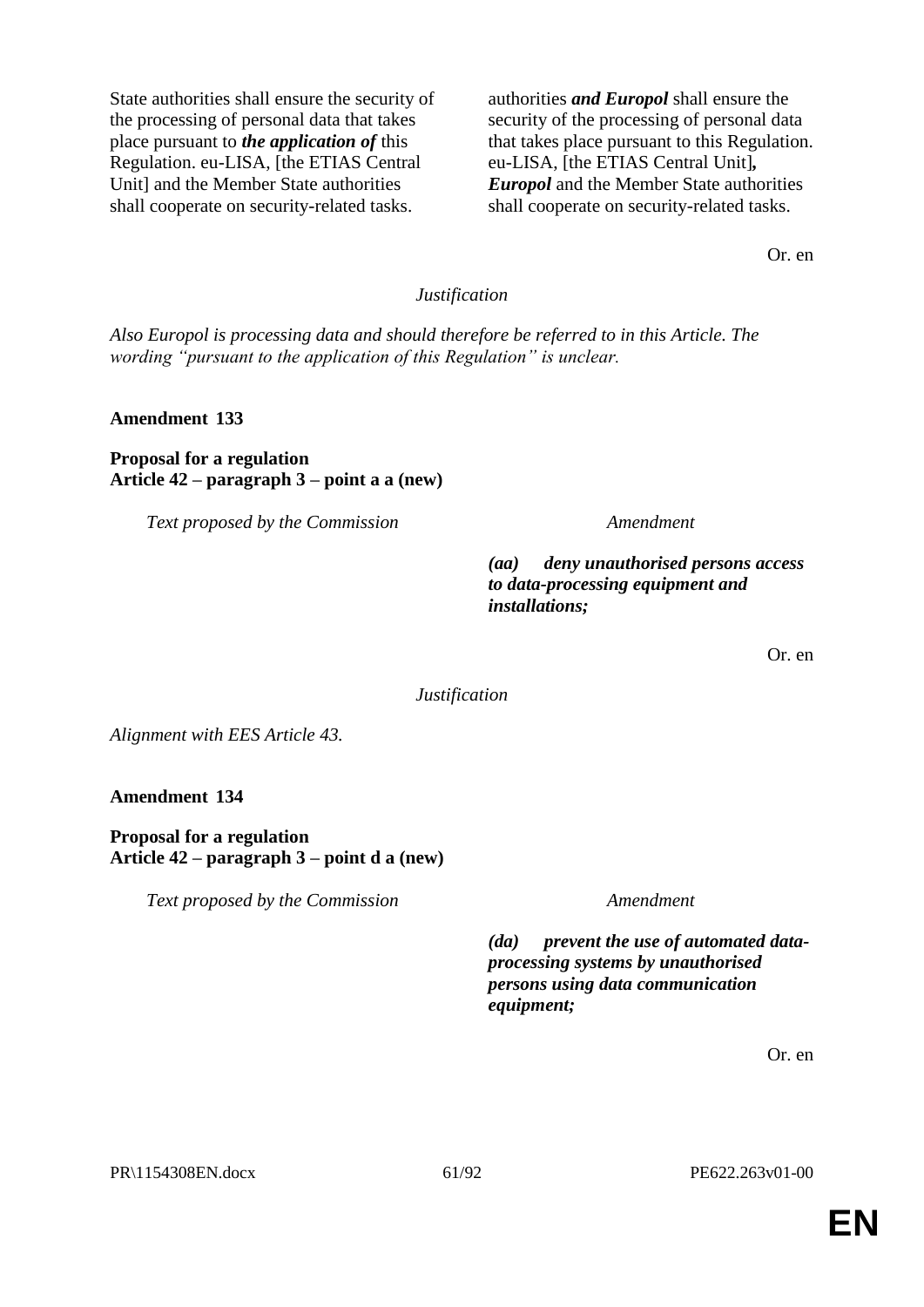| | |
|---|---|
| State authorities shall ensure the security of the processing of personal data that takes place pursuant to ***the application of*** this Regulation. eu-LISA, [the ETIAS Central Unit] and the Member State authorities shall cooperate on security-related tasks. | authorities ***and Europol*** shall ensure the security of the processing of personal data that takes place pursuant to this Regulation. eu-LISA, [the ETIAS Central Unit]***, Europol*** and the Member State authorities shall cooperate on security-related tasks. |

Or. en

*Justification*

*Also Europol is processing data and should therefore be referred to in this Article. The wording "pursuant to the application of this Regulation" is unclear.*

**Amendment 133**

**Proposal for a regulation**
**Article 42 – paragraph 3 – point a a (new)**

| *Text proposed by the Commission* | *Amendment* |
|---|---|
| | ***(aa) deny unauthorised persons access to data-processing equipment and installations;*** |

Or. en

*Justification*

*Alignment with EES Article 43.*

**Amendment 134**

**Proposal for a regulation**
**Article 42 – paragraph 3 – point d a (new)**

| *Text proposed by the Commission* | *Amendment* |
|---|---|
| | ***(da) prevent the use of automated data-processing systems by unauthorised persons using data communication equipment;*** |

Or. en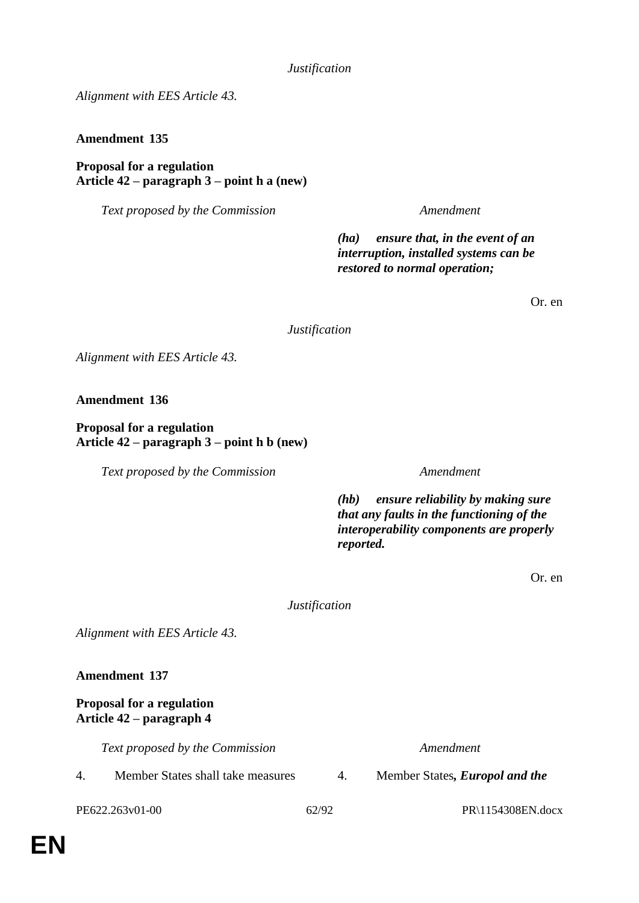*Justification*

*Alignment with EES Article 43.*

**Amendment 135**

**Proposal for a regulation**
**Article 42 – paragraph 3 – point h a (new)**

| *Text proposed by the Commission* | *Amendment* |
|---|---|
| | ***(ha) ensure that, in the event of an interruption, installed systems can be restored to normal operation;*** |

Or. en

*Justification*

*Alignment with EES Article 43.*

**Amendment 136**

**Proposal for a regulation**
**Article 42 – paragraph 3 – point h b (new)**

| *Text proposed by the Commission* | *Amendment* |
|---|---|
| | ***(hb) ensure reliability by making sure that any faults in the functioning of the interoperability components are properly reported.*** |

Or. en

*Justification*

*Alignment with EES Article 43.*

**Amendment 137**

**Proposal for a regulation**
**Article 42 – paragraph 4**

| *Text proposed by the Commission* | *Amendment* |
|---|---|
| 4. Member States shall take measures | 4. Member States***, Europol and the*** |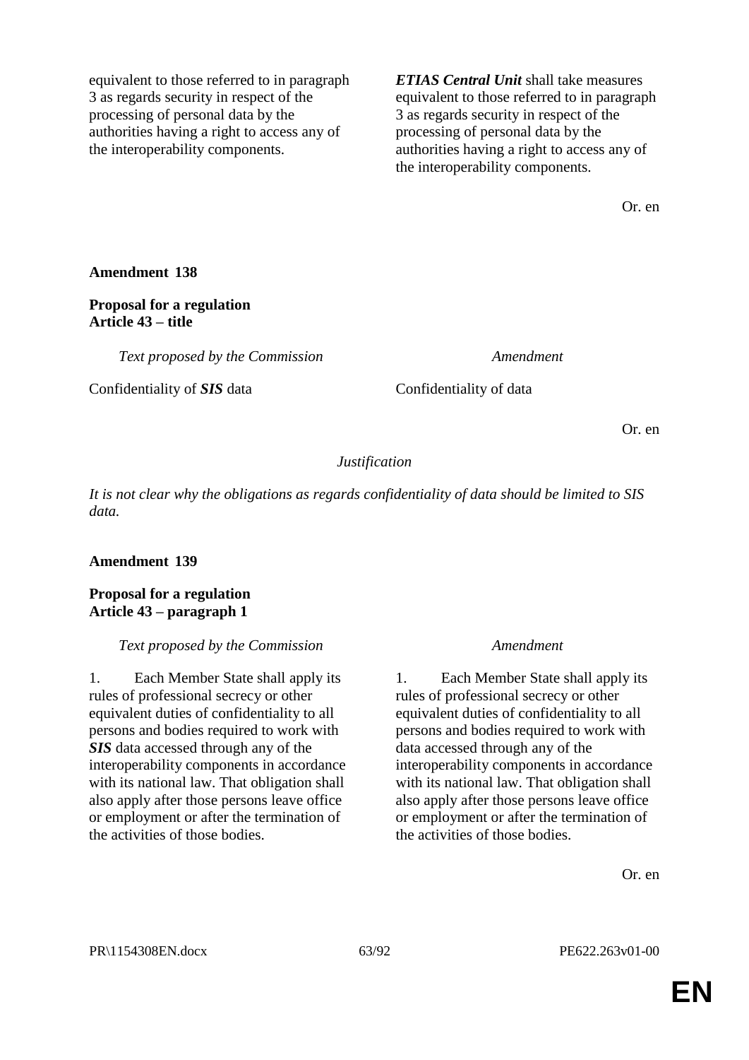| | |
|---|---|
| equivalent to those referred to in paragraph 3 as regards security in respect of the processing of personal data by the authorities having a right to access any of the interoperability components. | ***ETIAS Central Unit*** shall take measures equivalent to those referred to in paragraph 3 as regards security in respect of the processing of personal data by the authorities having a right to access any of the interoperability components. |

Or. en

**Amendment 138**

**Proposal for a regulation**
**Article 43 – title**

| *Text proposed by the Commission* | *Amendment* |
|---|---|
| Confidentiality of ***SIS*** data | Confidentiality of data |

Or. en

*Justification*

*It is not clear why the obligations as regards confidentiality of data should be limited to SIS data.*

**Amendment 139**

**Proposal for a regulation**
**Article 43 – paragraph 1**

| *Text proposed by the Commission* | *Amendment* |
|---|---|
| 1. Each Member State shall apply its rules of professional secrecy or other equivalent duties of confidentiality to all persons and bodies required to work with ***SIS*** data accessed through any of the interoperability components in accordance with its national law. That obligation shall also apply after those persons leave office or employment or after the termination of the activities of those bodies. | 1. Each Member State shall apply its rules of professional secrecy or other equivalent duties of confidentiality to all persons and bodies required to work with data accessed through any of the interoperability components in accordance with its national law. That obligation shall also apply after those persons leave office or employment or after the termination of the activities of those bodies. |

Or. en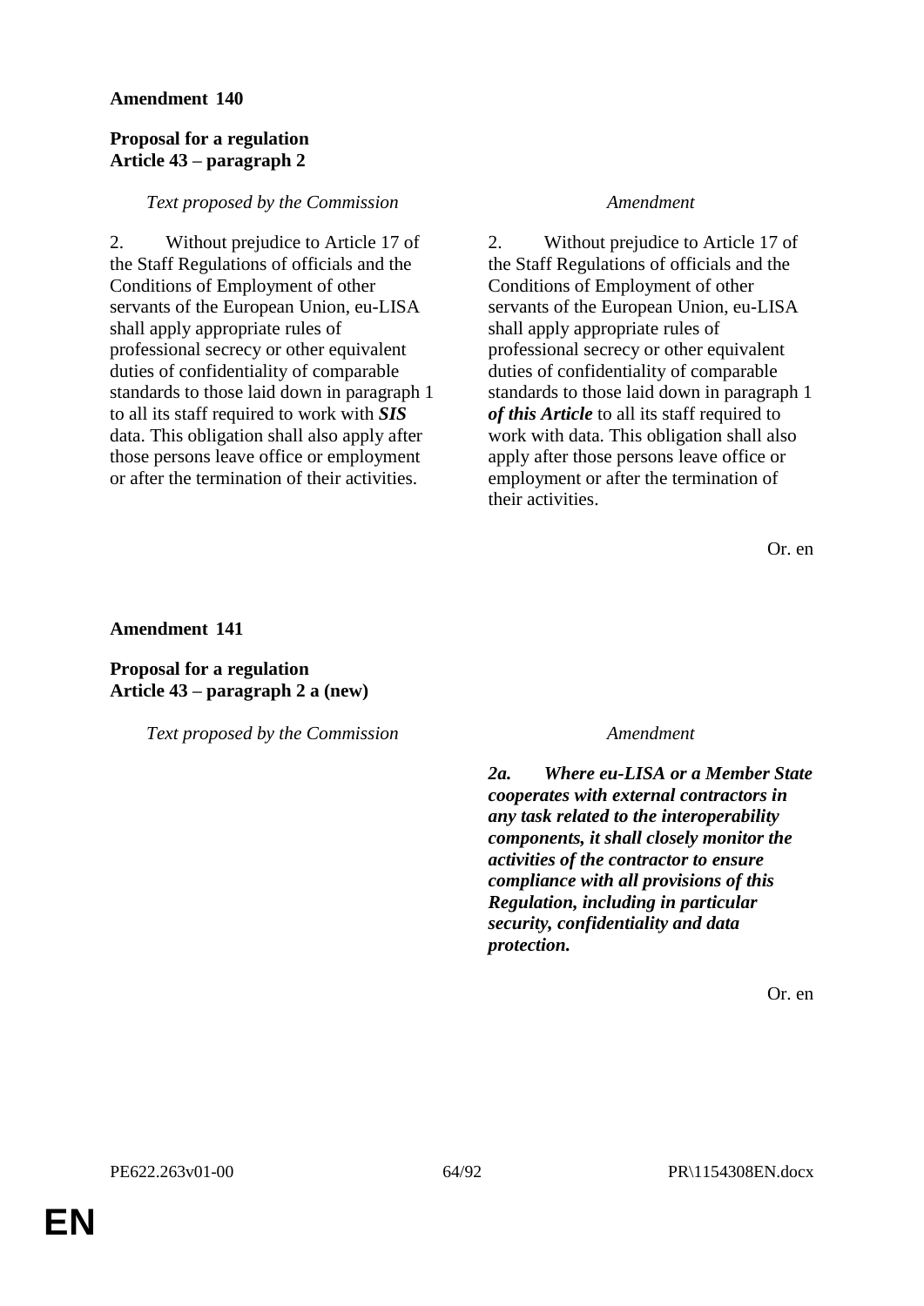**Amendment 140**

**Proposal for a regulation**
**Article 43 – paragraph 2**

| *Text proposed by the Commission* | *Amendment* |
|---|---|
| 2. Without prejudice to Article 17 of the Staff Regulations of officials and the Conditions of Employment of other servants of the European Union, eu-LISA shall apply appropriate rules of professional secrecy or other equivalent duties of confidentiality of comparable standards to those laid down in paragraph 1 to all its staff required to work with ***SIS*** data. This obligation shall also apply after those persons leave office or employment or after the termination of their activities. | 2. Without prejudice to Article 17 of the Staff Regulations of officials and the Conditions of Employment of other servants of the European Union, eu-LISA shall apply appropriate rules of professional secrecy or other equivalent duties of confidentiality of comparable standards to those laid down in paragraph 1 ***of this Article*** to all its staff required to work with data. This obligation shall also apply after those persons leave office or employment or after the termination of their activities. |

Or. en

**Amendment 141**

**Proposal for a regulation**
**Article 43 – paragraph 2 a (new)**

| *Text proposed by the Commission* | *Amendment* |
|---|---|
| | ***2a. Where eu-LISA or a Member State cooperates with external contractors in any task related to the interoperability components, it shall closely monitor the activities of the contractor to ensure compliance with all provisions of this Regulation, including in particular security, confidentiality and data protection.*** |

Or. en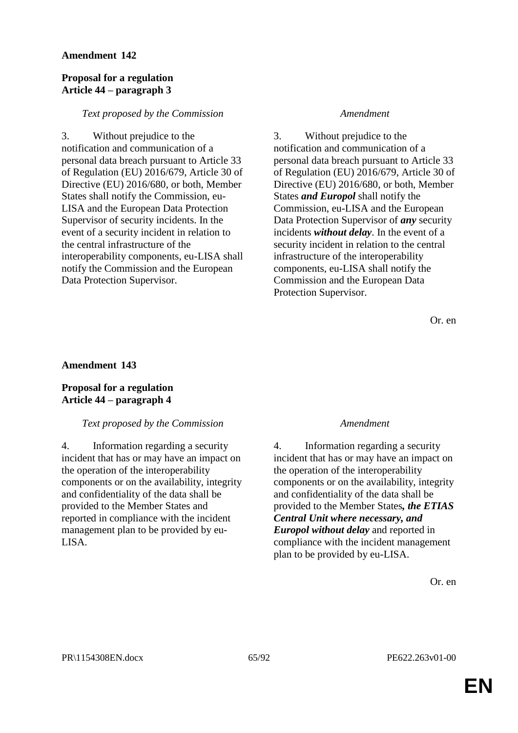**Amendment 142**

**Proposal for a regulation**
**Article 44 – paragraph 3**

| *Text proposed by the Commission* | *Amendment* |
|---|---|
| 3. Without prejudice to the notification and communication of a personal data breach pursuant to Article 33 of Regulation (EU) 2016/679, Article 30 of Directive (EU) 2016/680, or both, Member States shall notify the Commission, eu-LISA and the European Data Protection Supervisor of security incidents. In the event of a security incident in relation to the central infrastructure of the interoperability components, eu-LISA shall notify the Commission and the European Data Protection Supervisor. | 3. Without prejudice to the notification and communication of a personal data breach pursuant to Article 33 of Regulation (EU) 2016/679, Article 30 of Directive (EU) 2016/680, or both, Member States ***and Europol*** shall notify the Commission, eu-LISA and the European Data Protection Supervisor of ***any*** security incidents ***without delay***. In the event of a security incident in relation to the central infrastructure of the interoperability components, eu-LISA shall notify the Commission and the European Data Protection Supervisor. |

Or. en

**Amendment 143**

**Proposal for a regulation**
**Article 44 – paragraph 4**

| *Text proposed by the Commission* | *Amendment* |
|---|---|
| 4. Information regarding a security incident that has or may have an impact on the operation of the interoperability components or on the availability, integrity and confidentiality of the data shall be provided to the Member States and reported in compliance with the incident management plan to be provided by eu-LISA. | 4. Information regarding a security incident that has or may have an impact on the operation of the interoperability components or on the availability, integrity and confidentiality of the data shall be provided to the Member States***, the ETIAS Central Unit where necessary, and Europol without delay*** and reported in compliance with the incident management plan to be provided by eu-LISA. |

Or. en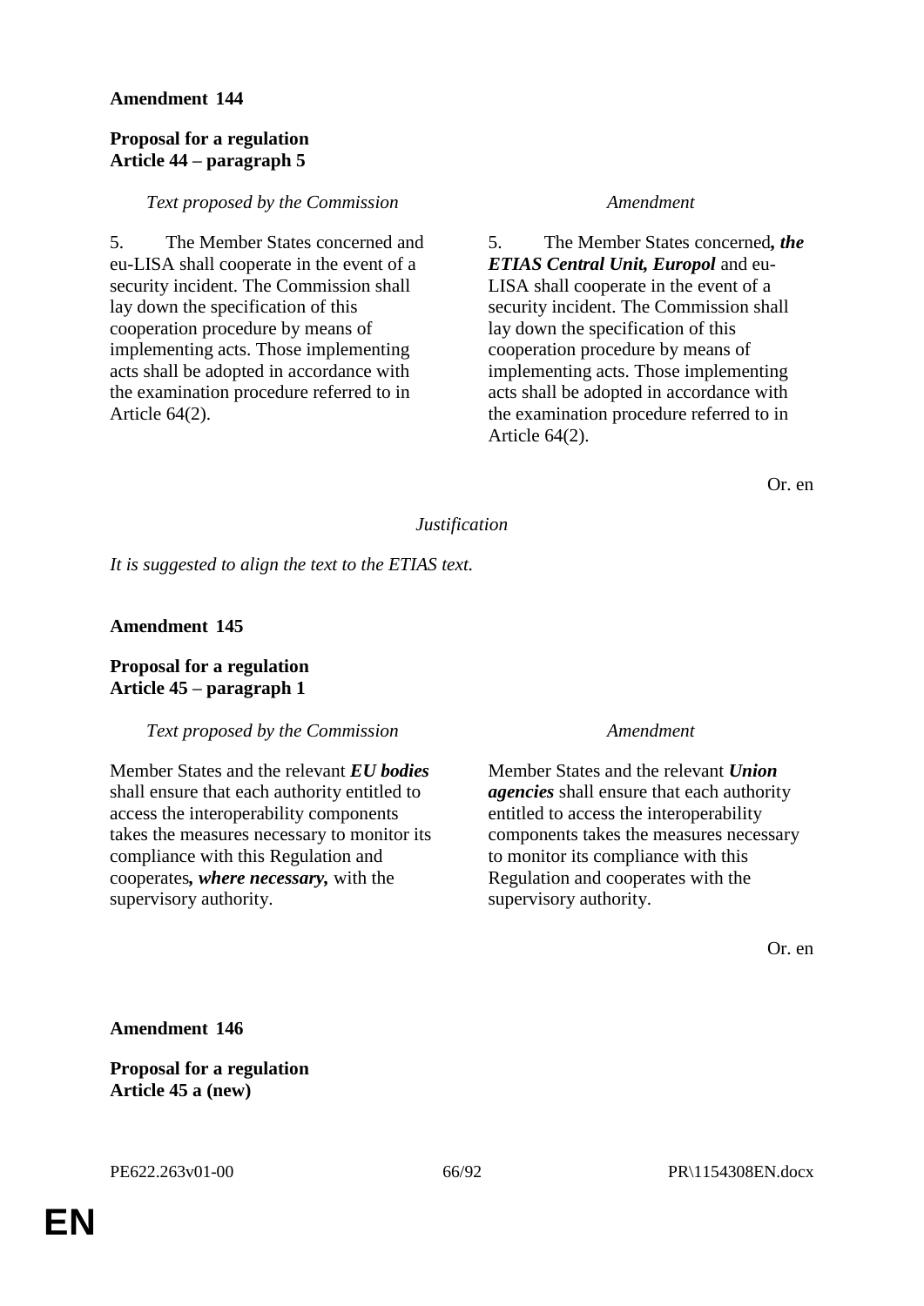**Amendment 144**

**Proposal for a regulation**
**Article 44 – paragraph 5**

| *Text proposed by the Commission* | *Amendment* |
|---|---|
| 5. The Member States concerned and eu-LISA shall cooperate in the event of a security incident. The Commission shall lay down the specification of this cooperation procedure by means of implementing acts. Those implementing acts shall be adopted in accordance with the examination procedure referred to in Article 64(2). | 5. The Member States concerned***, the ETIAS Central Unit, Europol*** and eu-LISA shall cooperate in the event of a security incident. The Commission shall lay down the specification of this cooperation procedure by means of implementing acts. Those implementing acts shall be adopted in accordance with the examination procedure referred to in Article 64(2). |

Or. en

*Justification*

*It is suggested to align the text to the ETIAS text.*

**Amendment 145**

**Proposal for a regulation**
**Article 45 – paragraph 1**

| *Text proposed by the Commission* | *Amendment* |
|---|---|
| Member States and the relevant ***EU bodies*** shall ensure that each authority entitled to access the interoperability components takes the measures necessary to monitor its compliance with this Regulation and cooperates***, where necessary,*** with the supervisory authority. | Member States and the relevant ***Union agencies*** shall ensure that each authority entitled to access the interoperability components takes the measures necessary to monitor its compliance with this Regulation and cooperates with the supervisory authority. |

Or. en

**Amendment 146**

**Proposal for a regulation**
**Article 45 a (new)**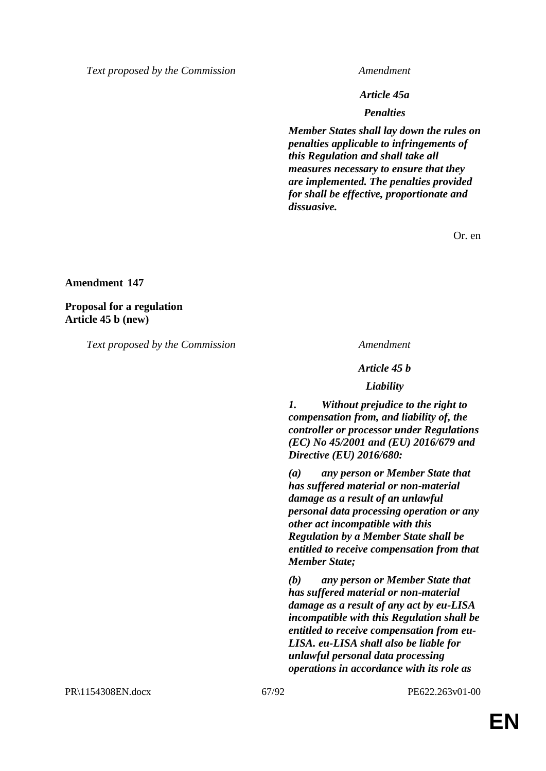| Text proposed by the Commission | Amendment |
|---|---|
| | ***Article 45a*** |
| | ***Penalties*** |
| | ***Member States shall lay down the rules on penalties applicable to infringements of this Regulation and shall take all measures necessary to ensure that they are implemented. The penalties provided for shall be effective, proportionate and dissuasive.*** |

Or. en

**Amendment 147**

**Proposal for a regulation**
**Article 45 b (new)**

| Text proposed by the Commission | Amendment |
|---|---|
| | ***Article 45 b*** |
| | ***Liability*** |
| | ***1. Without prejudice to the right to compensation from, and liability of, the controller or processor under Regulations (EC) No 45/2001 and (EU) 2016/679 and Directive (EU) 2016/680:*** |
| | ***(a) any person or Member State that has suffered material or non-material damage as a result of an unlawful personal data processing operation or any other act incompatible with this Regulation by a Member State shall be entitled to receive compensation from that Member State;*** |
| | ***(b) any person or Member State that has suffered material or non-material damage as a result of any act by eu-LISA incompatible with this Regulation shall be entitled to receive compensation from eu-LISA. eu-LISA shall also be liable for unlawful personal data processing operations in accordance with its role as*** |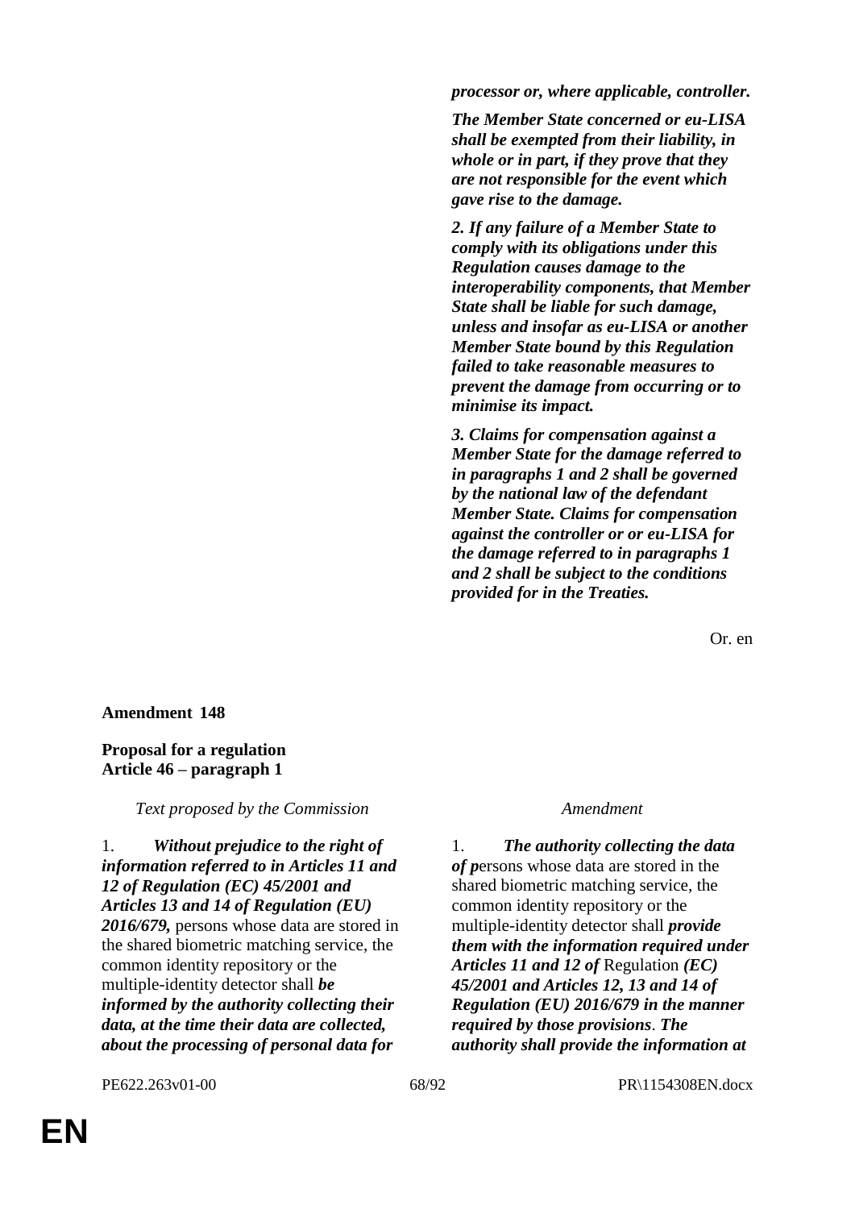| | |
|---|---|
| | ***processor or, where applicable, controller.*** |
| | ***The Member State concerned or eu-LISA shall be exempted from their liability, in whole or in part, if they prove that they are not responsible for the event which gave rise to the damage.*** |
| | ***2. If any failure of a Member State to comply with its obligations under this Regulation causes damage to the interoperability components, that Member State shall be liable for such damage, unless and insofar as eu-LISA or another Member State bound by this Regulation failed to take reasonable measures to prevent the damage from occurring or to minimise its impact.*** |
| | ***3. Claims for compensation against a Member State for the damage referred to in paragraphs 1 and 2 shall be governed by the national law of the defendant Member State. Claims for compensation against the controller or or eu-LISA for the damage referred to in paragraphs 1 and 2 shall be subject to the conditions provided for in the Treaties.*** |

Or. en

**Amendment 148**

**Proposal for a regulation**
**Article 46 – paragraph 1**

| *Text proposed by the Commission* | *Amendment* |
|---|---|
| 1. ***Without prejudice to the right of information referred to in Articles 11 and 12 of Regulation (EC) 45/2001 and Articles 13 and 14 of Regulation (EU) 2016/679,*** persons whose data are stored in the shared biometric matching service, the common identity repository or the multiple-identity detector shall ***be informed by the authority collecting their data, at the time their data are collected, about the processing of personal data for*** | 1. ***The authority collecting the data of p***ersons whose data are stored in the shared biometric matching service, the common identity repository or the multiple-identity detector shall ***provide them with the information required under Articles 11 and 12 of*** Regulation ***(EC) 45/2001 and Articles 12, 13 and 14 of Regulation (EU) 2016/679 in the manner required by those provisions***. ***The authority shall provide the information at*** |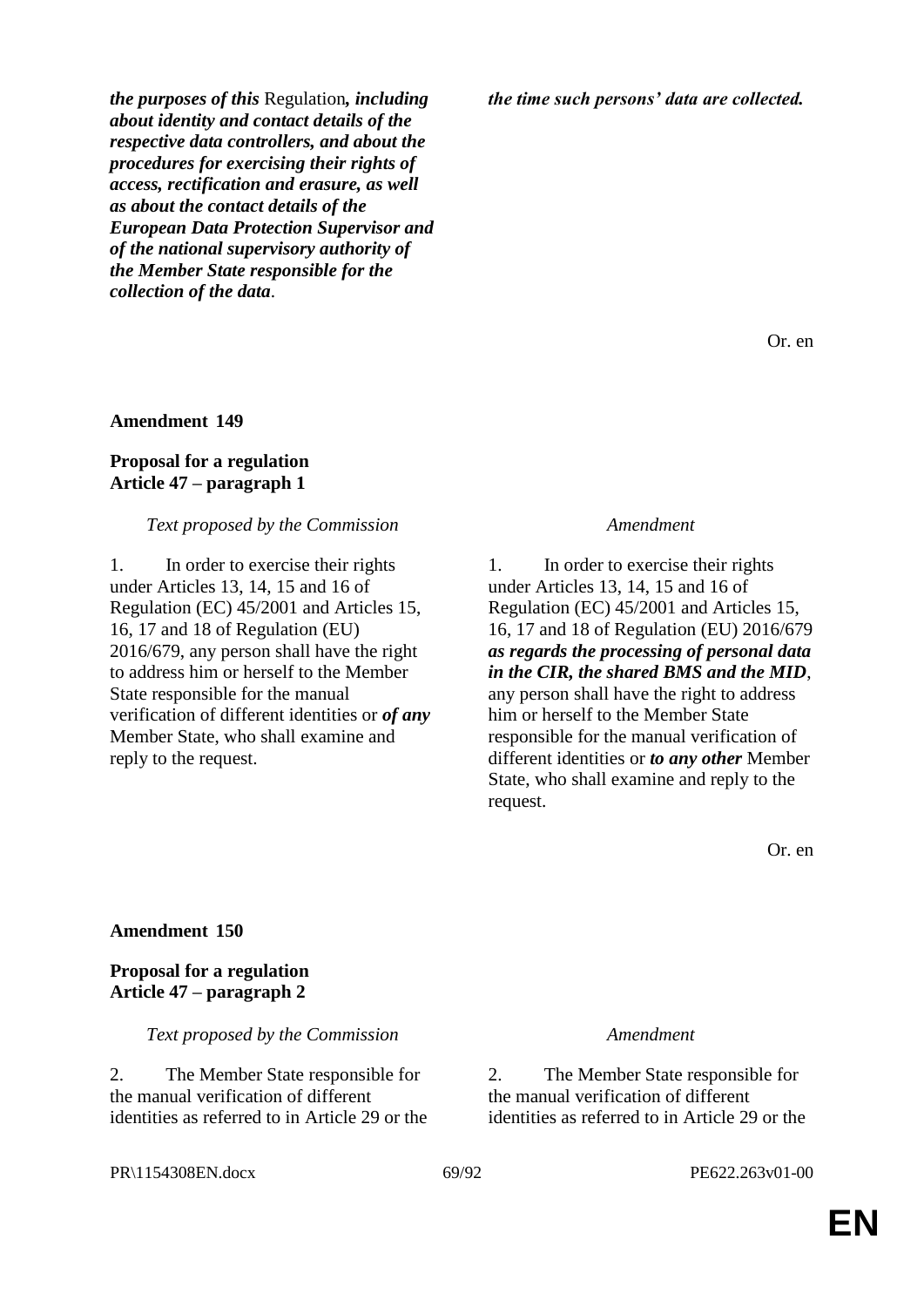| | |
|---|---|
| ***the purposes of this*** Regulation***, including about identity and contact details of the respective data controllers, and about the procedures for exercising their rights of access, rectification and erasure, as well as about the contact details of the European Data Protection Supervisor and of the national supervisory authority of the Member State responsible for the collection of the data***. | ***the time such persons' data are collected.*** |

Or. en

**Amendment 149**

**Proposal for a regulation**
**Article 47 – paragraph 1**

| *Text proposed by the Commission* | *Amendment* |
|---|---|
| 1. In order to exercise their rights under Articles 13, 14, 15 and 16 of Regulation (EC) 45/2001 and Articles 15, 16, 17 and 18 of Regulation (EU) 2016/679, any person shall have the right to address him or herself to the Member State responsible for the manual verification of different identities or ***of any*** Member State, who shall examine and reply to the request. | 1. In order to exercise their rights under Articles 13, 14, 15 and 16 of Regulation (EC) 45/2001 and Articles 15, 16, 17 and 18 of Regulation (EU) 2016/679 ***as regards the processing of personal data in the CIR, the shared BMS and the MID***, any person shall have the right to address him or herself to the Member State responsible for the manual verification of different identities or ***to any other*** Member State, who shall examine and reply to the request. |

Or. en

**Amendment 150**

**Proposal for a regulation**
**Article 47 – paragraph 2**

| *Text proposed by the Commission* | *Amendment* |
|---|---|
| 2. The Member State responsible for the manual verification of different identities as referred to in Article 29 or the | 2. The Member State responsible for the manual verification of different identities as referred to in Article 29 or the |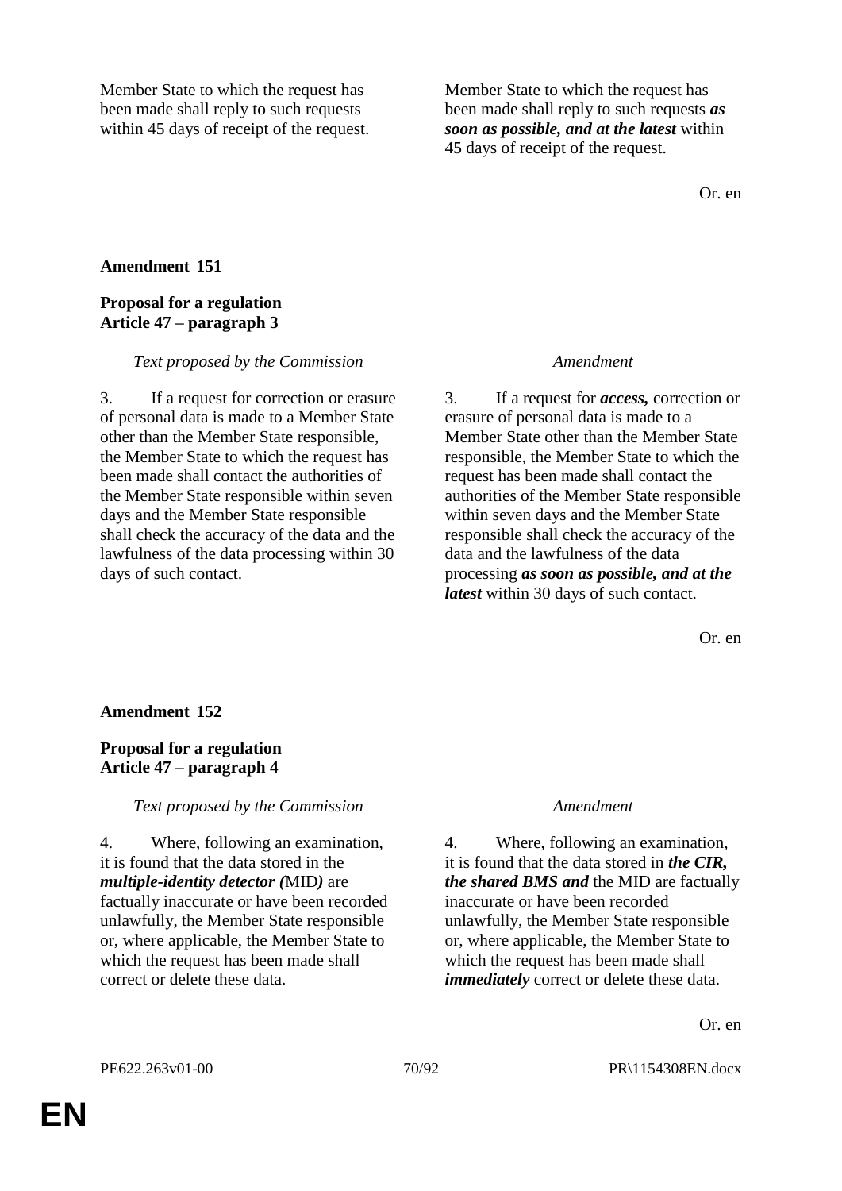| | |
|---|---|
| Member State to which the request has been made shall reply to such requests within 45 days of receipt of the request. | Member State to which the request has been made shall reply to such requests ***as soon as possible, and at the latest*** within 45 days of receipt of the request. |

Or. en

**Amendment 151**

**Proposal for a regulation**
**Article 47 – paragraph 3**

| *Text proposed by the Commission* | *Amendment* |
|---|---|
| 3. If a request for correction or erasure of personal data is made to a Member State other than the Member State responsible, the Member State to which the request has been made shall contact the authorities of the Member State responsible within seven days and the Member State responsible shall check the accuracy of the data and the lawfulness of the data processing within 30 days of such contact. | 3. If a request for ***access,*** correction or erasure of personal data is made to a Member State other than the Member State responsible, the Member State to which the request has been made shall contact the authorities of the Member State responsible within seven days and the Member State responsible shall check the accuracy of the data and the lawfulness of the data processing ***as soon as possible, and at the latest*** within 30 days of such contact. |

Or. en

**Amendment 152**

**Proposal for a regulation**
**Article 47 – paragraph 4**

| *Text proposed by the Commission* | *Amendment* |
|---|---|
| 4. Where, following an examination, it is found that the data stored in the ***multiple-identity detector (***MID***)*** are factually inaccurate or have been recorded unlawfully, the Member State responsible or, where applicable, the Member State to which the request has been made shall correct or delete these data. | 4. Where, following an examination, it is found that the data stored in ***the CIR, the shared BMS and*** the MID are factually inaccurate or have been recorded unlawfully, the Member State responsible or, where applicable, the Member State to which the request has been made shall ***immediately*** correct or delete these data. |

Or. en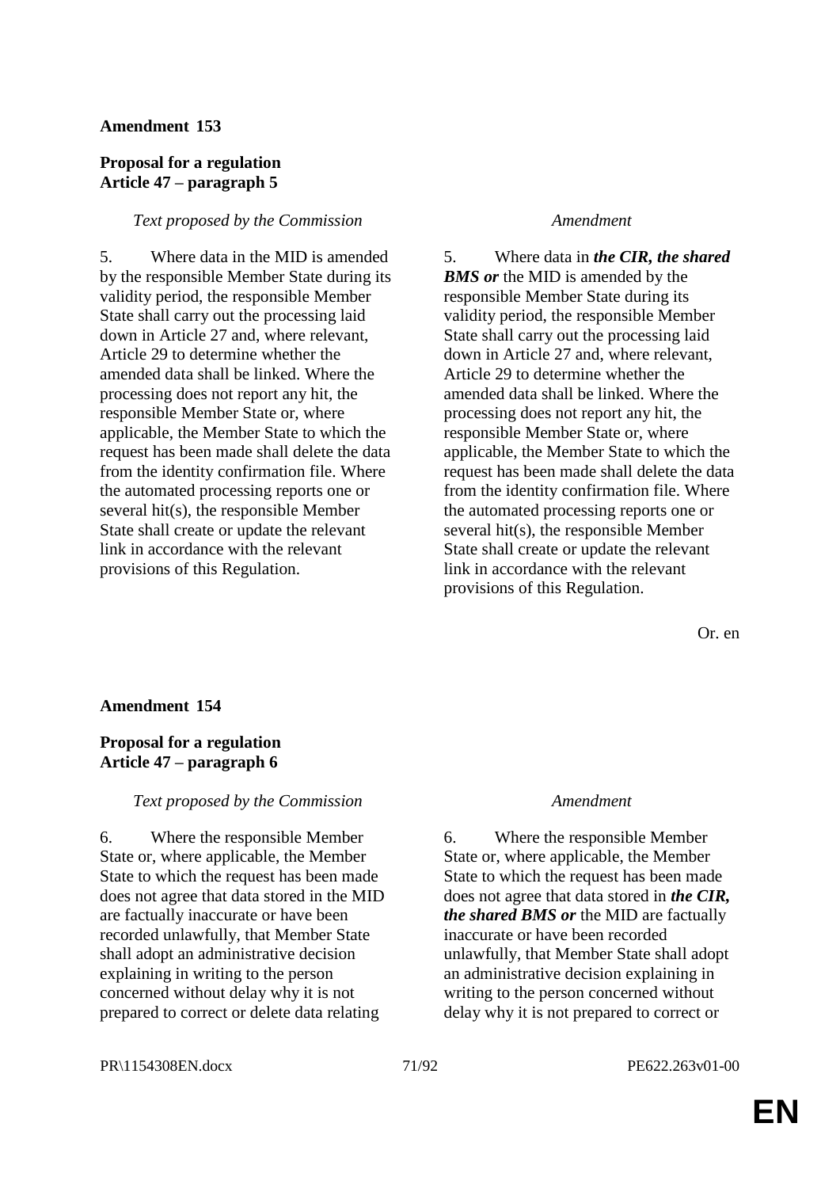**Amendment 153**

**Proposal for a regulation**
**Article 47 – paragraph 5**

| *Text proposed by the Commission* | *Amendment* |
|---|---|
| 5. Where data in the MID is amended by the responsible Member State during its validity period, the responsible Member State shall carry out the processing laid down in Article 27 and, where relevant, Article 29 to determine whether the amended data shall be linked. Where the processing does not report any hit, the responsible Member State or, where applicable, the Member State to which the request has been made shall delete the data from the identity confirmation file. Where the automated processing reports one or several hit(s), the responsible Member State shall create or update the relevant link in accordance with the relevant provisions of this Regulation. | 5. Where data in ***the CIR, the shared BMS or*** the MID is amended by the responsible Member State during its validity period, the responsible Member State shall carry out the processing laid down in Article 27 and, where relevant, Article 29 to determine whether the amended data shall be linked. Where the processing does not report any hit, the responsible Member State or, where applicable, the Member State to which the request has been made shall delete the data from the identity confirmation file. Where the automated processing reports one or several hit(s), the responsible Member State shall create or update the relevant link in accordance with the relevant provisions of this Regulation. |

Or. en

**Amendment 154**

**Proposal for a regulation**
**Article 47 – paragraph 6**

| *Text proposed by the Commission* | *Amendment* |
|---|---|
| 6. Where the responsible Member State or, where applicable, the Member State to which the request has been made does not agree that data stored in the MID are factually inaccurate or have been recorded unlawfully, that Member State shall adopt an administrative decision explaining in writing to the person concerned without delay why it is not prepared to correct or delete data relating | 6. Where the responsible Member State or, where applicable, the Member State to which the request has been made does not agree that data stored in ***the CIR, the shared BMS or*** the MID are factually inaccurate or have been recorded unlawfully, that Member State shall adopt an administrative decision explaining in writing to the person concerned without delay why it is not prepared to correct or |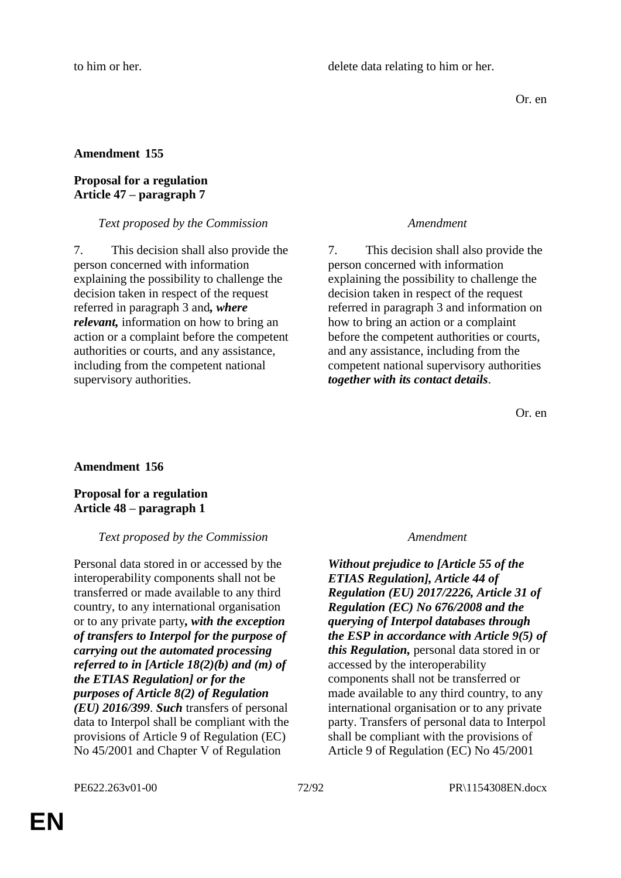| | |
|---|---|
| to him or her. | delete data relating to him or her. |

Or. en

**Amendment 155**

**Proposal for a regulation**
**Article 47 – paragraph 7**

| *Text proposed by the Commission* | *Amendment* |
|---|---|
| 7. This decision shall also provide the person concerned with information explaining the possibility to challenge the decision taken in respect of the request referred in paragraph 3 and***, where relevant,*** information on how to bring an action or a complaint before the competent authorities or courts, and any assistance, including from the competent national supervisory authorities. | 7. This decision shall also provide the person concerned with information explaining the possibility to challenge the decision taken in respect of the request referred in paragraph 3 and information on how to bring an action or a complaint before the competent authorities or courts, and any assistance, including from the competent national supervisory authorities ***together with its contact details***. |

Or. en

**Amendment 156**

**Proposal for a regulation**
**Article 48 – paragraph 1**

| *Text proposed by the Commission* | *Amendment* |
|---|---|
| Personal data stored in or accessed by the interoperability components shall not be transferred or made available to any third country, to any international organisation or to any private party***, with the exception of transfers to Interpol for the purpose of carrying out the automated processing referred to in [Article 18(2)(b) and (m) of the ETIAS Regulation] or for the purposes of Article 8(2) of Regulation (EU) 2016/399***. ***Such*** transfers of personal data to Interpol shall be compliant with the provisions of Article 9 of Regulation (EC) No 45/2001 and Chapter V of Regulation | ***Without prejudice to [Article 55 of the ETIAS Regulation], Article 44 of Regulation (EU) 2017/2226, Article 31 of Regulation (EC) No 676/2008 and the querying of Interpol databases through the ESP in accordance with Article 9(5) of this Regulation,*** personal data stored in or accessed by the interoperability components shall not be transferred or made available to any third country, to any international organisation or to any private party. Transfers of personal data to Interpol shall be compliant with the provisions of Article 9 of Regulation (EC) No 45/2001 |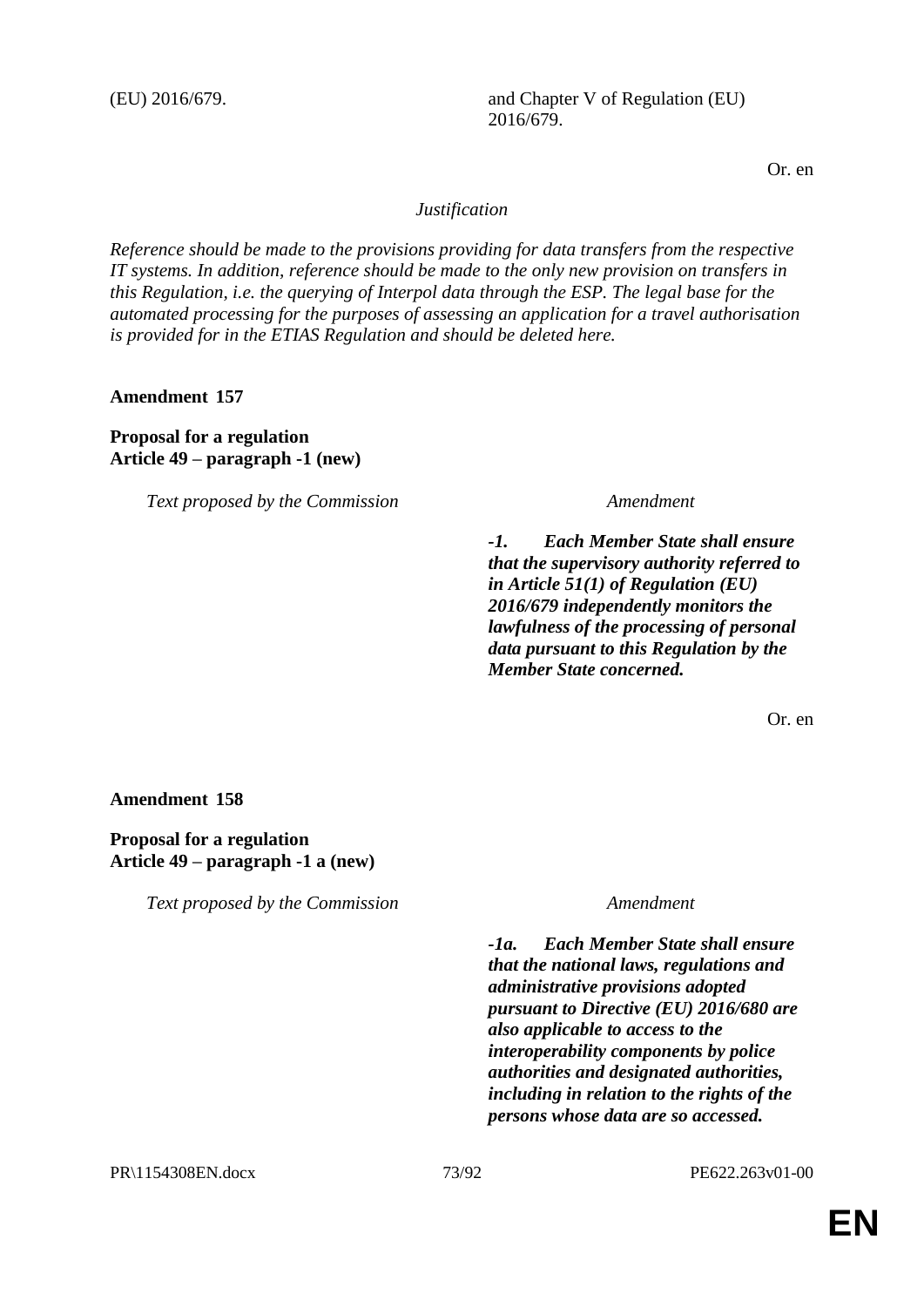| | |
|---|---|
| (EU) 2016/679. | and Chapter V of Regulation (EU) 2016/679. |

Or. en

*Justification*

*Reference should be made to the provisions providing for data transfers from the respective IT systems. In addition, reference should be made to the only new provision on transfers in this Regulation, i.e. the querying of Interpol data through the ESP. The legal base for the automated processing for the purposes of assessing an application for a travel authorisation is provided for in the ETIAS Regulation and should be deleted here.*

**Amendment 157**

**Proposal for a regulation**
**Article 49 – paragraph -1 (new)**

| *Text proposed by the Commission* | *Amendment* |
|---|---|
| | ***-1. Each Member State shall ensure that the supervisory authority referred to in Article 51(1) of Regulation (EU) 2016/679 independently monitors the lawfulness of the processing of personal data pursuant to this Regulation by the Member State concerned.*** |

Or. en

**Amendment 158**

**Proposal for a regulation**
**Article 49 – paragraph -1 a (new)**

| *Text proposed by the Commission* | *Amendment* |
|---|---|
| | ***-1a. Each Member State shall ensure that the national laws, regulations and administrative provisions adopted pursuant to Directive (EU) 2016/680 are also applicable to access to the interoperability components by police authorities and designated authorities, including in relation to the rights of the persons whose data are so accessed.*** |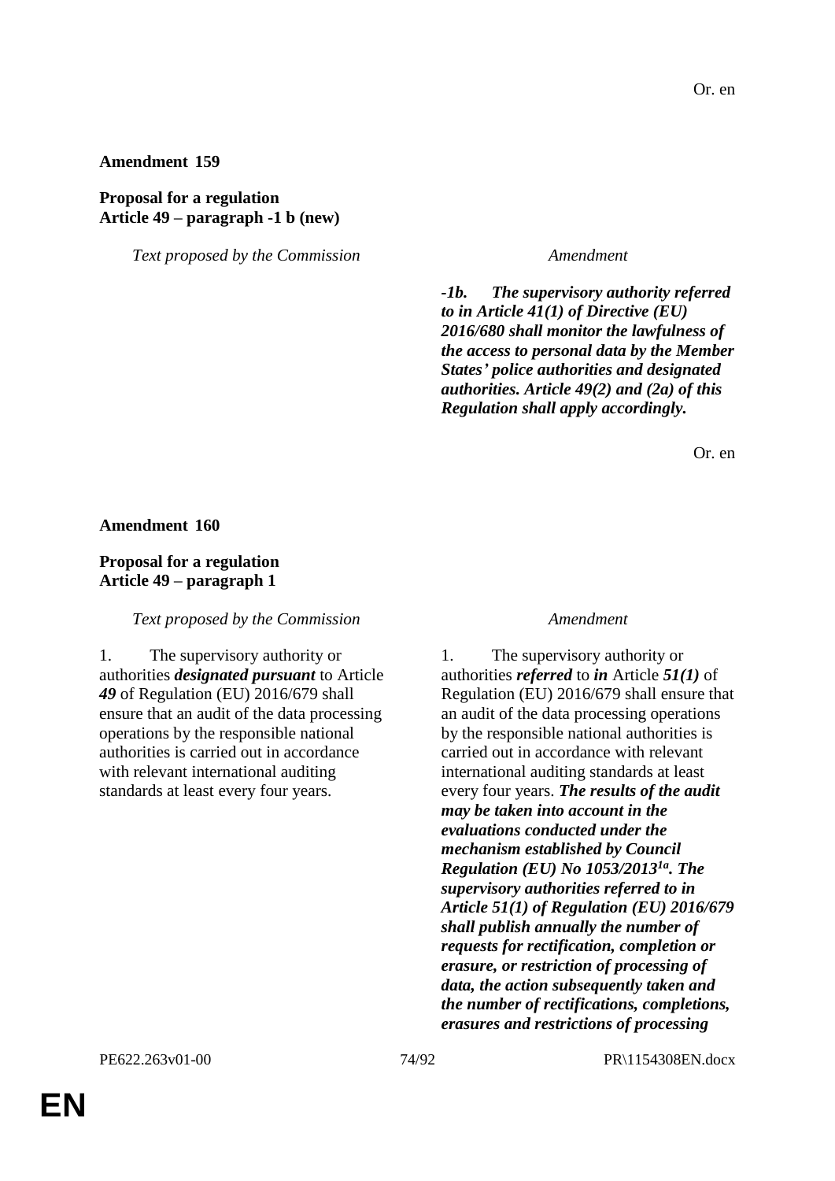Or. en

**Amendment 159**

**Proposal for a regulation**
**Article 49 – paragraph -1 b (new)**

| *Text proposed by the Commission* | *Amendment* |
| --- | --- |
| | ***-1b. The supervisory authority referred to in Article 41(1) of Directive (EU) 2016/680 shall monitor the lawfulness of the access to personal data by the Member States' police authorities and designated authorities. Article 49(2) and (2a) of this Regulation shall apply accordingly.*** |

Or. en

**Amendment 160**

**Proposal for a regulation**
**Article 49 – paragraph 1**

| *Text proposed by the Commission* | *Amendment* |
| --- | --- |
| 1. The supervisory authority or authorities ***designated pursuant*** to Article ***49*** of Regulation (EU) 2016/679 shall ensure that an audit of the data processing operations by the responsible national authorities is carried out in accordance with relevant international auditing standards at least every four years. | 1. The supervisory authority or authorities ***referred*** to ***in*** Article ***51(1)*** of Regulation (EU) 2016/679 shall ensure that an audit of the data processing operations by the responsible national authorities is carried out in accordance with relevant international auditing standards at least every four years. ***The results of the audit may be taken into account in the evaluations conducted under the mechanism established by Council Regulation (EU) No 1053/2013[1a]. The supervisory authorities referred to in Article 51(1) of Regulation (EU) 2016/679 shall publish annually the number of requests for rectification, completion or erasure, or restriction of processing of data, the action subsequently taken and the number of rectifications, completions, erasures and restrictions of processing*** |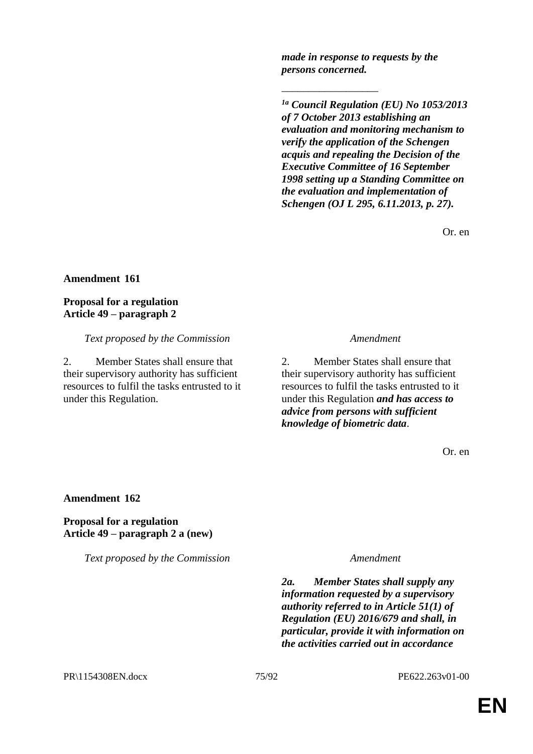| | |
|---|---|
| | ***made in response to requests by the persons concerned.*** |
| | _________________ |
| | [1a] ***Council Regulation (EU) No 1053/2013 of 7 October 2013 establishing an evaluation and monitoring mechanism to verify the application of the Schengen acquis and repealing the Decision of the Executive Committee of 16 September 1998 setting up a Standing Committee on the evaluation and implementation of Schengen (OJ L 295, 6.11.2013, p. 27).*** |

Or. en

**Amendment 161**

**Proposal for a regulation**
**Article 49 – paragraph 2**

| *Text proposed by the Commission* | *Amendment* |
|---|---|
| 2. Member States shall ensure that their supervisory authority has sufficient resources to fulfil the tasks entrusted to it under this Regulation. | 2. Member States shall ensure that their supervisory authority has sufficient resources to fulfil the tasks entrusted to it under this Regulation ***and has access to advice from persons with sufficient knowledge of biometric data***. |

Or. en

**Amendment 162**

**Proposal for a regulation**
**Article 49 – paragraph 2 a (new)**

| *Text proposed by the Commission* | *Amendment* |
|---|---|
| | ***2a. Member States shall supply any information requested by a supervisory authority referred to in Article 51(1) of Regulation (EU) 2016/679 and shall, in particular, provide it with information on the activities carried out in accordance*** |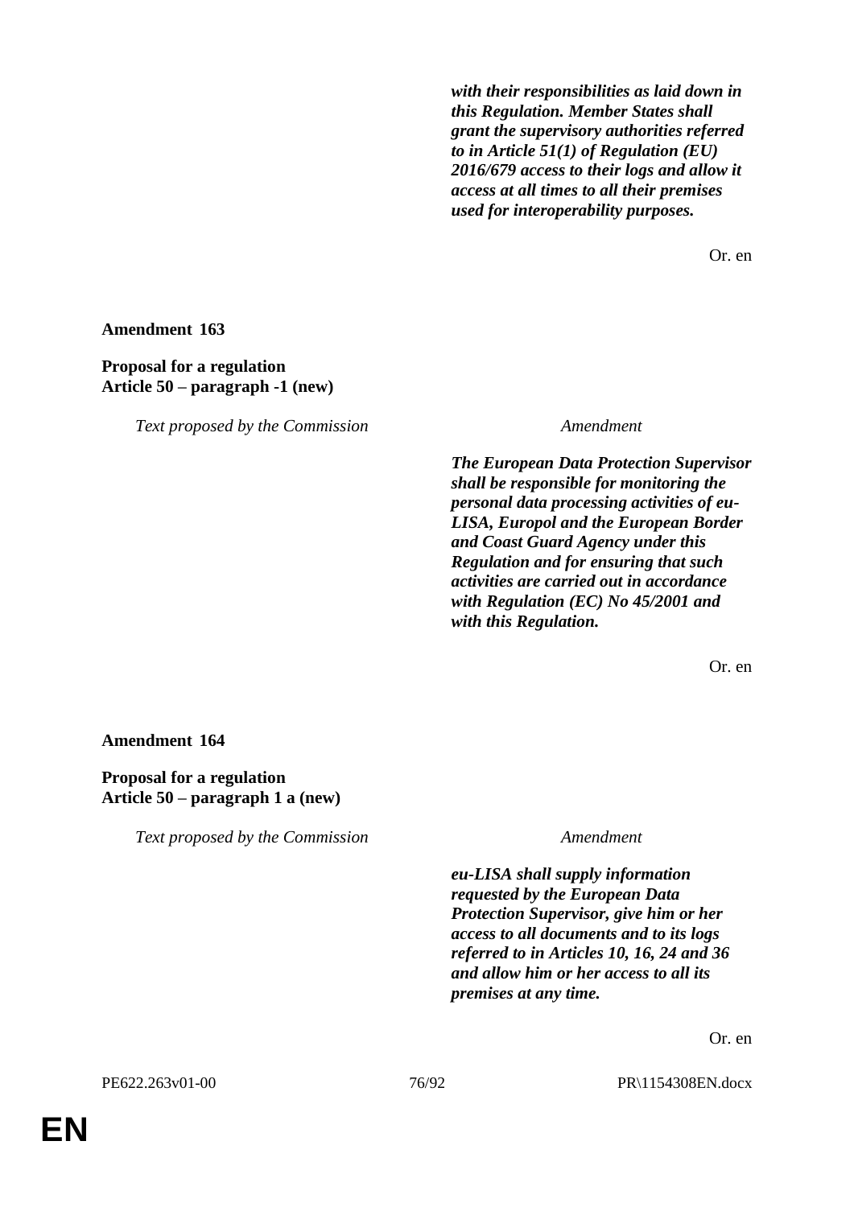| | |
|---|---|
| | ***with their responsibilities as laid down in this Regulation. Member States shall grant the supervisory authorities referred to in Article 51(1) of Regulation (EU) 2016/679 access to their logs and allow it access at all times to all their premises used for interoperability purposes.*** |

Or. en

**Amendment 163**

**Proposal for a regulation**
**Article 50 – paragraph -1 (new)**

| *Text proposed by the Commission* | *Amendment* |
|---|---|
| | ***The European Data Protection Supervisor shall be responsible for monitoring the personal data processing activities of eu-LISA, Europol and the European Border and Coast Guard Agency under this Regulation and for ensuring that such activities are carried out in accordance with Regulation (EC) No 45/2001 and with this Regulation.*** |

Or. en

**Amendment 164**

**Proposal for a regulation**
**Article 50 – paragraph 1 a (new)**

| *Text proposed by the Commission* | *Amendment* |
|---|---|
| | ***eu-LISA shall supply information requested by the European Data Protection Supervisor, give him or her access to all documents and to its logs referred to in Articles 10, 16, 24 and 36 and allow him or her access to all its premises at any time.*** |

Or. en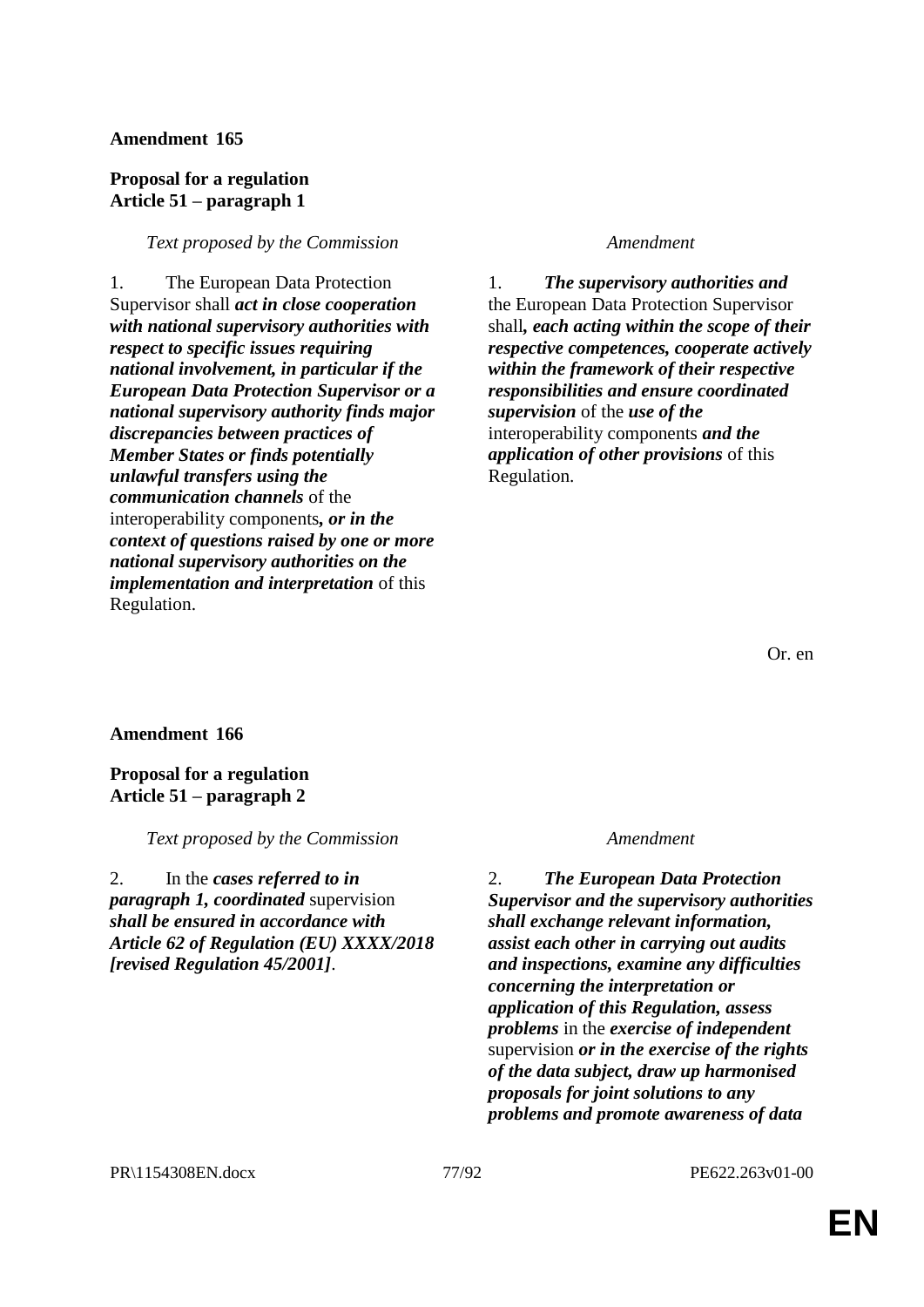**Amendment 165**

**Proposal for a regulation**
**Article 51 – paragraph 1**

| *Text proposed by the Commission* | *Amendment* |
|---|---|
| 1. The European Data Protection Supervisor shall ***act in close cooperation with national supervisory authorities with respect to specific issues requiring national involvement, in particular if the European Data Protection Supervisor or a national supervisory authority finds major discrepancies between practices of Member States or finds potentially unlawful transfers using the communication channels*** of the interoperability components***, or in the context of questions raised by one or more national supervisory authorities on the implementation and interpretation*** of this Regulation. | 1. ***The supervisory authorities and*** the European Data Protection Supervisor shall***, each acting within the scope of their respective competences, cooperate actively within the framework of their respective responsibilities and ensure coordinated supervision*** of the ***use of the*** interoperability components ***and the application of other provisions*** of this Regulation. |

Or. en

**Amendment 166**

**Proposal for a regulation**
**Article 51 – paragraph 2**

| *Text proposed by the Commission* | *Amendment* |
|---|---|
| 2. In the ***cases referred to in paragraph 1, coordinated*** supervision ***shall be ensured in accordance with Article 62 of Regulation (EU) XXXX/2018 [revised Regulation 45/2001]***. | 2. ***The European Data Protection Supervisor and the supervisory authorities shall exchange relevant information, assist each other in carrying out audits and inspections, examine any difficulties concerning the interpretation or application of this Regulation, assess problems*** in the ***exercise of independent*** supervision ***or in the exercise of the rights of the data subject, draw up harmonised proposals for joint solutions to any problems and promote awareness of data*** |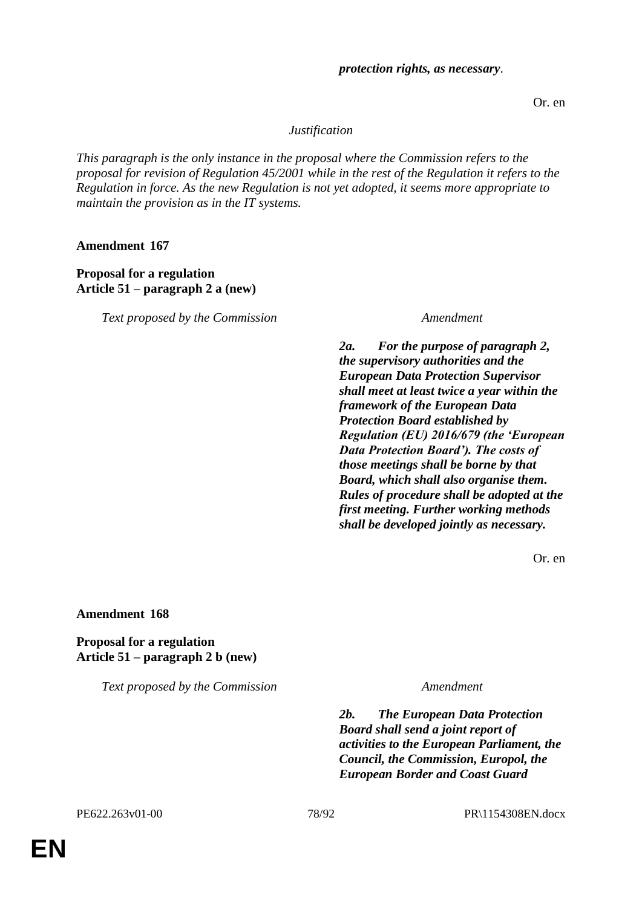| | |
|---|---|
| | ***protection rights, as necessary*.** |

Or. en

*Justification*

*This paragraph is the only instance in the proposal where the Commission refers to the proposal for revision of Regulation 45/2001 while in the rest of the Regulation it refers to the Regulation in force. As the new Regulation is not yet adopted, it seems more appropriate to maintain the provision as in the IT systems.*

**Amendment 167**

**Proposal for a regulation**
**Article 51 – paragraph 2 a (new)**

| *Text proposed by the Commission* | *Amendment* |
|---|---|
| | ***2a. For the purpose of paragraph 2, the supervisory authorities and the European Data Protection Supervisor shall meet at least twice a year within the framework of the European Data Protection Board established by Regulation (EU) 2016/679 (the 'European Data Protection Board'). The costs of those meetings shall be borne by that Board, which shall also organise them. Rules of procedure shall be adopted at the first meeting. Further working methods shall be developed jointly as necessary.*** |

Or. en

**Amendment 168**

**Proposal for a regulation**
**Article 51 – paragraph 2 b (new)**

| *Text proposed by the Commission* | *Amendment* |
|---|---|
| | ***2b. The European Data Protection Board shall send a joint report of activities to the European Parliament, the Council, the Commission, Europol, the European Border and Coast Guard*** |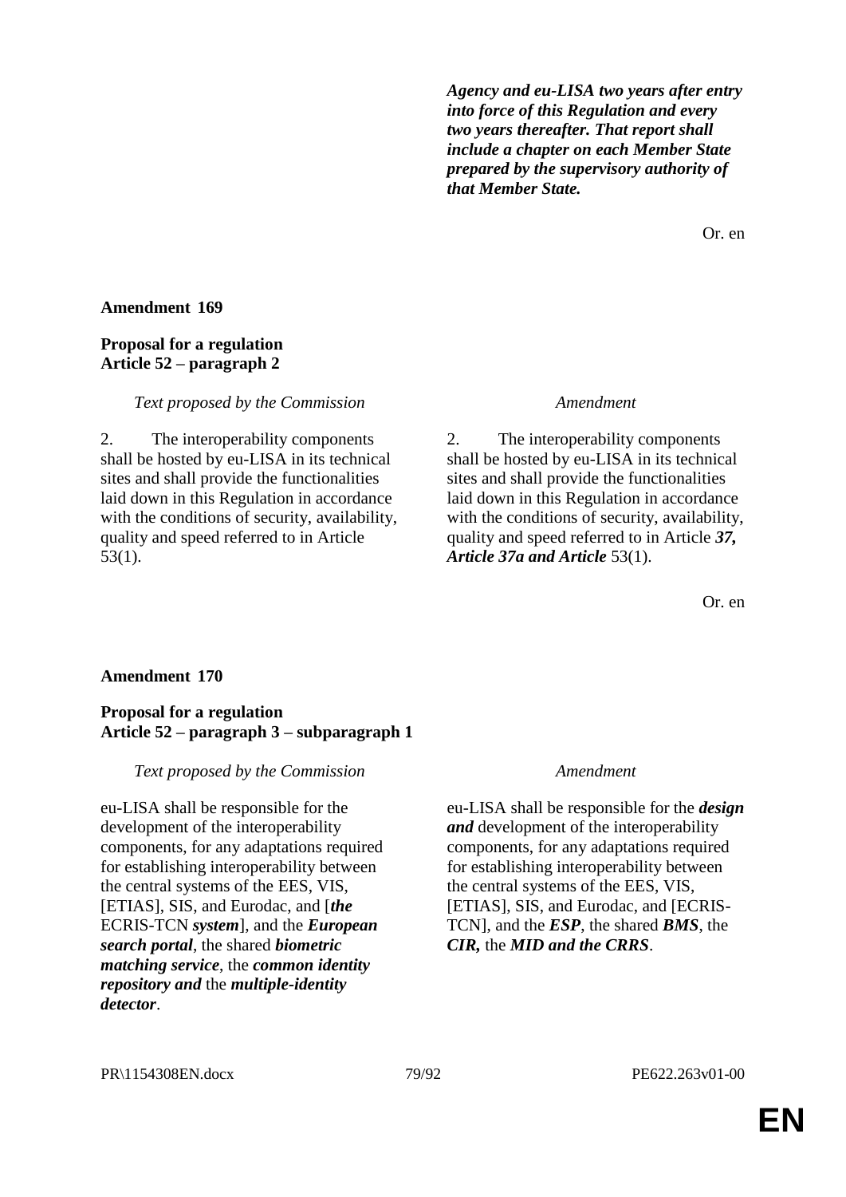***Agency and eu-LISA two years after entry into force of this Regulation and every two years thereafter. That report shall include a chapter on each Member State prepared by the supervisory authority of that Member State.***

Or. en

**Amendment 169**

**Proposal for a regulation**
**Article 52 – paragraph 2**

| *Text proposed by the Commission* | *Amendment* |
|---|---|
| 2. The interoperability components shall be hosted by eu-LISA in its technical sites and shall provide the functionalities laid down in this Regulation in accordance with the conditions of security, availability, quality and speed referred to in Article 53(1). | 2. The interoperability components shall be hosted by eu-LISA in its technical sites and shall provide the functionalities laid down in this Regulation in accordance with the conditions of security, availability, quality and speed referred to in Article ***37, Article 37a and Article*** 53(1). |

Or. en

**Amendment 170**

**Proposal for a regulation**
**Article 52 – paragraph 3 – subparagraph 1**

| *Text proposed by the Commission* | *Amendment* |
|---|---|
| eu-LISA shall be responsible for the development of the interoperability components, for any adaptations required for establishing interoperability between the central systems of the EES, VIS, [ETIAS], SIS, and Eurodac, and [***the*** ECRIS-TCN ***system***], and the ***European search portal***, the shared ***biometric matching service***, the ***common identity repository and*** the ***multiple-identity detector***. | eu-LISA shall be responsible for the ***design and*** development of the interoperability components, for any adaptations required for establishing interoperability between the central systems of the EES, VIS, [ETIAS], SIS, and Eurodac, and [ECRIS-TCN], and the ***ESP***, the shared ***BMS***, the ***CIR,*** the ***MID and the CRRS***. |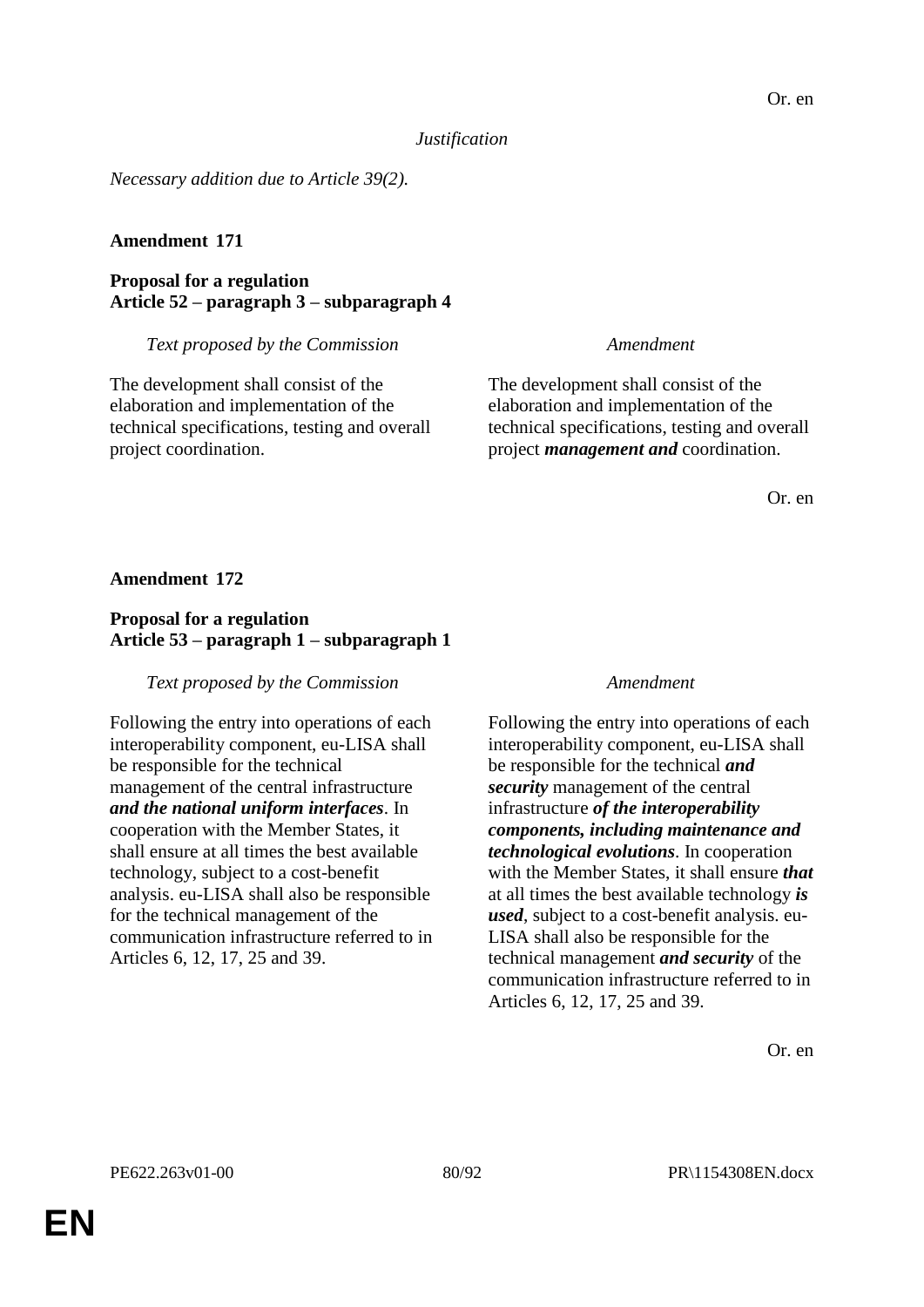Or. en

*Justification*

*Necessary addition due to Article 39(2).*

**Amendment 171**

**Proposal for a regulation**
**Article 52 – paragraph 3 – subparagraph 4**

| *Text proposed by the Commission* | *Amendment* |
|---|---|
| The development shall consist of the elaboration and implementation of the technical specifications, testing and overall project coordination. | The development shall consist of the elaboration and implementation of the technical specifications, testing and overall project ***management and*** coordination. |

Or. en

**Amendment 172**

**Proposal for a regulation**
**Article 53 – paragraph 1 – subparagraph 1**

| *Text proposed by the Commission* | *Amendment* |
|---|---|
| Following the entry into operations of each interoperability component, eu-LISA shall be responsible for the technical management of the central infrastructure ***and the national uniform interfaces***. In cooperation with the Member States, it shall ensure at all times the best available technology, subject to a cost-benefit analysis. eu-LISA shall also be responsible for the technical management of the communication infrastructure referred to in Articles 6, 12, 17, 25 and 39. | Following the entry into operations of each interoperability component, eu-LISA shall be responsible for the technical ***and security*** management of the central infrastructure ***of the interoperability components, including maintenance and technological evolutions***. In cooperation with the Member States, it shall ensure ***that*** at all times the best available technology ***is used***, subject to a cost-benefit analysis. eu-LISA shall also be responsible for the technical management ***and security*** of the communication infrastructure referred to in Articles 6, 12, 17, 25 and 39. |

Or. en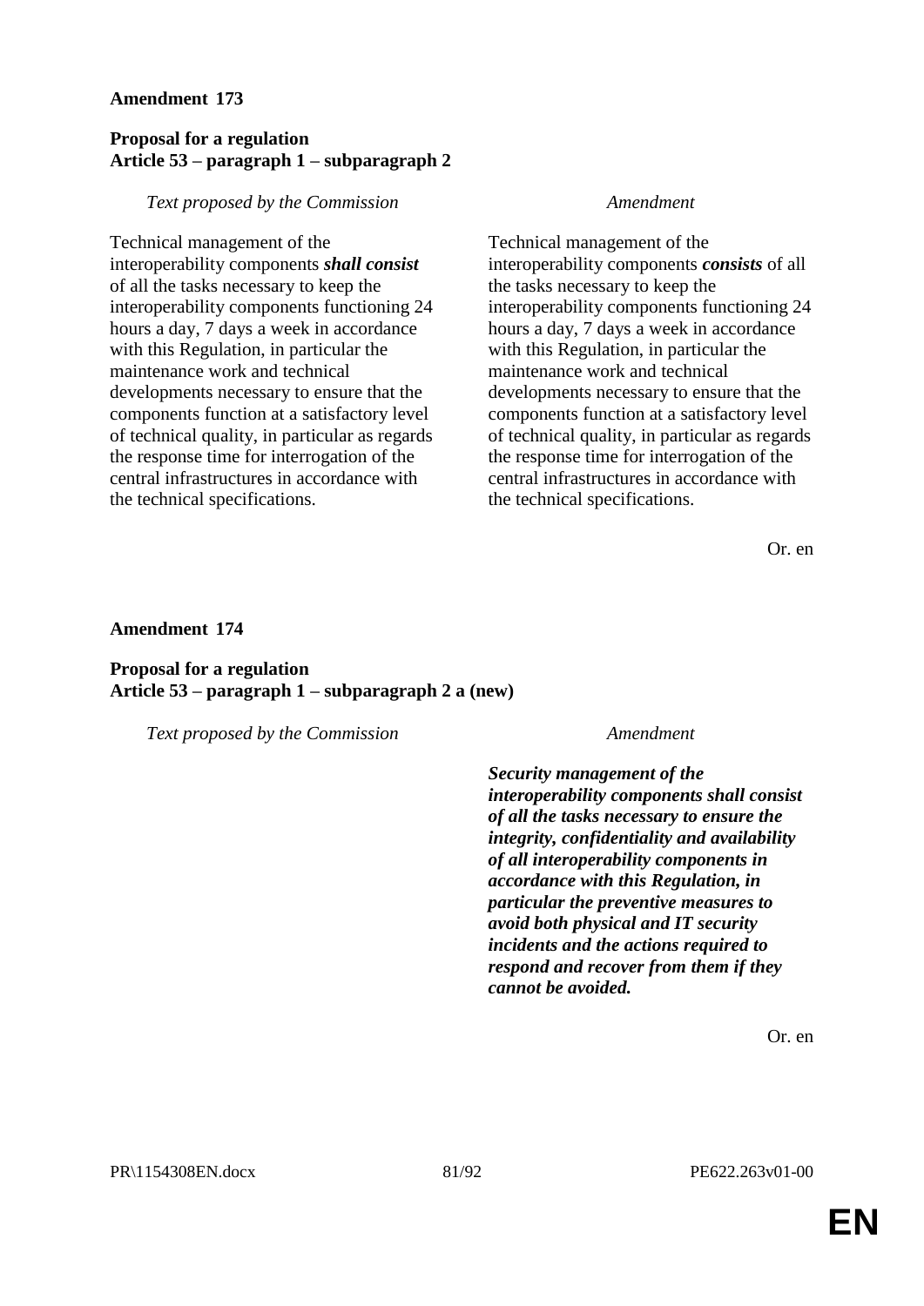**Amendment 173**

**Proposal for a regulation**
**Article 53 – paragraph 1 – subparagraph 2**

| *Text proposed by the Commission* | *Amendment* |
|---|---|
| Technical management of the interoperability components ***shall consist*** of all the tasks necessary to keep the interoperability components functioning 24 hours a day, 7 days a week in accordance with this Regulation, in particular the maintenance work and technical developments necessary to ensure that the components function at a satisfactory level of technical quality, in particular as regards the response time for interrogation of the central infrastructures in accordance with the technical specifications. | Technical management of the interoperability components ***consists*** of all the tasks necessary to keep the interoperability components functioning 24 hours a day, 7 days a week in accordance with this Regulation, in particular the maintenance work and technical developments necessary to ensure that the components function at a satisfactory level of technical quality, in particular as regards the response time for interrogation of the central infrastructures in accordance with the technical specifications. |

Or. en

**Amendment 174**

**Proposal for a regulation**
**Article 53 – paragraph 1 – subparagraph 2 a (new)**

| *Text proposed by the Commission* | *Amendment* |
|---|---|
| | ***Security management of the interoperability components shall consist of all the tasks necessary to ensure the integrity, confidentiality and availability of all interoperability components in accordance with this Regulation, in particular the preventive measures to avoid both physical and IT security incidents and the actions required to respond and recover from them if they cannot be avoided.*** |

Or. en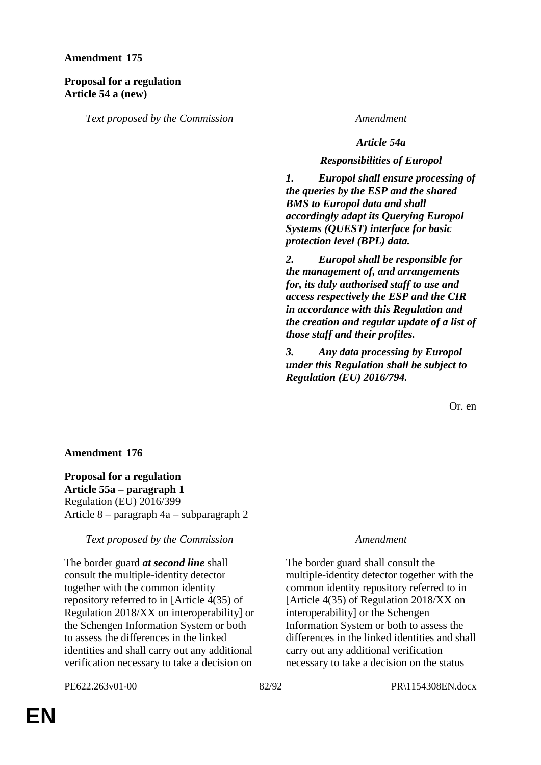**Amendment 175**

**Proposal for a regulation**
**Article 54 a (new)**

| *Text proposed by the Commission* | *Amendment* |
|---|---|
| | ***Article 54a*** |
| | ***Responsibilities of Europol*** |
| | ***1. Europol shall ensure processing of the queries by the ESP and the shared BMS to Europol data and shall accordingly adapt its Querying Europol Systems (QUEST) interface for basic protection level (BPL) data.*** |
| | ***2. Europol shall be responsible for the management of, and arrangements for, its duly authorised staff to use and access respectively the ESP and the CIR in accordance with this Regulation and the creation and regular update of a list of those staff and their profiles.*** |
| | ***3. Any data processing by Europol under this Regulation shall be subject to Regulation (EU) 2016/794.*** |

Or. en

**Amendment 176**

**Proposal for a regulation**
**Article 55a – paragraph 1**
Regulation (EU) 2016/399
Article 8 – paragraph 4a – subparagraph 2

| *Text proposed by the Commission* | *Amendment* |
|---|---|
| The border guard ***at second line*** shall consult the multiple-identity detector together with the common identity repository referred to in [Article 4(35) of Regulation 2018/XX on interoperability] or the Schengen Information System or both to assess the differences in the linked identities and shall carry out any additional verification necessary to take a decision on | The border guard shall consult the multiple-identity detector together with the common identity repository referred to in [Article 4(35) of Regulation 2018/XX on interoperability] or the Schengen Information System or both to assess the differences in the linked identities and shall carry out any additional verification necessary to take a decision on the status |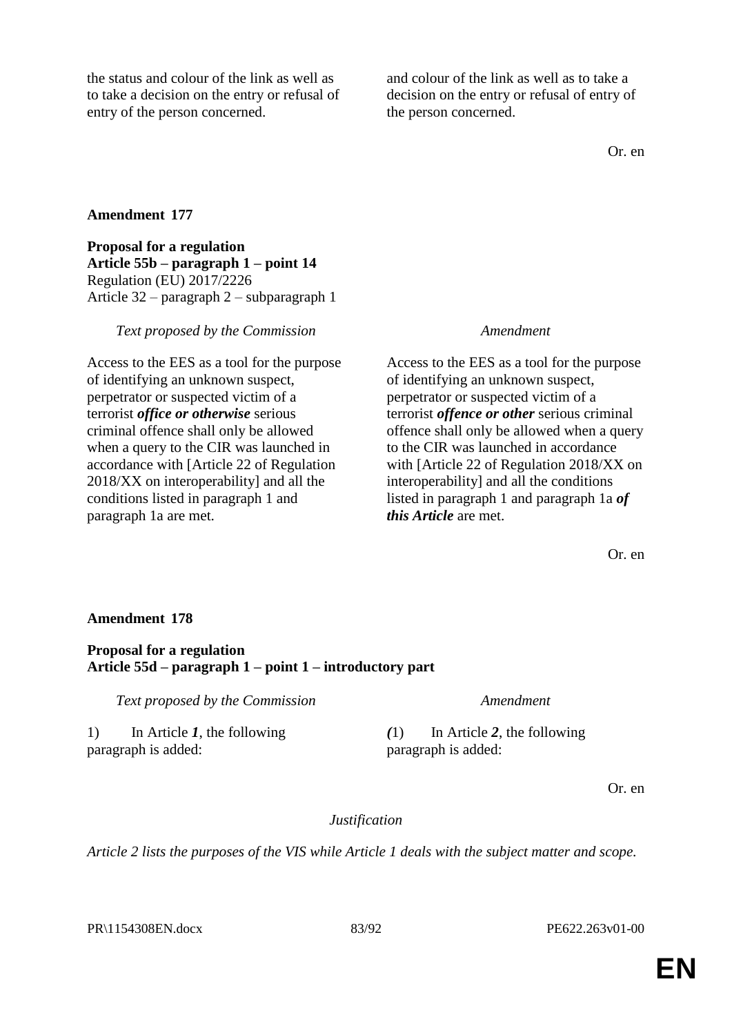| | |
|---|---|
| the status and colour of the link as well as to take a decision on the entry or refusal of entry of the person concerned. | and colour of the link as well as to take a decision on the entry or refusal of entry of the person concerned. |

Or. en

**Amendment 177**

**Proposal for a regulation**
**Article 55b – paragraph 1 – point 14**
Regulation (EU) 2017/2226
Article 32 – paragraph 2 – subparagraph 1

| *Text proposed by the Commission* | *Amendment* |
|---|---|
| Access to the EES as a tool for the purpose of identifying an unknown suspect, perpetrator or suspected victim of a terrorist ***office or otherwise*** serious criminal offence shall only be allowed when a query to the CIR was launched in accordance with [Article 22 of Regulation 2018/XX on interoperability] and all the conditions listed in paragraph 1 and paragraph 1a are met. | Access to the EES as a tool for the purpose of identifying an unknown suspect, perpetrator or suspected victim of a terrorist ***offence or other*** serious criminal offence shall only be allowed when a query to the CIR was launched in accordance with [Article 22 of Regulation 2018/XX on interoperability] and all the conditions listed in paragraph 1 and paragraph 1a ***of this Article*** are met. |

Or. en

**Amendment 178**

**Proposal for a regulation**
**Article 55d – paragraph 1 – point 1 – introductory part**

| *Text proposed by the Commission* | *Amendment* |
|---|---|
| 1) In Article ***1***, the following paragraph is added: | ***(***1) In Article ***2***, the following paragraph is added: |

Or. en

*Justification*

*Article 2 lists the purposes of the VIS while Article 1 deals with the subject matter and scope.*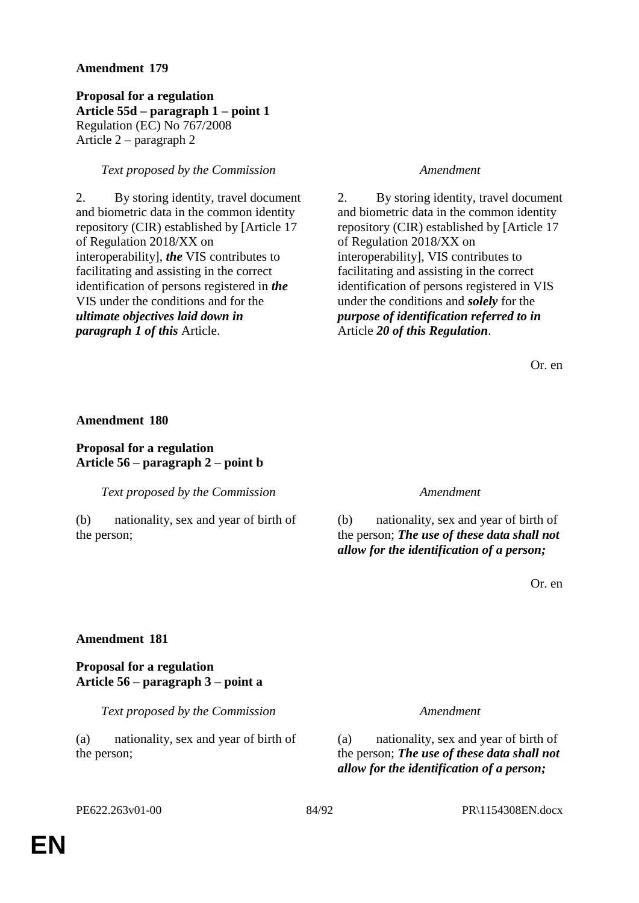**Amendment 179**

**Proposal for a regulation**
**Article 55d – paragraph 1 – point 1**
Regulation (EC) No 767/2008
Article 2 – paragraph 2

| *Text proposed by the Commission* | *Amendment* |
|---|---|
| 2. By storing identity, travel document and biometric data in the common identity repository (CIR) established by [Article 17 of Regulation 2018/XX on interoperability], ***the*** VIS contributes to facilitating and assisting in the correct identification of persons registered in ***the*** VIS under the conditions and for the ***ultimate objectives laid down in paragraph 1 of this*** Article. | 2. By storing identity, travel document and biometric data in the common identity repository (CIR) established by [Article 17 of Regulation 2018/XX on interoperability], VIS contributes to facilitating and assisting in the correct identification of persons registered in VIS under the conditions and ***solely*** for the ***purpose of identification referred to in*** Article ***20 of this Regulation***. |

Or. en

**Amendment 180**

**Proposal for a regulation**
**Article 56 – paragraph 2 – point b**

| *Text proposed by the Commission* | *Amendment* |
|---|---|
| (b) nationality, sex and year of birth of the person; | (b) nationality, sex and year of birth of the person; ***The use of these data shall not allow for the identification of a person;*** |

Or. en

**Amendment 181**

**Proposal for a regulation**
**Article 56 – paragraph 3 – point a**

| *Text proposed by the Commission* | *Amendment* |
|---|---|
| (a) nationality, sex and year of birth of the person; | (a) nationality, sex and year of birth of the person; ***The use of these data shall not allow for the identification of a person;*** |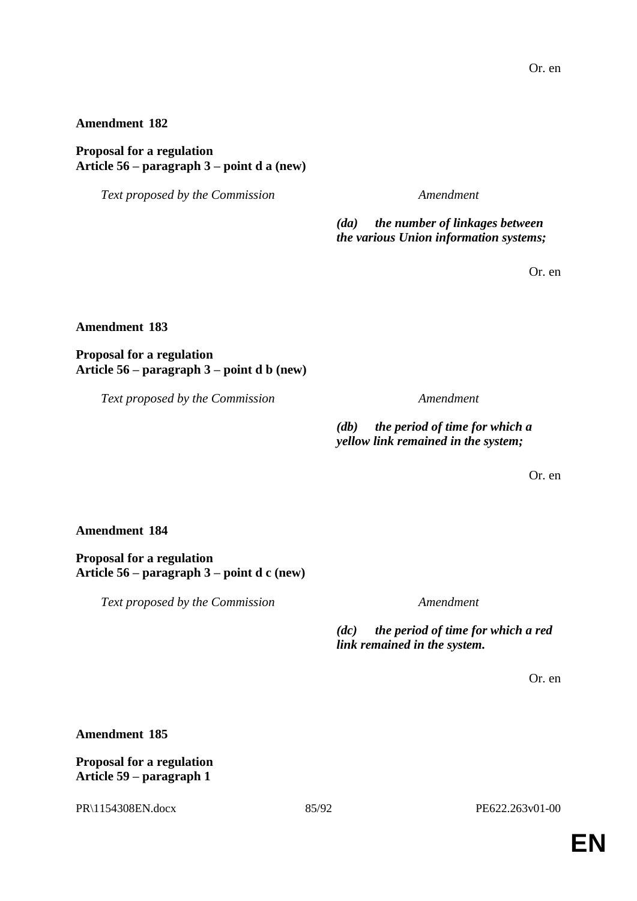Or. en

**Amendment 182**

**Proposal for a regulation**
**Article 56 – paragraph 3 – point d a (new)**

| *Text proposed by the Commission* | *Amendment* |
|---|---|
| | ***(da) the number of linkages between the various Union information systems;*** |

Or. en

**Amendment 183**

**Proposal for a regulation**
**Article 56 – paragraph 3 – point d b (new)**

| *Text proposed by the Commission* | *Amendment* |
|---|---|
| | ***(db) the period of time for which a yellow link remained in the system;*** |

Or. en

**Amendment 184**

**Proposal for a regulation**
**Article 56 – paragraph 3 – point d c (new)**

| *Text proposed by the Commission* | *Amendment* |
|---|---|
| | ***(dc) the period of time for which a red link remained in the system.*** |

Or. en

**Amendment 185**

**Proposal for a regulation**
**Article 59 – paragraph 1**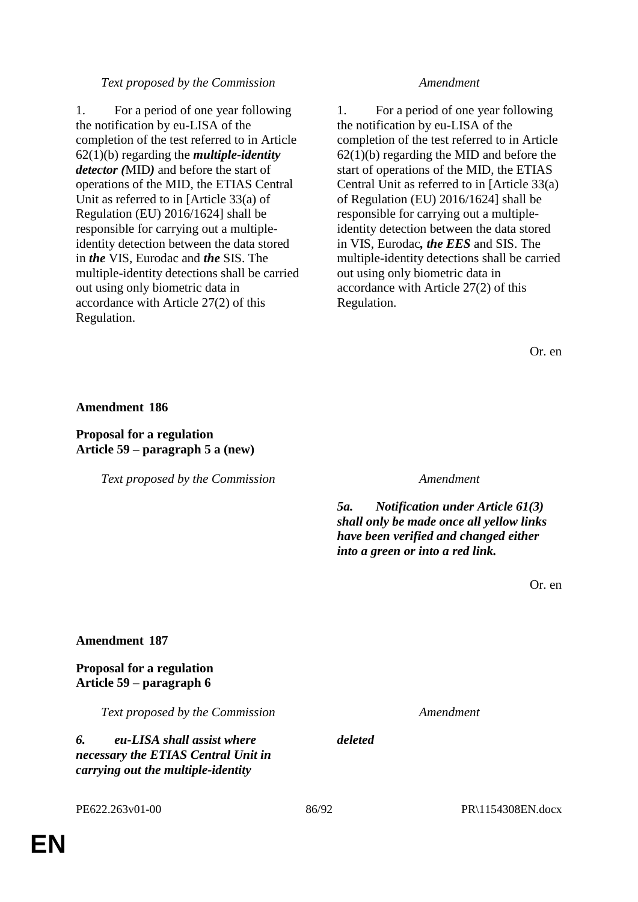| Text proposed by the Commission | Amendment |
|---|---|
| 1. For a period of one year following the notification by eu-LISA of the completion of the test referred to in Article 62(1)(b) regarding the ***multiple-identity detector (***MID***)*** and before the start of operations of the MID, the ETIAS Central Unit as referred to in [Article 33(a) of Regulation (EU) 2016/1624] shall be responsible for carrying out a multiple-identity detection between the data stored in ***the*** VIS, Eurodac and ***the*** SIS. The multiple-identity detections shall be carried out using only biometric data in accordance with Article 27(2) of this Regulation. | 1. For a period of one year following the notification by eu-LISA of the completion of the test referred to in Article 62(1)(b) regarding the MID and before the start of operations of the MID, the ETIAS Central Unit as referred to in [Article 33(a) of Regulation (EU) 2016/1624] shall be responsible for carrying out a multiple-identity detection between the data stored in VIS, Eurodac***, the EES*** and SIS. The multiple-identity detections shall be carried out using only biometric data in accordance with Article 27(2) of this Regulation. |

Or. en

**Amendment 186**

**Proposal for a regulation**
**Article 59 – paragraph 5 a (new)**

| Text proposed by the Commission | Amendment |
|---|---|
| | ***5a. Notification under Article 61(3) shall only be made once all yellow links have been verified and changed either into a green or into a red link.*** |

Or. en

**Amendment 187**

**Proposal for a regulation**
**Article 59 – paragraph 6**

| Text proposed by the Commission | Amendment |
|---|---|
| ***6. eu-LISA shall assist where necessary the ETIAS Central Unit in carrying out the multiple-identity*** | ***deleted*** |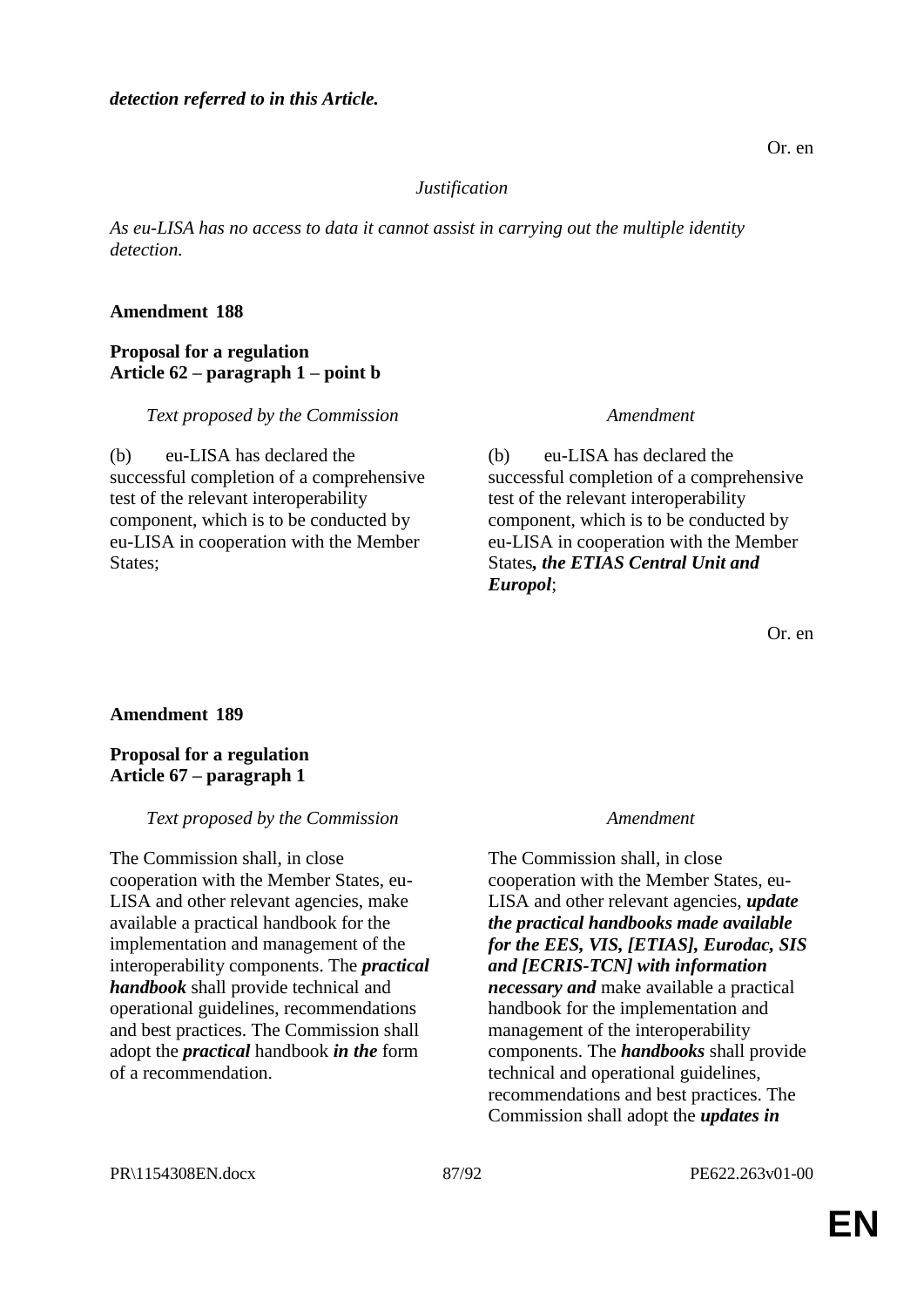***detection referred to in this Article.***

Or. en

*Justification*

*As eu-LISA has no access to data it cannot assist in carrying out the multiple identity detection.*

**Amendment 188**

**Proposal for a regulation**
**Article 62 – paragraph 1 – point b**

| *Text proposed by the Commission* | *Amendment* |
|---|---|
| (b) eu-LISA has declared the successful completion of a comprehensive test of the relevant interoperability component, which is to be conducted by eu-LISA in cooperation with the Member States; | (b) eu-LISA has declared the successful completion of a comprehensive test of the relevant interoperability component, which is to be conducted by eu-LISA in cooperation with the Member States***, the ETIAS Central Unit and Europol***; |

Or. en

**Amendment 189**

**Proposal for a regulation**
**Article 67 – paragraph 1**

| *Text proposed by the Commission* | *Amendment* |
|---|---|
| The Commission shall, in close cooperation with the Member States, eu-LISA and other relevant agencies, make available a practical handbook for the implementation and management of the interoperability components. The ***practical handbook*** shall provide technical and operational guidelines, recommendations and best practices. The Commission shall adopt the ***practical*** handbook ***in the*** form of a recommendation. | The Commission shall, in close cooperation with the Member States, eu-LISA and other relevant agencies, ***update the practical handbooks made available for the EES, VIS, [ETIAS], Eurodac, SIS and [ECRIS-TCN] with information necessary and*** make available a practical handbook for the implementation and management of the interoperability components. The ***handbooks*** shall provide technical and operational guidelines, recommendations and best practices. The Commission shall adopt the ***updates in*** |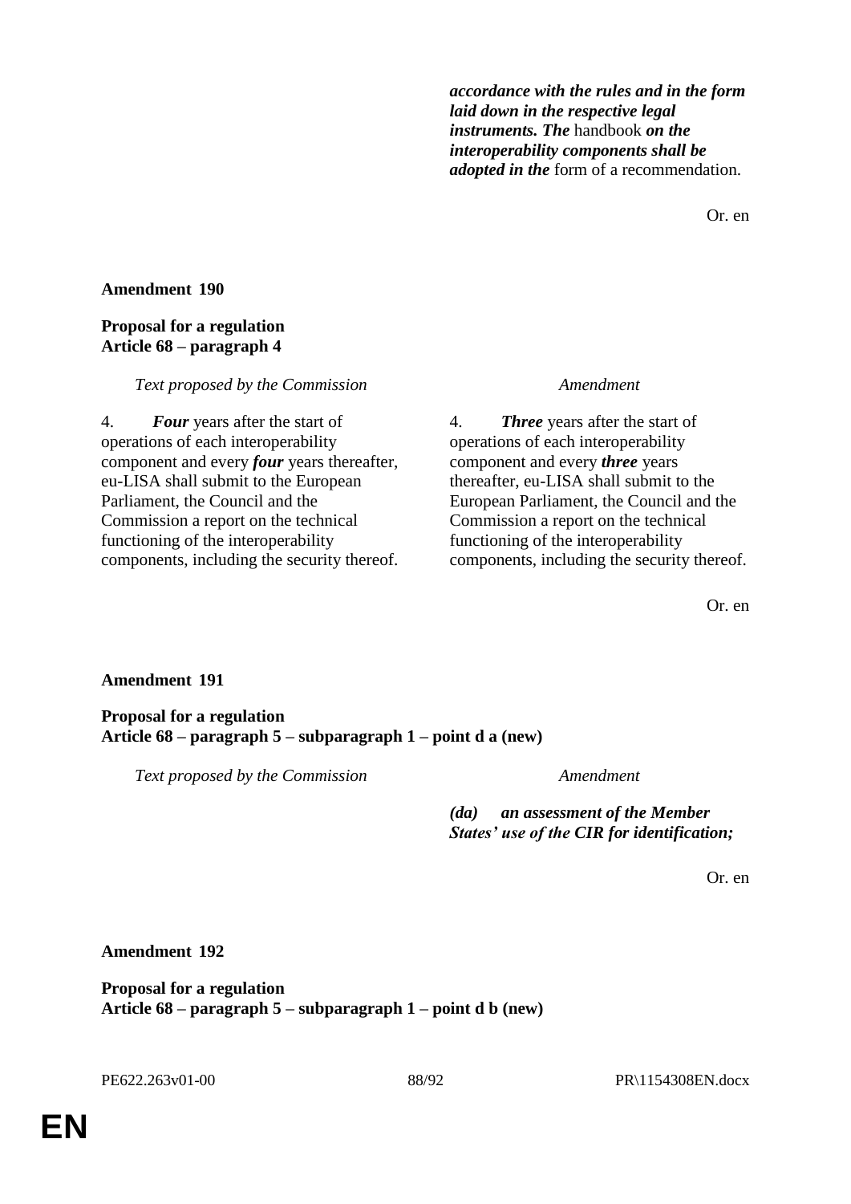| | |
|---|---|
| | ***accordance with the rules and in the form laid down in the respective legal instruments. The*** handbook ***on the interoperability components shall be adopted in the*** form of a recommendation. |

Or. en

**Amendment 190**

**Proposal for a regulation**
**Article 68 – paragraph 4**

| *Text proposed by the Commission* | *Amendment* |
|---|---|
| 4. ***Four*** years after the start of operations of each interoperability component and every ***four*** years thereafter, eu-LISA shall submit to the European Parliament, the Council and the Commission a report on the technical functioning of the interoperability components, including the security thereof. | 4. ***Three*** years after the start of operations of each interoperability component and every ***three*** years thereafter, eu-LISA shall submit to the European Parliament, the Council and the Commission a report on the technical functioning of the interoperability components, including the security thereof. |

Or. en

**Amendment 191**

**Proposal for a regulation**
**Article 68 – paragraph 5 – subparagraph 1 – point d a (new)**

| *Text proposed by the Commission* | *Amendment* |
|---|---|
| | ***(da) an assessment of the Member States' use of the CIR for identification;*** |

Or. en

**Amendment 192**

**Proposal for a regulation**
**Article 68 – paragraph 5 – subparagraph 1 – point d b (new)**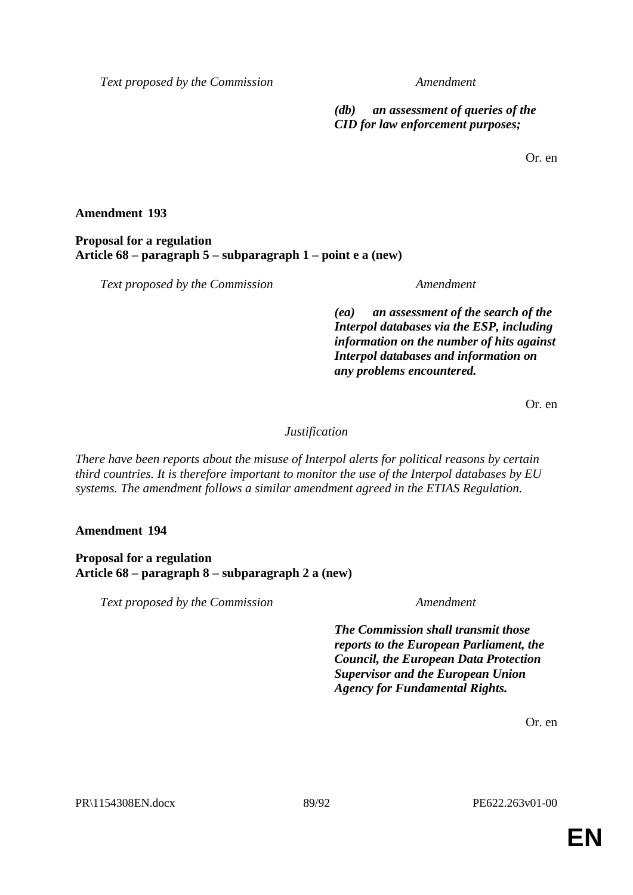| Text proposed by the Commission | Amendment |
|---|---|
| | ***(db) an assessment of queries of the CID for law enforcement purposes;*** |

Or. en

**Amendment 193**

**Proposal for a regulation**
**Article 68 – paragraph 5 – subparagraph 1 – point e a (new)**

| Text proposed by the Commission | Amendment |
|---|---|
| | ***(ea) an assessment of the search of the Interpol databases via the ESP, including information on the number of hits against Interpol databases and information on any problems encountered.*** |

Or. en

*Justification*

*There have been reports about the misuse of Interpol alerts for political reasons by certain third countries. It is therefore important to monitor the use of the Interpol databases by EU systems. The amendment follows a similar amendment agreed in the ETIAS Regulation.*

**Amendment 194**

**Proposal for a regulation**
**Article 68 – paragraph 8 – subparagraph 2 a (new)**

| Text proposed by the Commission | Amendment |
|---|---|
| | ***The Commission shall transmit those reports to the European Parliament, the Council, the European Data Protection Supervisor and the European Union Agency for Fundamental Rights.*** |

Or. en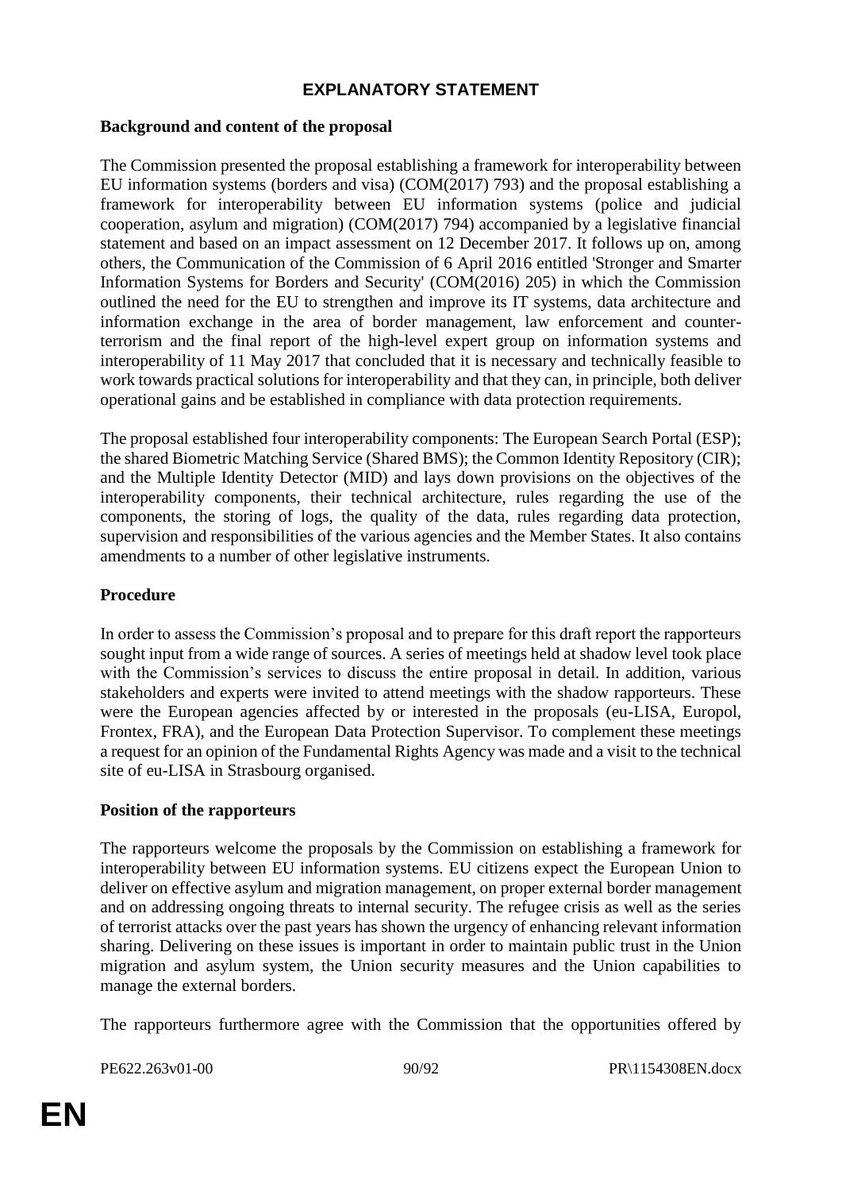# EXPLANATORY STATEMENT

## Background and content of the proposal

The Commission presented the proposal establishing a framework for interoperability between EU information systems (borders and visa) (COM(2017) 793) and the proposal establishing a framework for interoperability between EU information systems (police and judicial cooperation, asylum and migration) (COM(2017) 794) accompanied by a legislative financial statement and based on an impact assessment on 12 December 2017. It follows up on, among others, the Communication of the Commission of 6 April 2016 entitled 'Stronger and Smarter Information Systems for Borders and Security' (COM(2016) 205) in which the Commission outlined the need for the EU to strengthen and improve its IT systems, data architecture and information exchange in the area of border management, law enforcement and counter-terrorism and the final report of the high-level expert group on information systems and interoperability of 11 May 2017 that concluded that it is necessary and technically feasible to work towards practical solutions for interoperability and that they can, in principle, both deliver operational gains and be established in compliance with data protection requirements.

The proposal established four interoperability components: The European Search Portal (ESP); the shared Biometric Matching Service (Shared BMS); the Common Identity Repository (CIR); and the Multiple Identity Detector (MID) and lays down provisions on the objectives of the interoperability components, their technical architecture, rules regarding the use of the components, the storing of logs, the quality of the data, rules regarding data protection, supervision and responsibilities of the various agencies and the Member States. It also contains amendments to a number of other legislative instruments.

## Procedure

In order to assess the Commission's proposal and to prepare for this draft report the rapporteurs sought input from a wide range of sources. A series of meetings held at shadow level took place with the Commission's services to discuss the entire proposal in detail. In addition, various stakeholders and experts were invited to attend meetings with the shadow rapporteurs. These were the European agencies affected by or interested in the proposals (eu-LISA, Europol, Frontex, FRA), and the European Data Protection Supervisor. To complement these meetings a request for an opinion of the Fundamental Rights Agency was made and a visit to the technical site of eu-LISA in Strasbourg organised.

## Position of the rapporteurs

The rapporteurs welcome the proposals by the Commission on establishing a framework for interoperability between EU information systems. EU citizens expect the European Union to deliver on effective asylum and migration management, on proper external border management and on addressing ongoing threats to internal security. The refugee crisis as well as the series of terrorist attacks over the past years has shown the urgency of enhancing relevant information sharing. Delivering on these issues is important in order to maintain public trust in the Union migration and asylum system, the Union security measures and the Union capabilities to manage the external borders.

The rapporteurs furthermore agree with the Commission that the opportunities offered by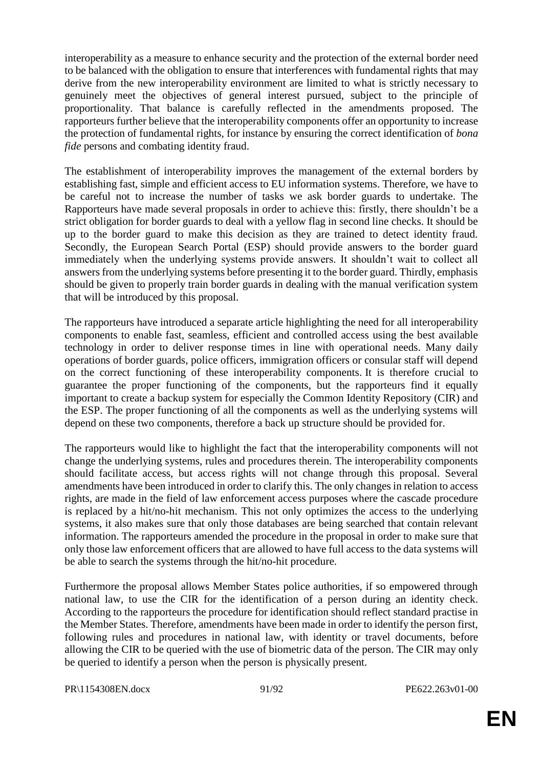interoperability as a measure to enhance security and the protection of the external border need to be balanced with the obligation to ensure that interferences with fundamental rights that may derive from the new interoperability environment are limited to what is strictly necessary to genuinely meet the objectives of general interest pursued, subject to the principle of proportionality. That balance is carefully reflected in the amendments proposed. The rapporteurs further believe that the interoperability components offer an opportunity to increase the protection of fundamental rights, for instance by ensuring the correct identification of *bona fide* persons and combating identity fraud.

The establishment of interoperability improves the management of the external borders by establishing fast, simple and efficient access to EU information systems. Therefore, we have to be careful not to increase the number of tasks we ask border guards to undertake. The Rapporteurs have made several proposals in order to achieve this: firstly, there shouldn't be a strict obligation for border guards to deal with a yellow flag in second line checks. It should be up to the border guard to make this decision as they are trained to detect identity fraud. Secondly, the European Search Portal (ESP) should provide answers to the border guard immediately when the underlying systems provide answers. It shouldn't wait to collect all answers from the underlying systems before presenting it to the border guard. Thirdly, emphasis should be given to properly train border guards in dealing with the manual verification system that will be introduced by this proposal.

The rapporteurs have introduced a separate article highlighting the need for all interoperability components to enable fast, seamless, efficient and controlled access using the best available technology in order to deliver response times in line with operational needs. Many daily operations of border guards, police officers, immigration officers or consular staff will depend on the correct functioning of these interoperability components. It is therefore crucial to guarantee the proper functioning of the components, but the rapporteurs find it equally important to create a backup system for especially the Common Identity Repository (CIR) and the ESP. The proper functioning of all the components as well as the underlying systems will depend on these two components, therefore a back up structure should be provided for.

The rapporteurs would like to highlight the fact that the interoperability components will not change the underlying systems, rules and procedures therein. The interoperability components should facilitate access, but access rights will not change through this proposal. Several amendments have been introduced in order to clarify this. The only changes in relation to access rights, are made in the field of law enforcement access purposes where the cascade procedure is replaced by a hit/no-hit mechanism. This not only optimizes the access to the underlying systems, it also makes sure that only those databases are being searched that contain relevant information. The rapporteurs amended the procedure in the proposal in order to make sure that only those law enforcement officers that are allowed to have full access to the data systems will be able to search the systems through the hit/no-hit procedure.

Furthermore the proposal allows Member States police authorities, if so empowered through national law, to use the CIR for the identification of a person during an identity check. According to the rapporteurs the procedure for identification should reflect standard practise in the Member States. Therefore, amendments have been made in order to identify the person first, following rules and procedures in national law, with identity or travel documents, before allowing the CIR to be queried with the use of biometric data of the person. The CIR may only be queried to identify a person when the person is physically present.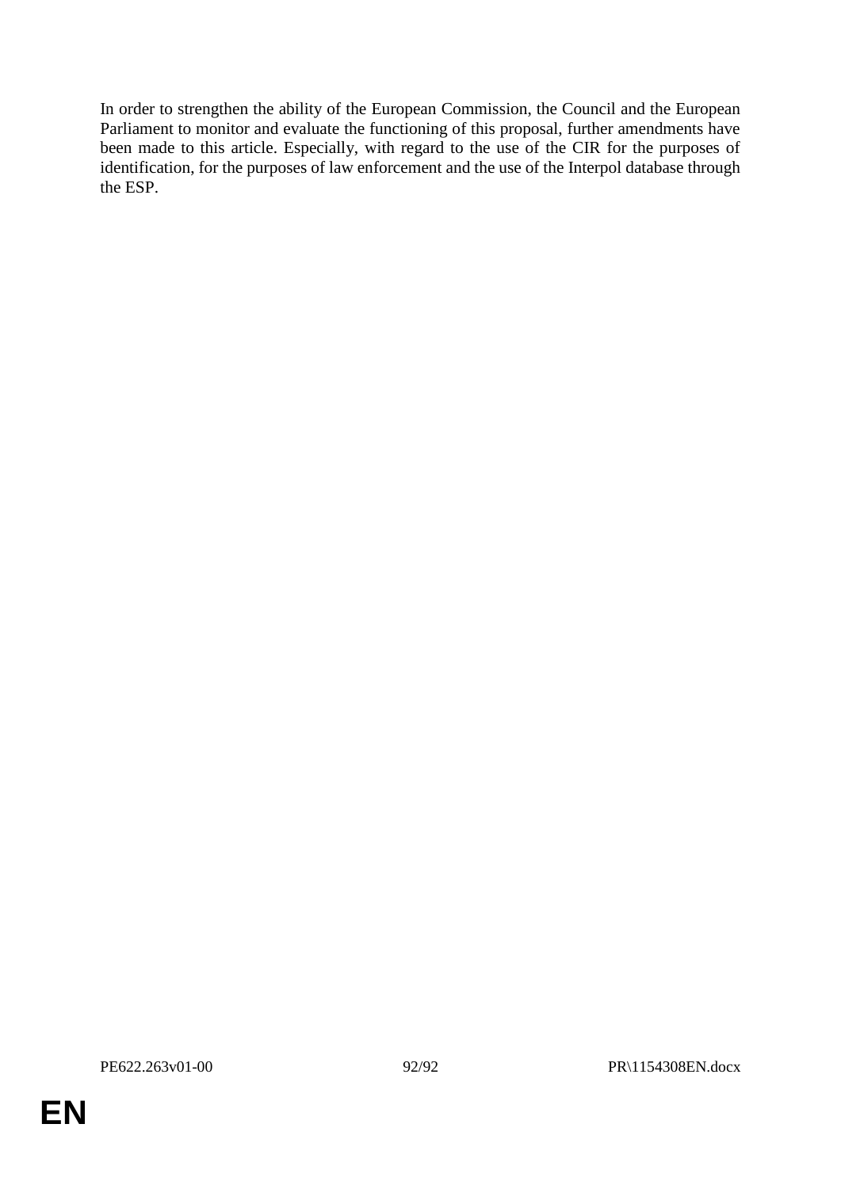In order to strengthen the ability of the European Commission, the Council and the European Parliament to monitor and evaluate the functioning of this proposal, further amendments have been made to this article. Especially, with regard to the use of the CIR for the purposes of identification, for the purposes of law enforcement and the use of the Interpol database through the ESP.